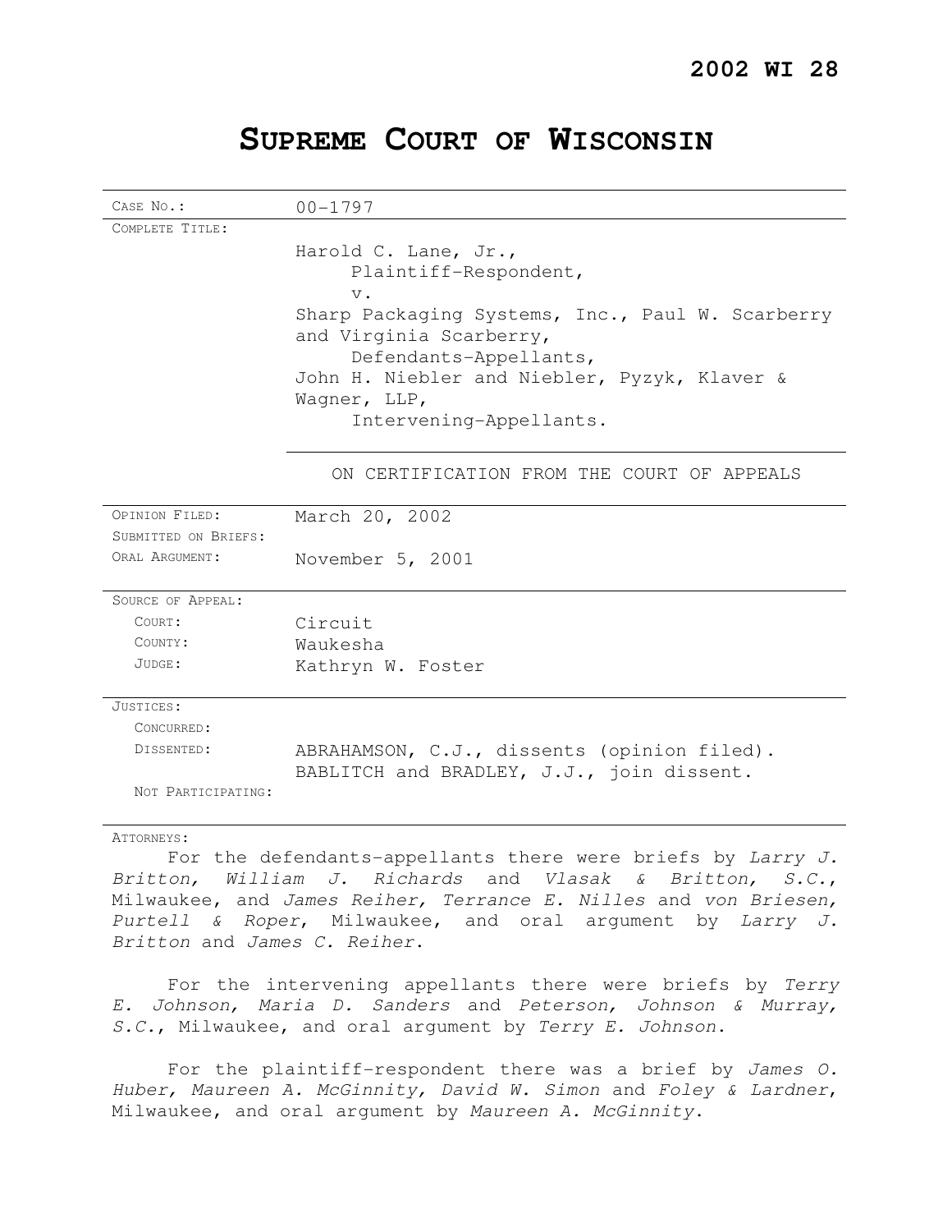**2002 WI 28**

# SUPREME COURT OF WISCONSIN

| | |
|---|---|
| CASE NO.: | 00-1797 |
| COMPLETE TITLE: | Harold C. Lane, Jr.,<br>Plaintiff-Respondent,<br>v.<br>Sharp Packaging Systems, Inc., Paul W. Scarberry and Virginia Scarberry,<br>Defendants-Appellants,<br>John H. Niebler and Niebler, Pyzyk, Klaver & Wagner, LLP,<br>Intervening-Appellants. |
| | ON CERTIFICATION FROM THE COURT OF APPEALS |
| OPINION FILED: | March 20, 2002 |
| SUBMITTED ON BRIEFS: | |
| ORAL ARGUMENT: | November 5, 2001 |
| SOURCE OF APPEAL: | |
| COURT: | Circuit |
| COUNTY: | Waukesha |
| JUDGE: | Kathryn W. Foster |
| JUSTICES: | |
| CONCURRED: | |
| DISSENTED: | ABRAHAMSON, C.J., dissents (opinion filed).<br>BABLITCH and BRADLEY, J.J., join dissent. |
| NOT PARTICIPATING: | |

ATTORNEYS:

For the defendants-appellants there were briefs by *Larry J. Britton, William J. Richards* and *Vlasak & Britton, S.C.*, Milwaukee, and *James Reiher, Terrance E. Nilles* and *von Briesen, Purtell & Roper*, Milwaukee, and oral argument by *Larry J. Britton* and *James C. Reiher*.

For the intervening appellants there were briefs by *Terry E. Johnson, Maria D. Sanders* and *Peterson, Johnson & Murray, S.C.*, Milwaukee, and oral argument by *Terry E. Johnson*.

For the plaintiff-respondent there was a brief by *James O. Huber, Maureen A. McGinnity, David W. Simon* and *Foley & Lardner*, Milwaukee, and oral argument by *Maureen A. McGinnity*.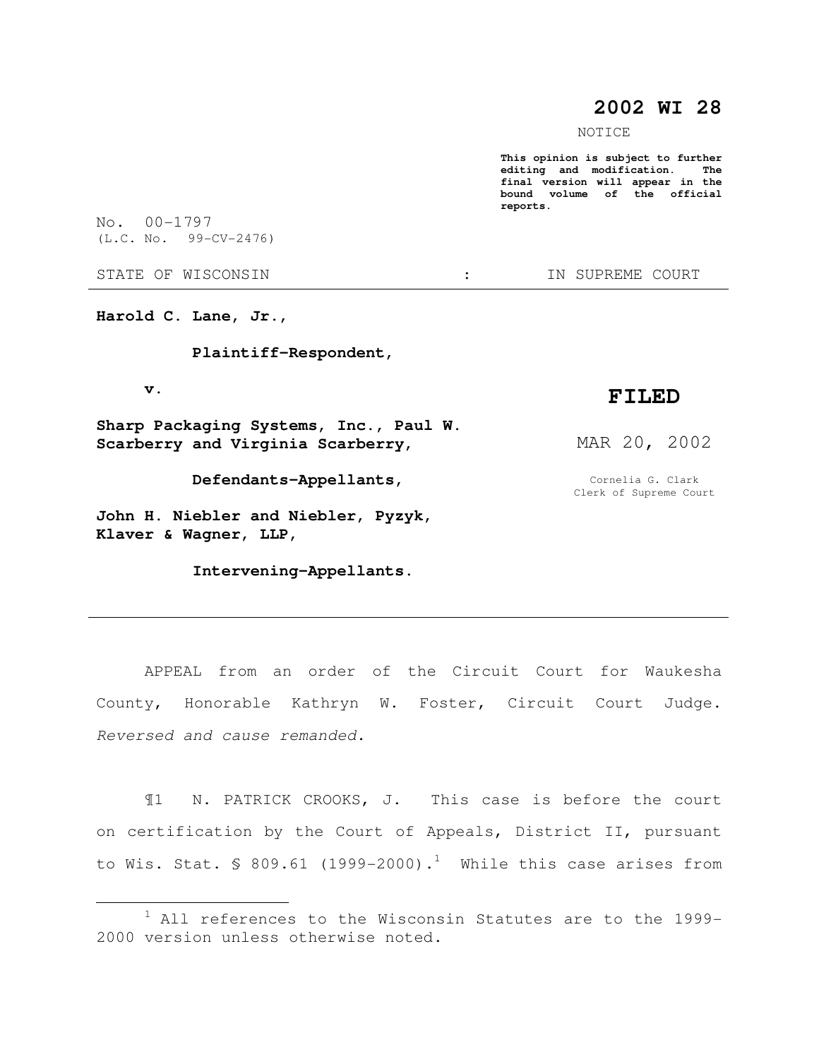# 2002 WI 28

NOTICE

**This opinion is subject to further editing and modification. The final version will appear in the bound volume of the official reports.**

No. 00-1797
(L.C. No. 99-CV-2476)

STATE OF WISCONSIN : IN SUPREME COURT

**Harold C. Lane, Jr.,**

**Plaintiff-Respondent,**

**v.**

**Sharp Packaging Systems, Inc., Paul W. Scarberry and Virginia Scarberry,**

**Defendants-Appellants,**

**John H. Niebler and Niebler, Pyzyk, Klaver & Wagner, LLP,**

**Intervening-Appellants.**

**FILED**

MAR 20, 2002

Cornelia G. Clark
Clerk of Supreme Court

APPEAL from an order of the Circuit Court for Waukesha County, Honorable Kathryn W. Foster, Circuit Court Judge. *Reversed and cause remanded.*

¶1 N. PATRICK CROOKS, J. This case is before the court on certification by the Court of Appeals, District II, pursuant to Wis. Stat. § 809.61 (1999-2000).[1] While this case arises from

[1] All references to the Wisconsin Statutes are to the 1999-2000 version unless otherwise noted.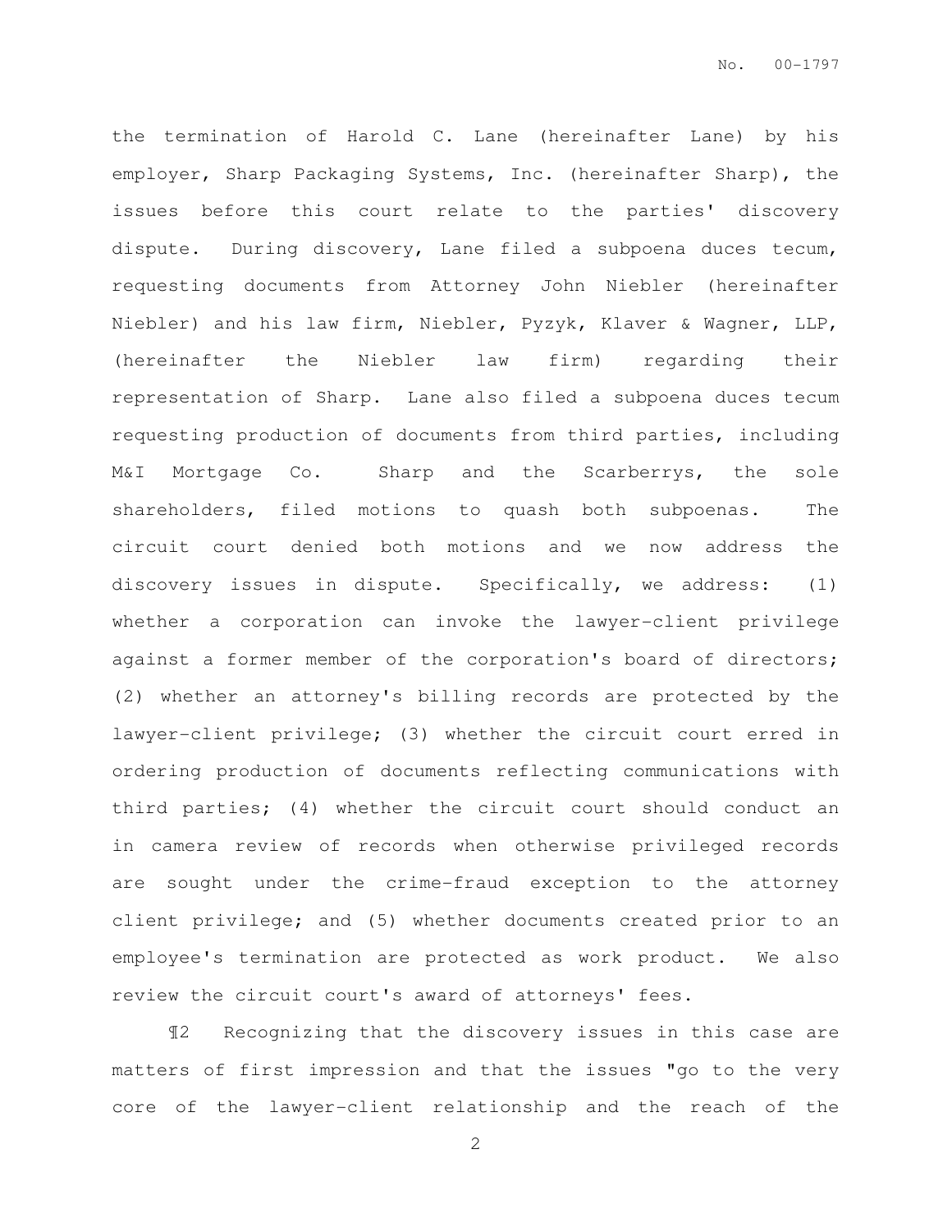the termination of Harold C. Lane (hereinafter Lane) by his employer, Sharp Packaging Systems, Inc. (hereinafter Sharp), the issues before this court relate to the parties' discovery dispute. During discovery, Lane filed a subpoena duces tecum, requesting documents from Attorney John Niebler (hereinafter Niebler) and his law firm, Niebler, Pyzyk, Klaver & Wagner, LLP, (hereinafter the Niebler law firm) regarding their representation of Sharp. Lane also filed a subpoena duces tecum requesting production of documents from third parties, including M&I Mortgage Co. Sharp and the Scarberrys, the sole shareholders, filed motions to quash both subpoenas. The circuit court denied both motions and we now address the discovery issues in dispute. Specifically, we address: (1) whether a corporation can invoke the lawyer-client privilege against a former member of the corporation's board of directors; (2) whether an attorney's billing records are protected by the lawyer-client privilege; (3) whether the circuit court erred in ordering production of documents reflecting communications with third parties; (4) whether the circuit court should conduct an in camera review of records when otherwise privileged records are sought under the crime-fraud exception to the attorney client privilege; and (5) whether documents created prior to an employee's termination are protected as work product. We also review the circuit court's award of attorneys' fees.

¶2 Recognizing that the discovery issues in this case are matters of first impression and that the issues "go to the very core of the lawyer-client relationship and the reach of the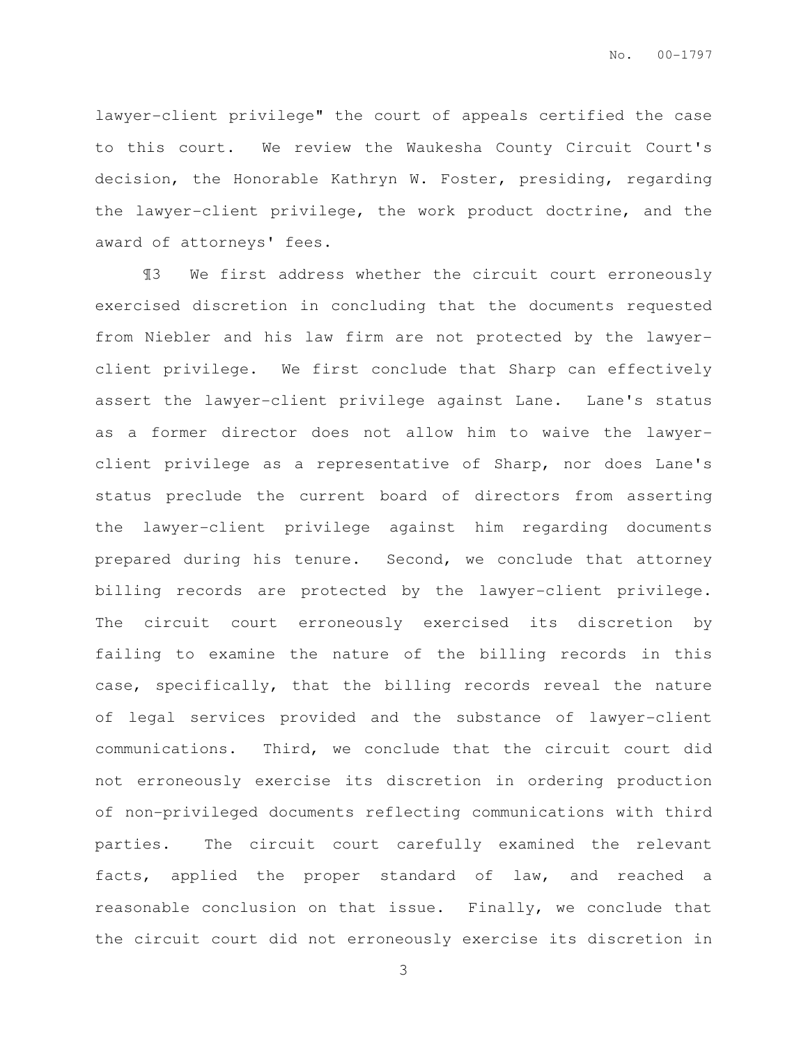lawyer-client privilege" the court of appeals certified the case to this court. We review the Waukesha County Circuit Court's decision, the Honorable Kathryn W. Foster, presiding, regarding the lawyer-client privilege, the work product doctrine, and the award of attorneys' fees.

¶3 We first address whether the circuit court erroneously exercised discretion in concluding that the documents requested from Niebler and his law firm are not protected by the lawyer-client privilege. We first conclude that Sharp can effectively assert the lawyer-client privilege against Lane. Lane's status as a former director does not allow him to waive the lawyer-client privilege as a representative of Sharp, nor does Lane's status preclude the current board of directors from asserting the lawyer-client privilege against him regarding documents prepared during his tenure. Second, we conclude that attorney billing records are protected by the lawyer-client privilege. The circuit court erroneously exercised its discretion by failing to examine the nature of the billing records in this case, specifically, that the billing records reveal the nature of legal services provided and the substance of lawyer-client communications. Third, we conclude that the circuit court did not erroneously exercise its discretion in ordering production of non-privileged documents reflecting communications with third parties. The circuit court carefully examined the relevant facts, applied the proper standard of law, and reached a reasonable conclusion on that issue. Finally, we conclude that the circuit court did not erroneously exercise its discretion in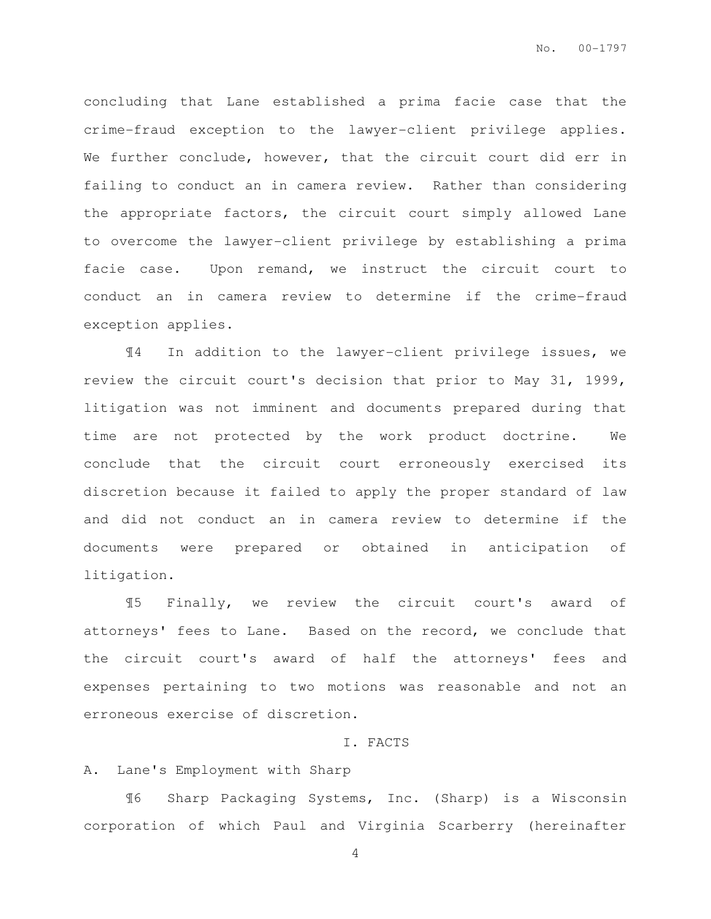concluding that Lane established a prima facie case that the crime-fraud exception to the lawyer-client privilege applies. We further conclude, however, that the circuit court did err in failing to conduct an in camera review. Rather than considering the appropriate factors, the circuit court simply allowed Lane to overcome the lawyer-client privilege by establishing a prima facie case. Upon remand, we instruct the circuit court to conduct an in camera review to determine if the crime-fraud exception applies.

¶4 In addition to the lawyer-client privilege issues, we review the circuit court's decision that prior to May 31, 1999, litigation was not imminent and documents prepared during that time are not protected by the work product doctrine. We conclude that the circuit court erroneously exercised its discretion because it failed to apply the proper standard of law and did not conduct an in camera review to determine if the documents were prepared or obtained in anticipation of litigation.

¶5 Finally, we review the circuit court's award of attorneys' fees to Lane. Based on the record, we conclude that the circuit court's award of half the attorneys' fees and expenses pertaining to two motions was reasonable and not an erroneous exercise of discretion.

## I. FACTS

### A. Lane's Employment with Sharp

¶6 Sharp Packaging Systems, Inc. (Sharp) is a Wisconsin corporation of which Paul and Virginia Scarberry (hereinafter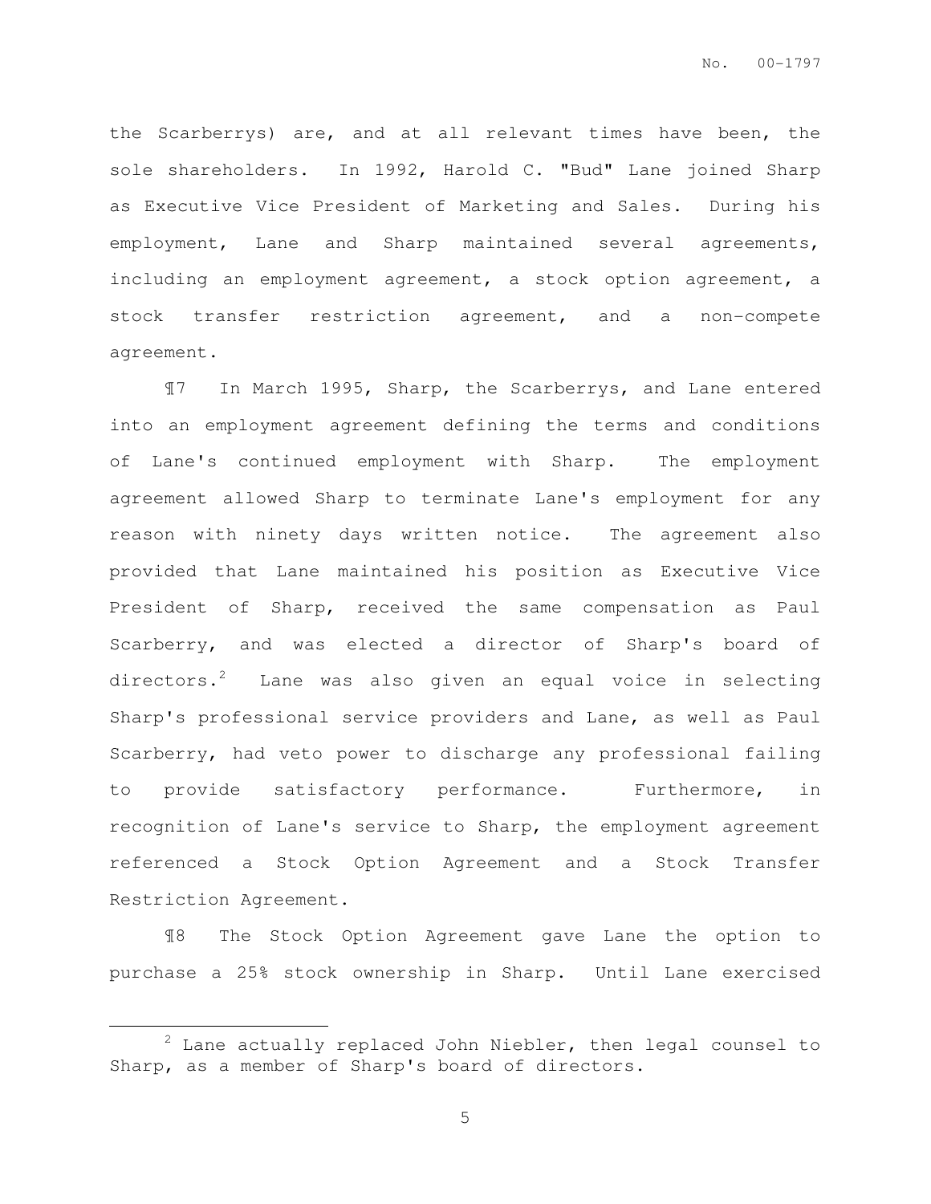the Scarberrys) are, and at all relevant times have been, the sole shareholders. In 1992, Harold C. "Bud" Lane joined Sharp as Executive Vice President of Marketing and Sales. During his employment, Lane and Sharp maintained several agreements, including an employment agreement, a stock option agreement, a stock transfer restriction agreement, and a non-compete agreement.

¶7 In March 1995, Sharp, the Scarberrys, and Lane entered into an employment agreement defining the terms and conditions of Lane's continued employment with Sharp. The employment agreement allowed Sharp to terminate Lane's employment for any reason with ninety days written notice. The agreement also provided that Lane maintained his position as Executive Vice President of Sharp, received the same compensation as Paul Scarberry, and was elected a director of Sharp's board of directors.[2] Lane was also given an equal voice in selecting Sharp's professional service providers and Lane, as well as Paul Scarberry, had veto power to discharge any professional failing to provide satisfactory performance. Furthermore, in recognition of Lane's service to Sharp, the employment agreement referenced a Stock Option Agreement and a Stock Transfer Restriction Agreement.

¶8 The Stock Option Agreement gave Lane the option to purchase a 25% stock ownership in Sharp. Until Lane exercised

---

[2] Lane actually replaced John Niebler, then legal counsel to Sharp, as a member of Sharp's board of directors.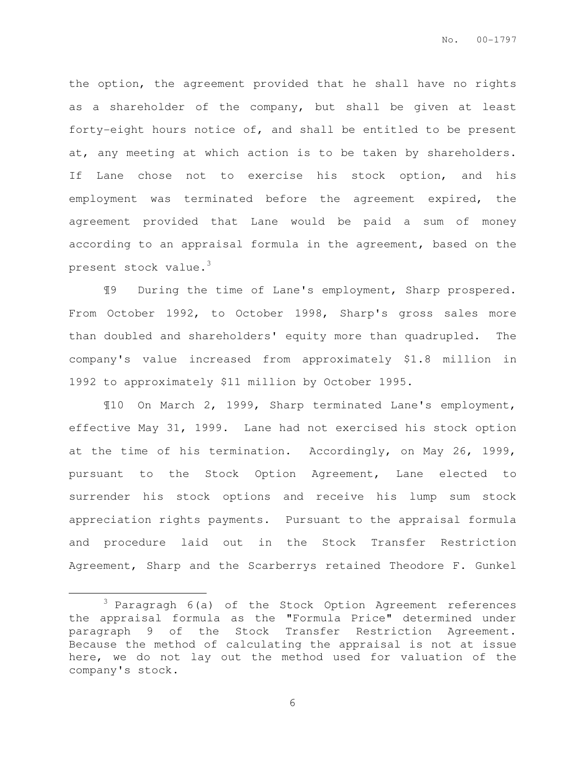the option, the agreement provided that he shall have no rights as a shareholder of the company, but shall be given at least forty-eight hours notice of, and shall be entitled to be present at, any meeting at which action is to be taken by shareholders. If Lane chose not to exercise his stock option, and his employment was terminated before the agreement expired, the agreement provided that Lane would be paid a sum of money according to an appraisal formula in the agreement, based on the present stock value.[3]

¶9 During the time of Lane's employment, Sharp prospered. From October 1992, to October 1998, Sharp's gross sales more than doubled and shareholders' equity more than quadrupled. The company's value increased from approximately $1.8 million in 1992 to approximately $11 million by October 1995.

¶10 On March 2, 1999, Sharp terminated Lane's employment, effective May 31, 1999. Lane had not exercised his stock option at the time of his termination. Accordingly, on May 26, 1999, pursuant to the Stock Option Agreement, Lane elected to surrender his stock options and receive his lump sum stock appreciation rights payments. Pursuant to the appraisal formula and procedure laid out in the Stock Transfer Restriction Agreement, Sharp and the Scarberrys retained Theodore F. Gunkel

---

[3] Paragragh 6(a) of the Stock Option Agreement references the appraisal formula as the "Formula Price" determined under paragraph 9 of the Stock Transfer Restriction Agreement. Because the method of calculating the appraisal is not at issue here, we do not lay out the method used for valuation of the company's stock.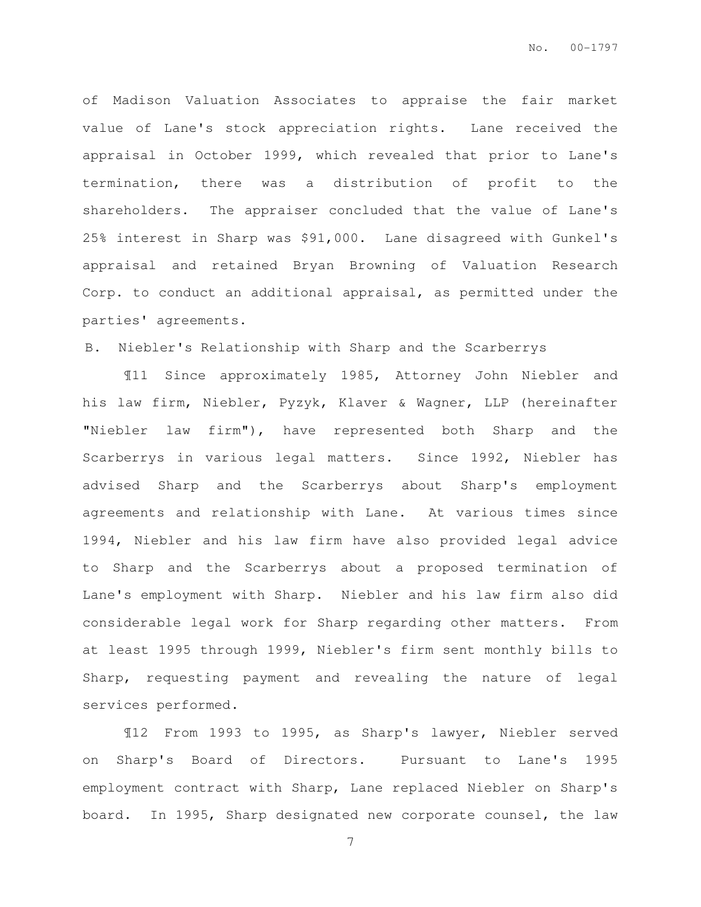of Madison Valuation Associates to appraise the fair market value of Lane's stock appreciation rights. Lane received the appraisal in October 1999, which revealed that prior to Lane's termination, there was a distribution of profit to the shareholders. The appraiser concluded that the value of Lane's 25% interest in Sharp was $91,000. Lane disagreed with Gunkel's appraisal and retained Bryan Browning of Valuation Research Corp. to conduct an additional appraisal, as permitted under the parties' agreements.

B. Niebler's Relationship with Sharp and the Scarberrys

¶11 Since approximately 1985, Attorney John Niebler and his law firm, Niebler, Pyzyk, Klaver & Wagner, LLP (hereinafter "Niebler law firm"), have represented both Sharp and the Scarberrys in various legal matters. Since 1992, Niebler has advised Sharp and the Scarberrys about Sharp's employment agreements and relationship with Lane. At various times since 1994, Niebler and his law firm have also provided legal advice to Sharp and the Scarberrys about a proposed termination of Lane's employment with Sharp. Niebler and his law firm also did considerable legal work for Sharp regarding other matters. From at least 1995 through 1999, Niebler's firm sent monthly bills to Sharp, requesting payment and revealing the nature of legal services performed.

¶12 From 1993 to 1995, as Sharp's lawyer, Niebler served on Sharp's Board of Directors. Pursuant to Lane's 1995 employment contract with Sharp, Lane replaced Niebler on Sharp's board. In 1995, Sharp designated new corporate counsel, the law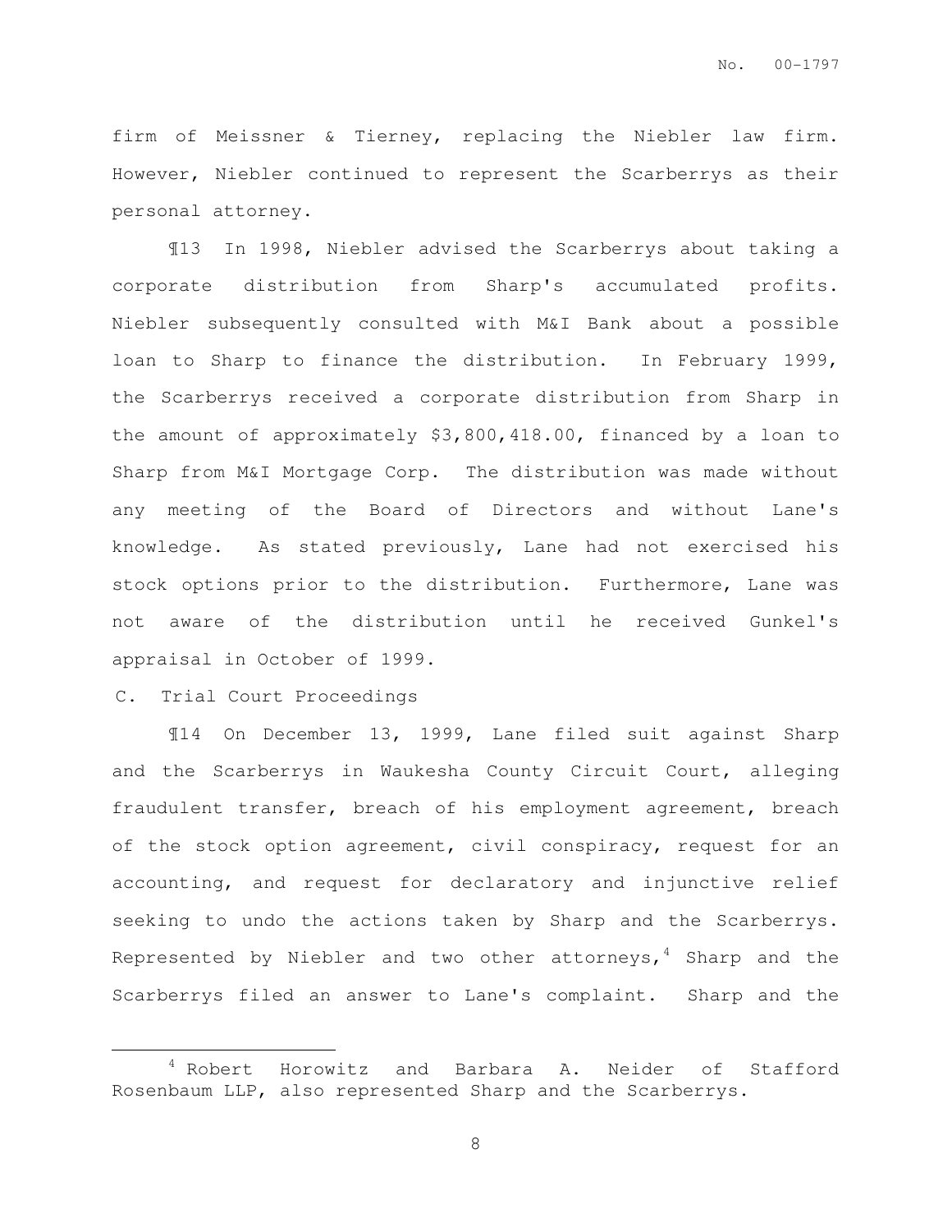firm of Meissner & Tierney, replacing the Niebler law firm. However, Niebler continued to represent the Scarberrys as their personal attorney.

¶13 In 1998, Niebler advised the Scarberrys about taking a corporate distribution from Sharp's accumulated profits. Niebler subsequently consulted with M&I Bank about a possible loan to Sharp to finance the distribution. In February 1999, the Scarberrys received a corporate distribution from Sharp in the amount of approximately $3,800,418.00, financed by a loan to Sharp from M&I Mortgage Corp. The distribution was made without any meeting of the Board of Directors and without Lane's knowledge. As stated previously, Lane had not exercised his stock options prior to the distribution. Furthermore, Lane was not aware of the distribution until he received Gunkel's appraisal in October of 1999.

C. Trial Court Proceedings

¶14 On December 13, 1999, Lane filed suit against Sharp and the Scarberrys in Waukesha County Circuit Court, alleging fraudulent transfer, breach of his employment agreement, breach of the stock option agreement, civil conspiracy, request for an accounting, and request for declaratory and injunctive relief seeking to undo the actions taken by Sharp and the Scarberrys. Represented by Niebler and two other attorneys,[4] Sharp and the Scarberrys filed an answer to Lane's complaint. Sharp and the

[4] Robert Horowitz and Barbara A. Neider of Stafford Rosenbaum LLP, also represented Sharp and the Scarberrys.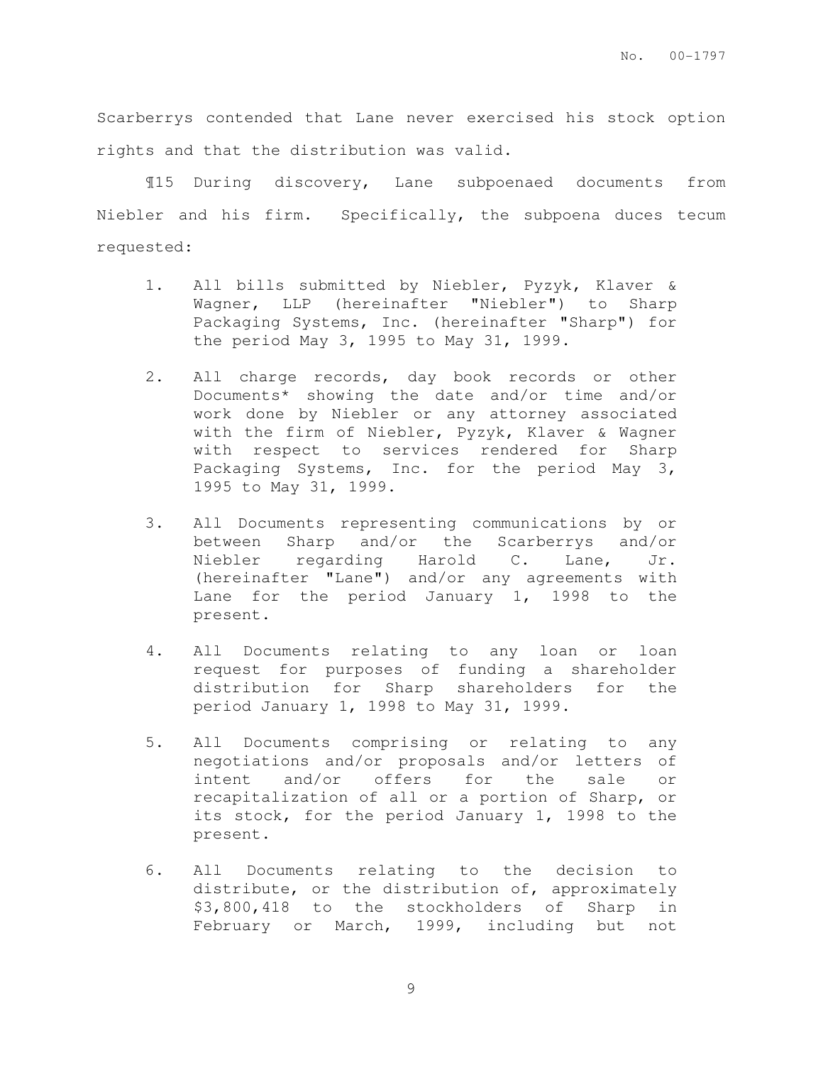Scarberrys contended that Lane never exercised his stock option rights and that the distribution was valid.

¶15 During discovery, Lane subpoenaed documents from Niebler and his firm. Specifically, the subpoena duces tecum requested:

1. All bills submitted by Niebler, Pyzyk, Klaver & Wagner, LLP (hereinafter "Niebler") to Sharp Packaging Systems, Inc. (hereinafter "Sharp") for the period May 3, 1995 to May 31, 1999.

2. All charge records, day book records or other Documents* showing the date and/or time and/or work done by Niebler or any attorney associated with the firm of Niebler, Pyzyk, Klaver & Wagner with respect to services rendered for Sharp Packaging Systems, Inc. for the period May 3, 1995 to May 31, 1999.

3. All Documents representing communications by or between Sharp and/or the Scarberrys and/or Niebler regarding Harold C. Lane, Jr. (hereinafter "Lane") and/or any agreements with Lane for the period January 1, 1998 to the present.

4. All Documents relating to any loan or loan request for purposes of funding a shareholder distribution for Sharp shareholders for the period January 1, 1998 to May 31, 1999.

5. All Documents comprising or relating to any negotiations and/or proposals and/or letters of intent and/or offers for the sale or recapitalization of all or a portion of Sharp, or its stock, for the period January 1, 1998 to the present.

6. All Documents relating to the decision to distribute, or the distribution of, approximately $3,800,418 to the stockholders of Sharp in February or March, 1999, including but not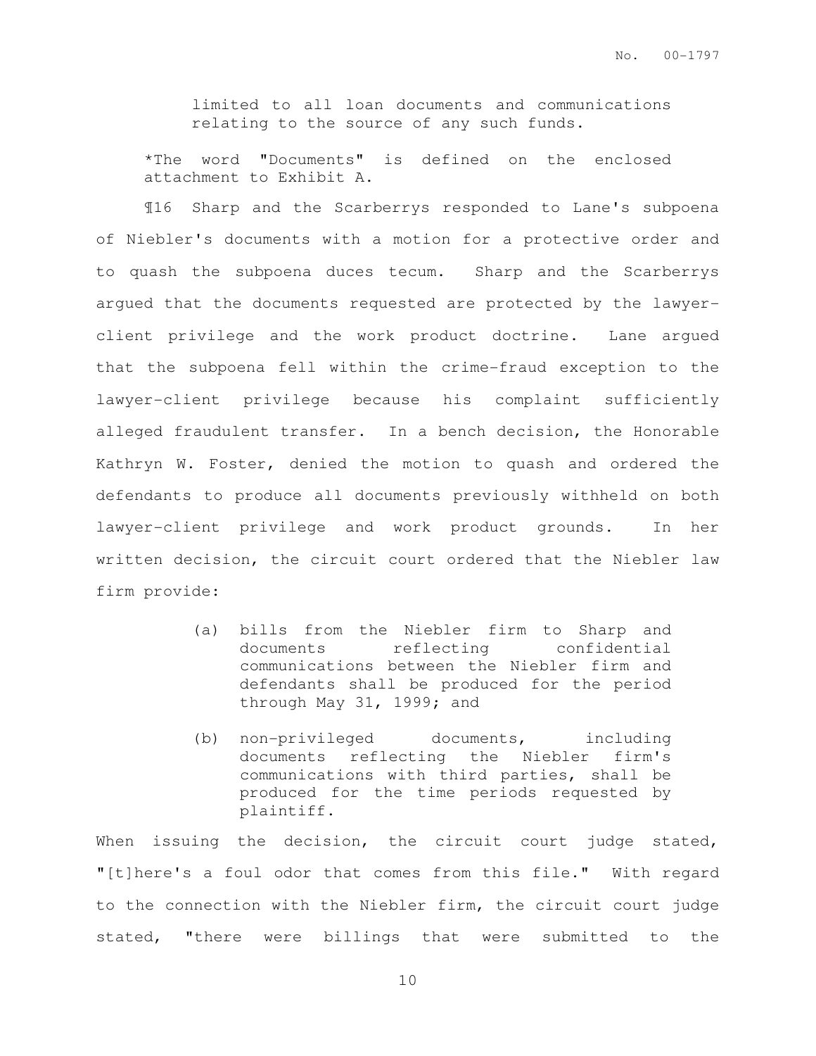limited to all loan documents and communications relating to the source of any such funds.

*The word "Documents" is defined on the enclosed attachment to Exhibit A.

¶16 Sharp and the Scarberrys responded to Lane's subpoena of Niebler's documents with a motion for a protective order and to quash the subpoena duces tecum. Sharp and the Scarberrys argued that the documents requested are protected by the lawyer-client privilege and the work product doctrine. Lane argued that the subpoena fell within the crime-fraud exception to the lawyer-client privilege because his complaint sufficiently alleged fraudulent transfer. In a bench decision, the Honorable Kathryn W. Foster, denied the motion to quash and ordered the defendants to produce all documents previously withheld on both lawyer-client privilege and work product grounds. In her written decision, the circuit court ordered that the Niebler law firm provide:

> (a) bills from the Niebler firm to Sharp and documents reflecting confidential communications between the Niebler firm and defendants shall be produced for the period through May 31, 1999; and
>
> (b) non-privileged documents, including documents reflecting the Niebler firm's communications with third parties, shall be produced for the time periods requested by plaintiff.

When issuing the decision, the circuit court judge stated, "[t]here's a foul odor that comes from this file." With regard to the connection with the Niebler firm, the circuit court judge stated, "there were billings that were submitted to the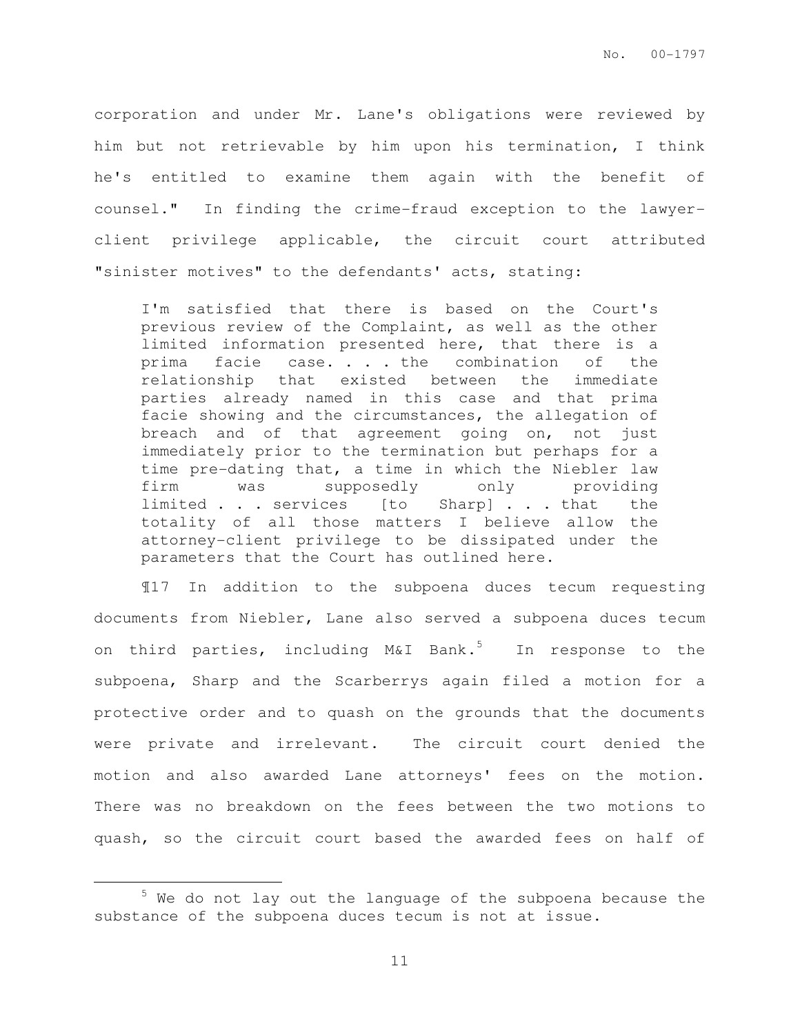corporation and under Mr. Lane's obligations were reviewed by him but not retrievable by him upon his termination, I think he's entitled to examine them again with the benefit of counsel." In finding the crime-fraud exception to the lawyer-client privilege applicable, the circuit court attributed "sinister motives" to the defendants' acts, stating:

> I'm satisfied that there is based on the Court's previous review of the Complaint, as well as the other limited information presented here, that there is a prima facie case. . . . the combination of the relationship that existed between the immediate parties already named in this case and that prima facie showing and the circumstances, the allegation of breach and of that agreement going on, not just immediately prior to the termination but perhaps for a time pre-dating that, a time in which the Niebler law firm was supposedly only providing limited . . . services [to Sharp] . . . that the totality of all those matters I believe allow the attorney-client privilege to be dissipated under the parameters that the Court has outlined here.

¶17 In addition to the subpoena duces tecum requesting documents from Niebler, Lane also served a subpoena duces tecum on third parties, including M&I Bank.[5] In response to the subpoena, Sharp and the Scarberrys again filed a motion for a protective order and to quash on the grounds that the documents were private and irrelevant. The circuit court denied the motion and also awarded Lane attorneys' fees on the motion. There was no breakdown on the fees between the two motions to quash, so the circuit court based the awarded fees on half of

[5] We do not lay out the language of the subpoena because the substance of the subpoena duces tecum is not at issue.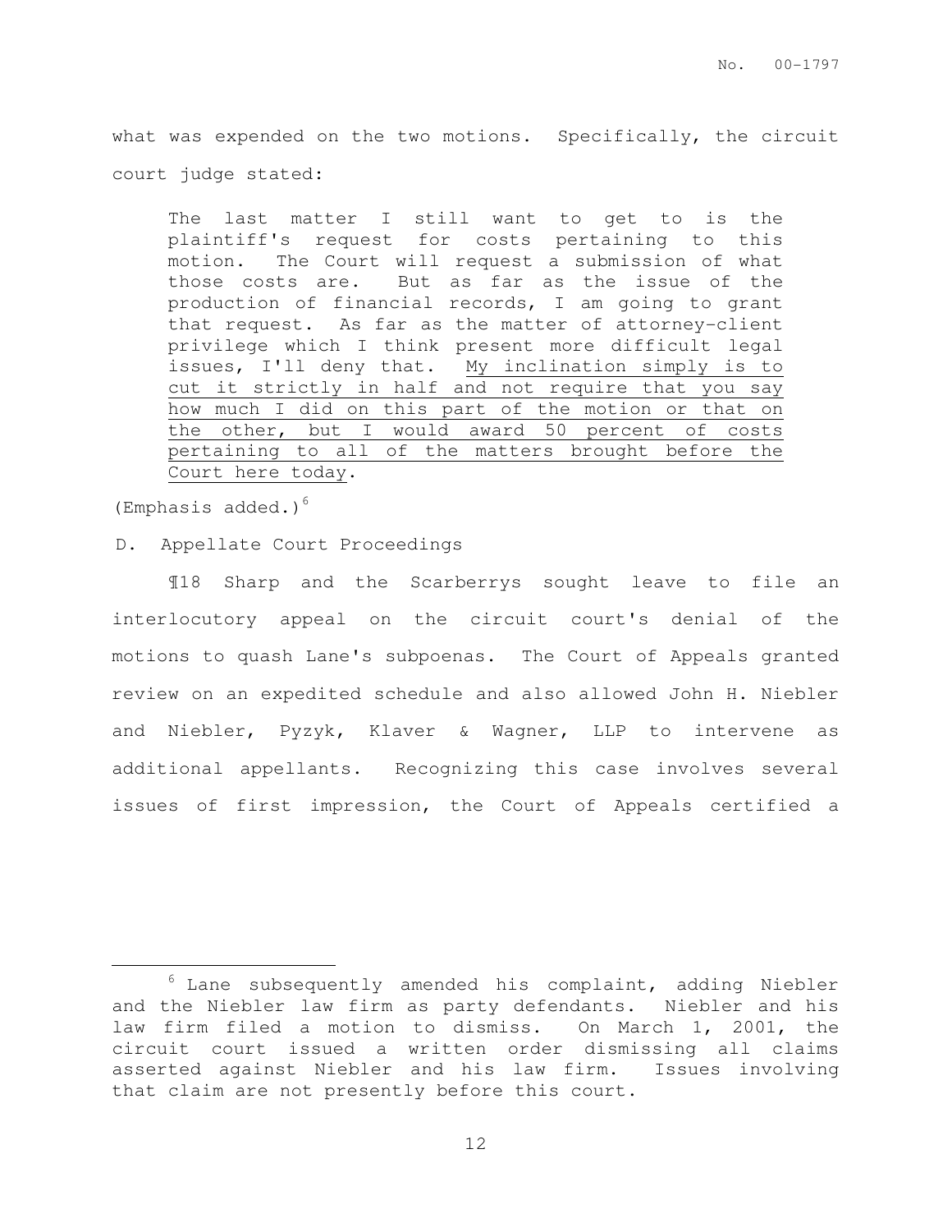what was expended on the two motions. Specifically, the circuit court judge stated:

> The last matter I still want to get to is the plaintiff's request for costs pertaining to this motion. The Court will request a submission of what those costs are. But as far as the issue of the production of financial records, I am going to grant that request. As far as the matter of attorney-client privilege which I think present more difficult legal issues, I'll deny that. <u>My inclination simply is to cut it strictly in half and not require that you say how much I did on this part of the motion or that on the other, but I would award 50 percent of costs pertaining to all of the matters brought before the Court here today</u>.

(Emphasis added.)[6]

D. Appellate Court Proceedings

¶18 Sharp and the Scarberrys sought leave to file an interlocutory appeal on the circuit court's denial of the motions to quash Lane's subpoenas. The Court of Appeals granted review on an expedited schedule and also allowed John H. Niebler and Niebler, Pyzyk, Klaver & Wagner, LLP to intervene as additional appellants. Recognizing this case involves several issues of first impression, the Court of Appeals certified a

---

[6] Lane subsequently amended his complaint, adding Niebler and the Niebler law firm as party defendants. Niebler and his law firm filed a motion to dismiss. On March 1, 2001, the circuit court issued a written order dismissing all claims asserted against Niebler and his law firm. Issues involving that claim are not presently before this court.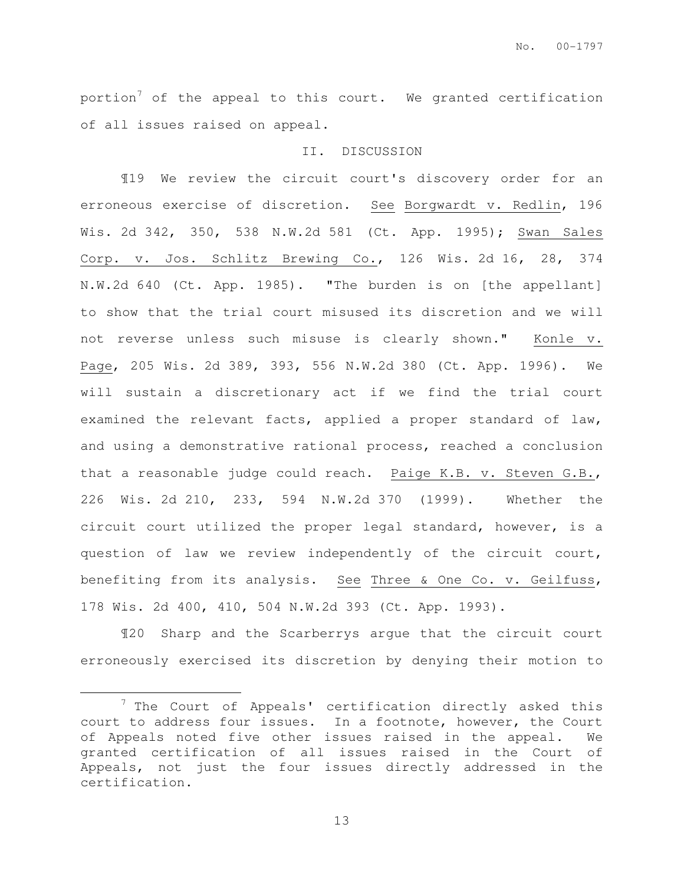portion[7] of the appeal to this court. We granted certification of all issues raised on appeal.

## II. DISCUSSION

¶19 We review the circuit court's discovery order for an erroneous exercise of discretion. See Borgwardt v. Redlin, 196 Wis. 2d 342, 350, 538 N.W.2d 581 (Ct. App. 1995); Swan Sales Corp. v. Jos. Schlitz Brewing Co., 126 Wis. 2d 16, 28, 374 N.W.2d 640 (Ct. App. 1985). "The burden is on [the appellant] to show that the trial court misused its discretion and we will not reverse unless such misuse is clearly shown." Konle v. Page, 205 Wis. 2d 389, 393, 556 N.W.2d 380 (Ct. App. 1996). We will sustain a discretionary act if we find the trial court examined the relevant facts, applied a proper standard of law, and using a demonstrative rational process, reached a conclusion that a reasonable judge could reach. Paige K.B. v. Steven G.B., 226 Wis. 2d 210, 233, 594 N.W.2d 370 (1999). Whether the circuit court utilized the proper legal standard, however, is a question of law we review independently of the circuit court, benefiting from its analysis. See Three & One Co. v. Geilfuss, 178 Wis. 2d 400, 410, 504 N.W.2d 393 (Ct. App. 1993).

¶20 Sharp and the Scarberrys argue that the circuit court erroneously exercised its discretion by denying their motion to

---

[7] The Court of Appeals' certification directly asked this court to address four issues. In a footnote, however, the Court of Appeals noted five other issues raised in the appeal. We granted certification of all issues raised in the Court of Appeals, not just the four issues directly addressed in the certification.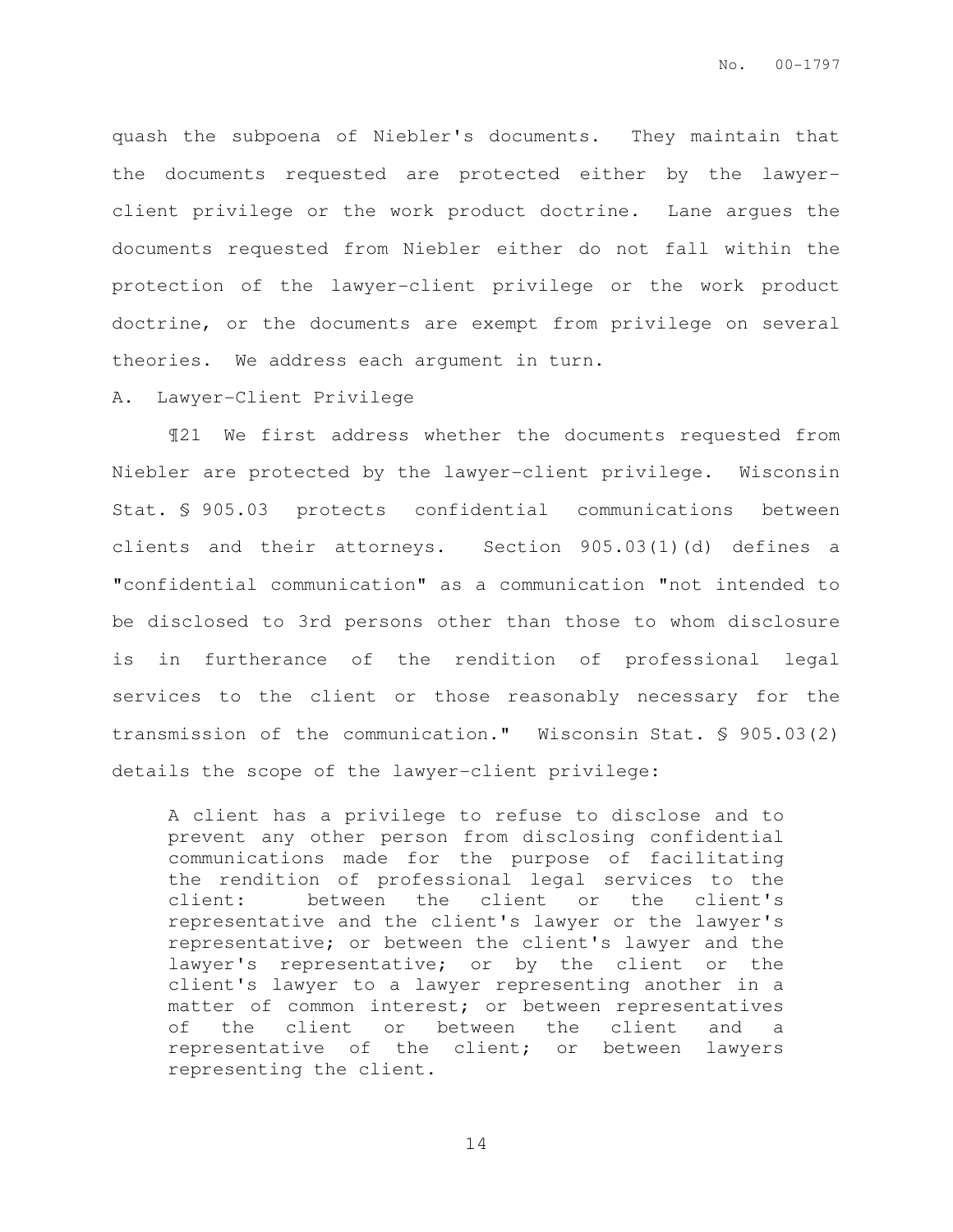quash the subpoena of Niebler's documents. They maintain that the documents requested are protected either by the lawyer-client privilege or the work product doctrine. Lane argues the documents requested from Niebler either do not fall within the protection of the lawyer-client privilege or the work product doctrine, or the documents are exempt from privilege on several theories. We address each argument in turn.

A. Lawyer-Client Privilege

¶21 We first address whether the documents requested from Niebler are protected by the lawyer-client privilege. Wisconsin Stat. § 905.03 protects confidential communications between clients and their attorneys. Section 905.03(1)(d) defines a "confidential communication" as a communication "not intended to be disclosed to 3rd persons other than those to whom disclosure is in furtherance of the rendition of professional legal services to the client or those reasonably necessary for the transmission of the communication." Wisconsin Stat. § 905.03(2) details the scope of the lawyer-client privilege:

> A client has a privilege to refuse to disclose and to prevent any other person from disclosing confidential communications made for the purpose of facilitating the rendition of professional legal services to the client: between the client or the client's representative and the client's lawyer or the lawyer's representative; or between the client's lawyer and the lawyer's representative; or by the client or the client's lawyer to a lawyer representing another in a matter of common interest; or between representatives of the client or between the client and a representative of the client; or between lawyers representing the client.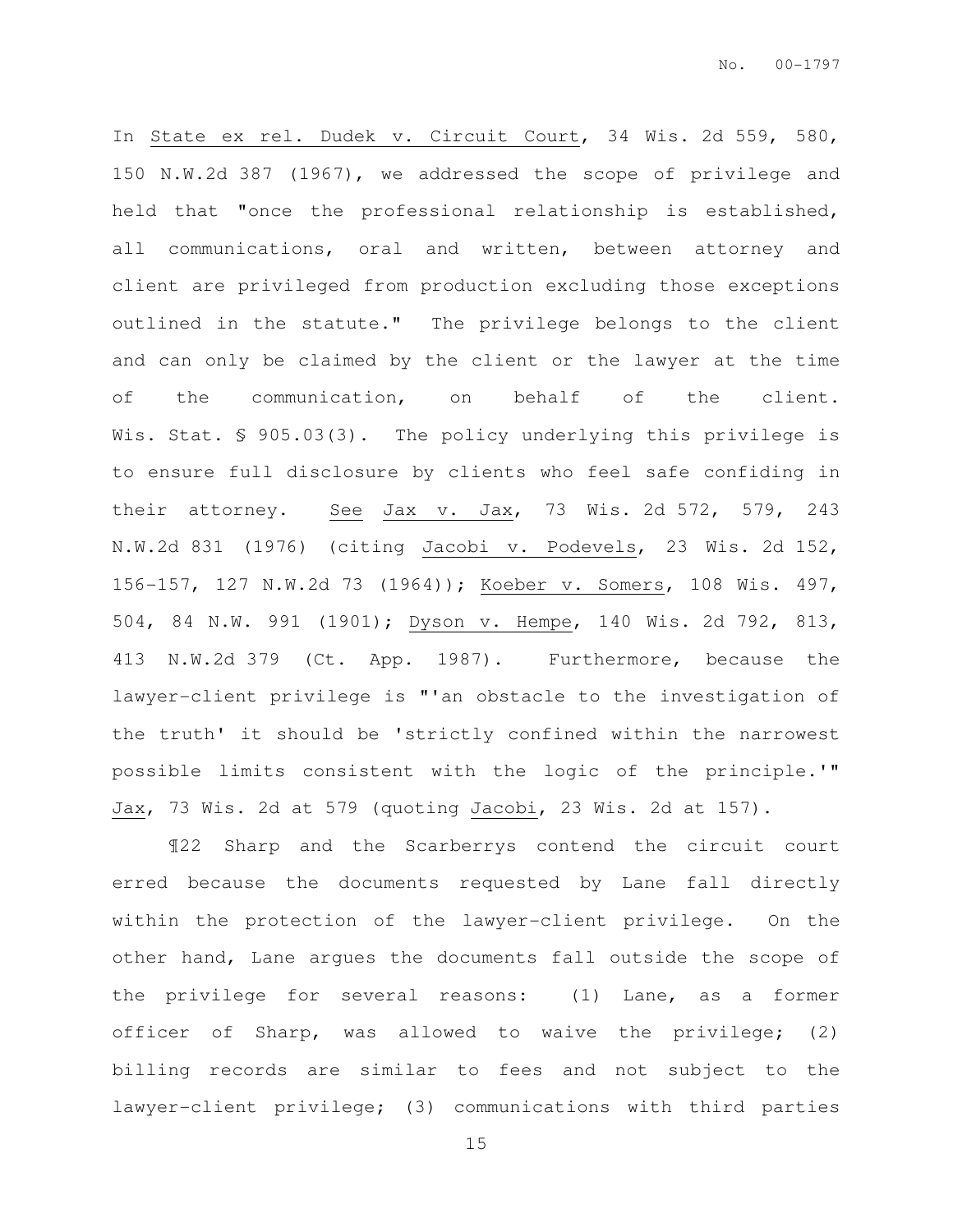In State ex rel. Dudek v. Circuit Court, 34 Wis. 2d 559, 580, 150 N.W.2d 387 (1967), we addressed the scope of privilege and held that "once the professional relationship is established, all communications, oral and written, between attorney and client are privileged from production excluding those exceptions outlined in the statute." The privilege belongs to the client and can only be claimed by the client or the lawyer at the time of the communication, on behalf of the client. Wis. Stat. § 905.03(3). The policy underlying this privilege is to ensure full disclosure by clients who feel safe confiding in their attorney. See Jax v. Jax, 73 Wis. 2d 572, 579, 243 N.W.2d 831 (1976) (citing Jacobi v. Podevels, 23 Wis. 2d 152, 156-157, 127 N.W.2d 73 (1964)); Koeber v. Somers, 108 Wis. 497, 504, 84 N.W. 991 (1901); Dyson v. Hempe, 140 Wis. 2d 792, 813, 413 N.W.2d 379 (Ct. App. 1987). Furthermore, because the lawyer-client privilege is "'an obstacle to the investigation of the truth' it should be 'strictly confined within the narrowest possible limits consistent with the logic of the principle.'" Jax, 73 Wis. 2d at 579 (quoting Jacobi, 23 Wis. 2d at 157).

¶22 Sharp and the Scarberrys contend the circuit court erred because the documents requested by Lane fall directly within the protection of the lawyer-client privilege. On the other hand, Lane argues the documents fall outside the scope of the privilege for several reasons: (1) Lane, as a former officer of Sharp, was allowed to waive the privilege; (2) billing records are similar to fees and not subject to the lawyer-client privilege; (3) communications with third parties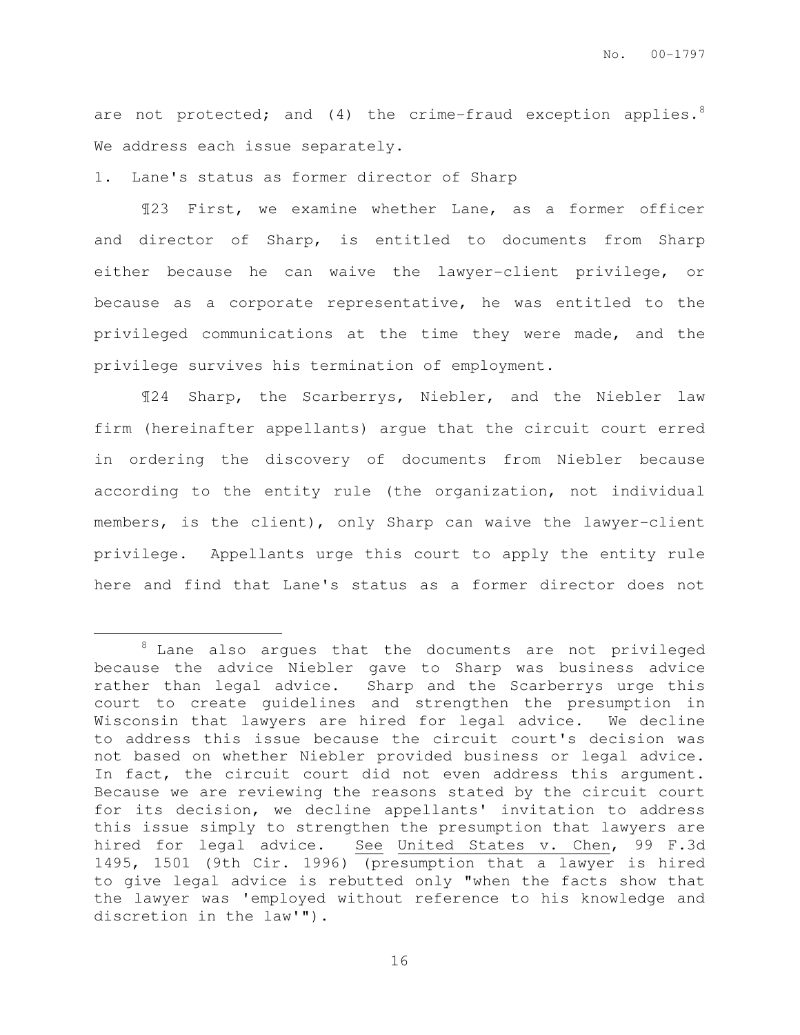are not protected; and (4) the crime-fraud exception applies.[8] We address each issue separately.

1. Lane's status as former director of Sharp

¶23 First, we examine whether Lane, as a former officer and director of Sharp, is entitled to documents from Sharp either because he can waive the lawyer-client privilege, or because as a corporate representative, he was entitled to the privileged communications at the time they were made, and the privilege survives his termination of employment.

¶24 Sharp, the Scarberrys, Niebler, and the Niebler law firm (hereinafter appellants) argue that the circuit court erred in ordering the discovery of documents from Niebler because according to the entity rule (the organization, not individual members, is the client), only Sharp can waive the lawyer-client privilege. Appellants urge this court to apply the entity rule here and find that Lane's status as a former director does not

---

[8] Lane also argues that the documents are not privileged because the advice Niebler gave to Sharp was business advice rather than legal advice. Sharp and the Scarberrys urge this court to create guidelines and strengthen the presumption in Wisconsin that lawyers are hired for legal advice. We decline to address this issue because the circuit court's decision was not based on whether Niebler provided business or legal advice. In fact, the circuit court did not even address this argument. Because we are reviewing the reasons stated by the circuit court for its decision, we decline appellants' invitation to address this issue simply to strengthen the presumption that lawyers are hired for legal advice. See United States v. Chen, 99 F.3d 1495, 1501 (9th Cir. 1996) (presumption that a lawyer is hired to give legal advice is rebutted only "when the facts show that the lawyer was 'employed without reference to his knowledge and discretion in the law'").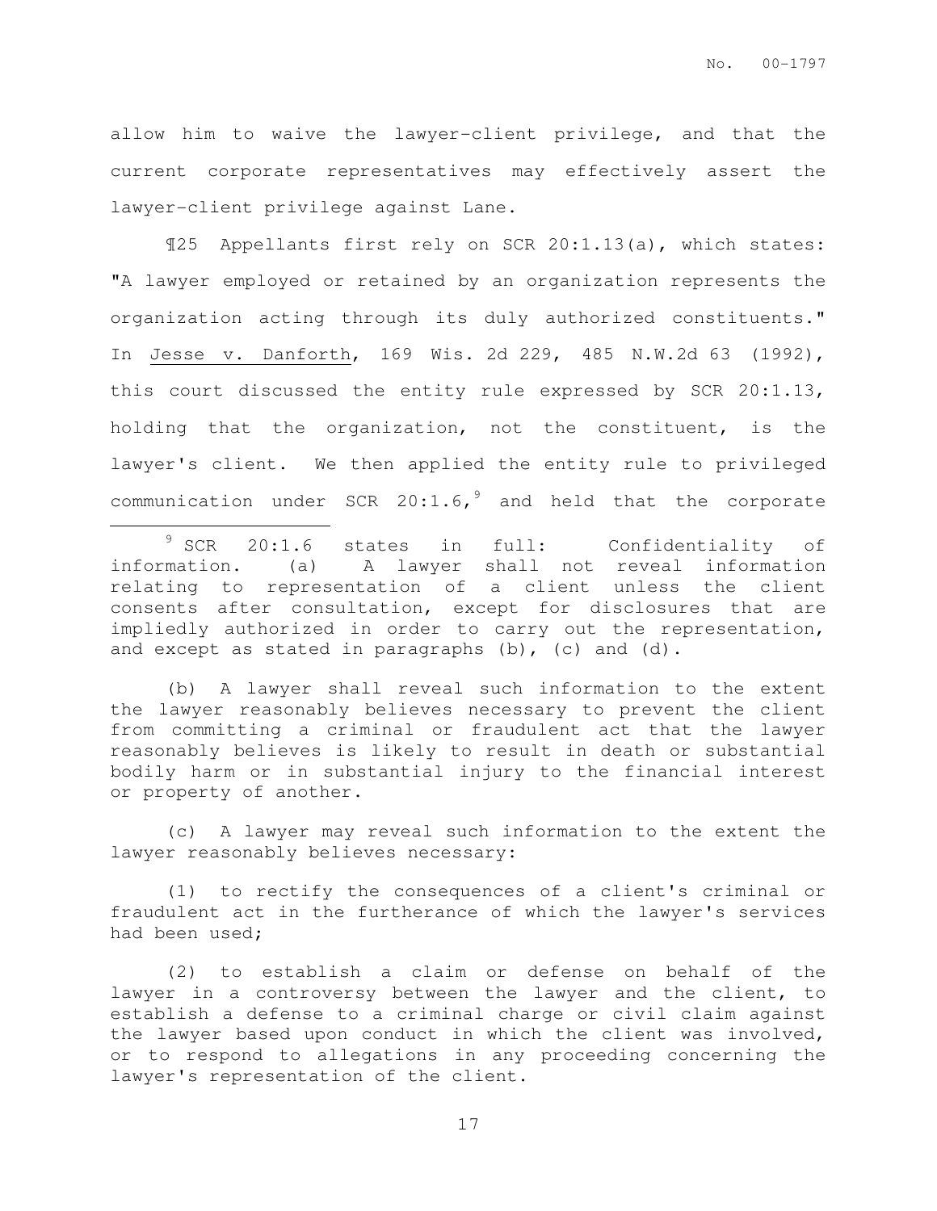allow him to waive the lawyer-client privilege, and that the current corporate representatives may effectively assert the lawyer-client privilege against Lane.

¶25 Appellants first rely on SCR 20:1.13(a), which states: "A lawyer employed or retained by an organization represents the organization acting through its duly authorized constituents." In Jesse v. Danforth, 169 Wis. 2d 229, 485 N.W.2d 63 (1992), this court discussed the entity rule expressed by SCR 20:1.13, holding that the organization, not the constituent, is the lawyer's client. We then applied the entity rule to privileged communication under SCR 20:1.6,[9] and held that the corporate

---

[9] SCR 20:1.6 states in full: Confidentiality of information. (a) A lawyer shall not reveal information relating to representation of a client unless the client consents after consultation, except for disclosures that are impliedly authorized in order to carry out the representation, and except as stated in paragraphs (b), (c) and (d).

(b) A lawyer shall reveal such information to the extent the lawyer reasonably believes necessary to prevent the client from committing a criminal or fraudulent act that the lawyer reasonably believes is likely to result in death or substantial bodily harm or in substantial injury to the financial interest or property of another.

(c) A lawyer may reveal such information to the extent the lawyer reasonably believes necessary:

(1) to rectify the consequences of a client's criminal or fraudulent act in the furtherance of which the lawyer's services had been used;

(2) to establish a claim or defense on behalf of the lawyer in a controversy between the lawyer and the client, to establish a defense to a criminal charge or civil claim against the lawyer based upon conduct in which the client was involved, or to respond to allegations in any proceeding concerning the lawyer's representation of the client.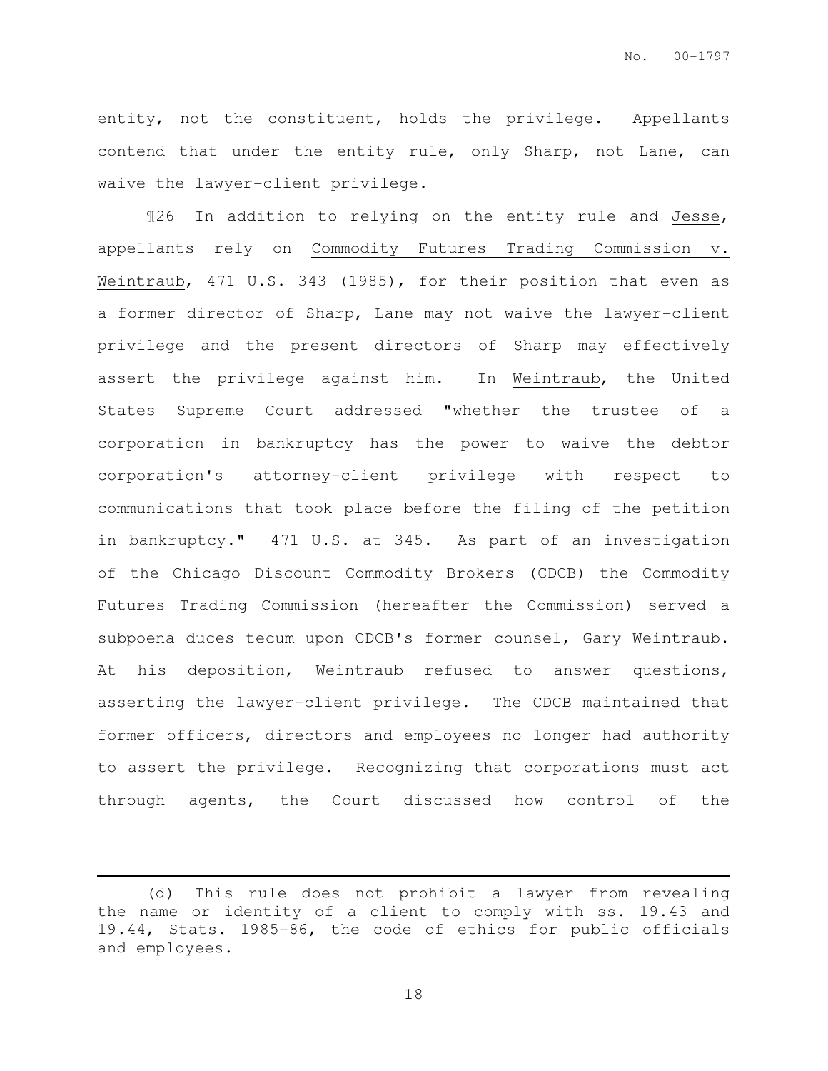entity, not the constituent, holds the privilege. Appellants contend that under the entity rule, only Sharp, not Lane, can waive the lawyer-client privilege.

¶26 In addition to relying on the entity rule and Jesse, appellants rely on Commodity Futures Trading Commission v. Weintraub, 471 U.S. 343 (1985), for their position that even as a former director of Sharp, Lane may not waive the lawyer-client privilege and the present directors of Sharp may effectively assert the privilege against him. In Weintraub, the United States Supreme Court addressed "whether the trustee of a corporation in bankruptcy has the power to waive the debtor corporation's attorney-client privilege with respect to communications that took place before the filing of the petition in bankruptcy." 471 U.S. at 345. As part of an investigation of the Chicago Discount Commodity Brokers (CDCB) the Commodity Futures Trading Commission (hereafter the Commission) served a subpoena duces tecum upon CDCB's former counsel, Gary Weintraub. At his deposition, Weintraub refused to answer questions, asserting the lawyer-client privilege. The CDCB maintained that former officers, directors and employees no longer had authority to assert the privilege. Recognizing that corporations must act through agents, the Court discussed how control of the

---

(d) This rule does not prohibit a lawyer from revealing the name or identity of a client to comply with ss. 19.43 and 19.44, Stats. 1985-86, the code of ethics for public officials and employees.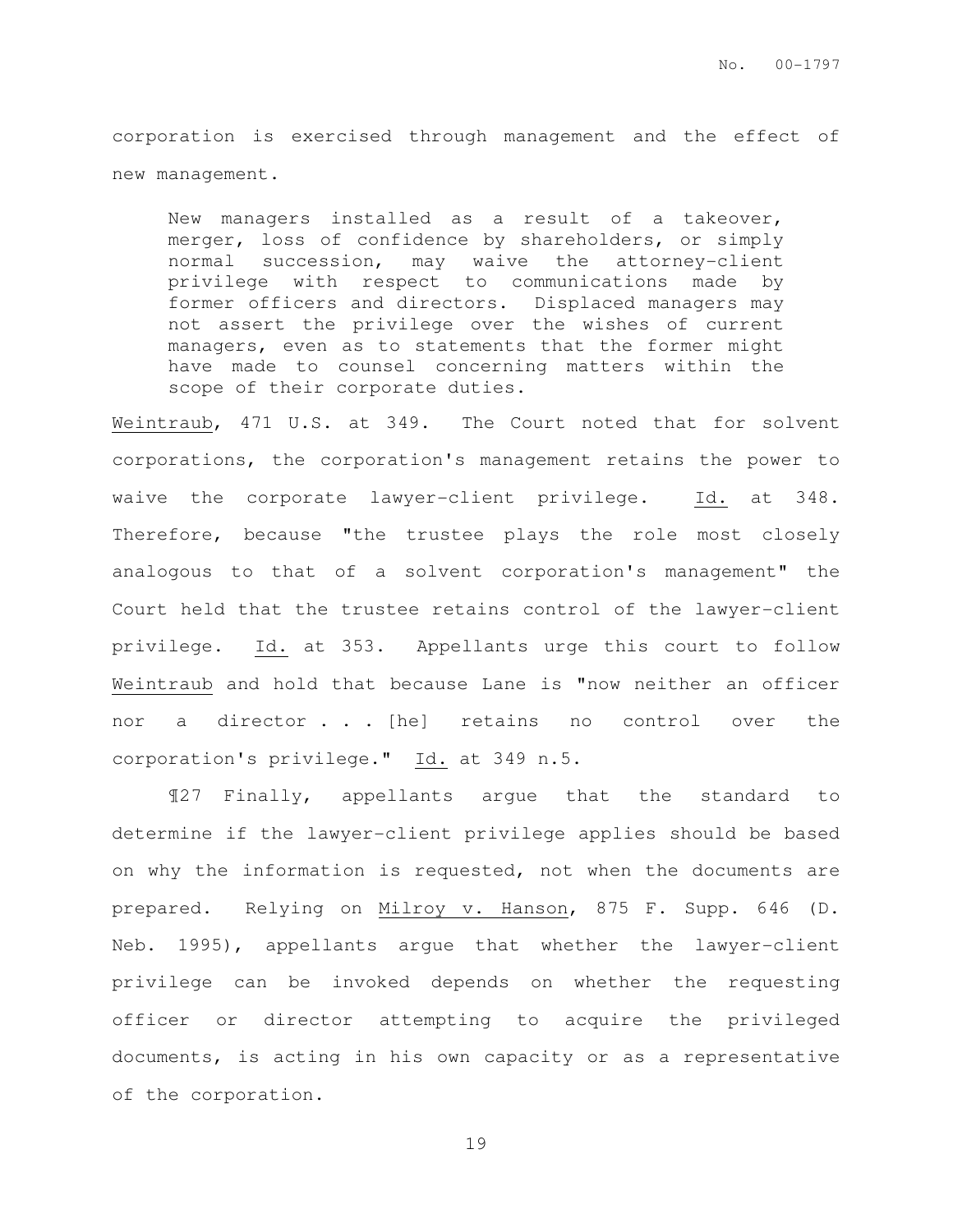corporation is exercised through management and the effect of new management.

> New managers installed as a result of a takeover, merger, loss of confidence by shareholders, or simply normal succession, may waive the attorney-client privilege with respect to communications made by former officers and directors. Displaced managers may not assert the privilege over the wishes of current managers, even as to statements that the former might have made to counsel concerning matters within the scope of their corporate duties.

Weintraub, 471 U.S. at 349. The Court noted that for solvent corporations, the corporation's management retains the power to waive the corporate lawyer-client privilege. Id. at 348. Therefore, because "the trustee plays the role most closely analogous to that of a solvent corporation's management" the Court held that the trustee retains control of the lawyer-client privilege. Id. at 353. Appellants urge this court to follow Weintraub and hold that because Lane is "now neither an officer nor a director . . . [he] retains no control over the corporation's privilege." Id. at 349 n.5.

¶27 Finally, appellants argue that the standard to determine if the lawyer-client privilege applies should be based on why the information is requested, not when the documents are prepared. Relying on Milroy v. Hanson, 875 F. Supp. 646 (D. Neb. 1995), appellants argue that whether the lawyer-client privilege can be invoked depends on whether the requesting officer or director attempting to acquire the privileged documents, is acting in his own capacity or as a representative of the corporation.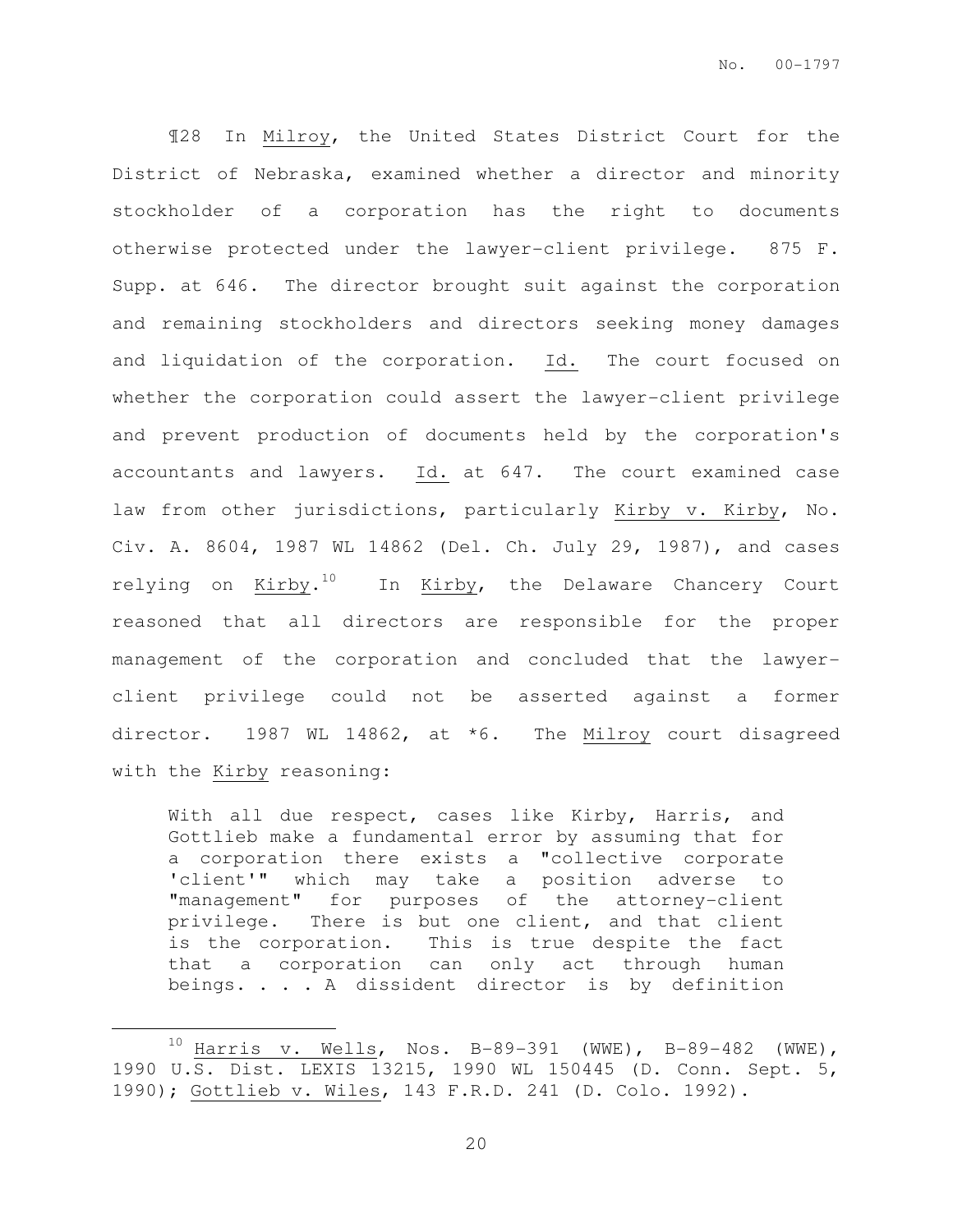¶28 In Milroy, the United States District Court for the District of Nebraska, examined whether a director and minority stockholder of a corporation has the right to documents otherwise protected under the lawyer-client privilege. 875 F. Supp. at 646. The director brought suit against the corporation and remaining stockholders and directors seeking money damages and liquidation of the corporation. Id. The court focused on whether the corporation could assert the lawyer-client privilege and prevent production of documents held by the corporation's accountants and lawyers. Id. at 647. The court examined case law from other jurisdictions, particularly Kirby v. Kirby, No. Civ. A. 8604, 1987 WL 14862 (Del. Ch. July 29, 1987), and cases relying on Kirby.[10] In Kirby, the Delaware Chancery Court reasoned that all directors are responsible for the proper management of the corporation and concluded that the lawyer-client privilege could not be asserted against a former director. 1987 WL 14862, at *6. The Milroy court disagreed with the Kirby reasoning:

> With all due respect, cases like Kirby, Harris, and Gottlieb make a fundamental error by assuming that for a corporation there exists a "collective corporate 'client'" which may take a position adverse to "management" for purposes of the attorney-client privilege. There is but one client, and that client is the corporation. This is true despite the fact that a corporation can only act through human beings. . . . A dissident director is by definition

---

[10] Harris v. Wells, Nos. B-89-391 (WWE), B-89-482 (WWE), 1990 U.S. Dist. LEXIS 13215, 1990 WL 150445 (D. Conn. Sept. 5, 1990); Gottlieb v. Wiles, 143 F.R.D. 241 (D. Colo. 1992).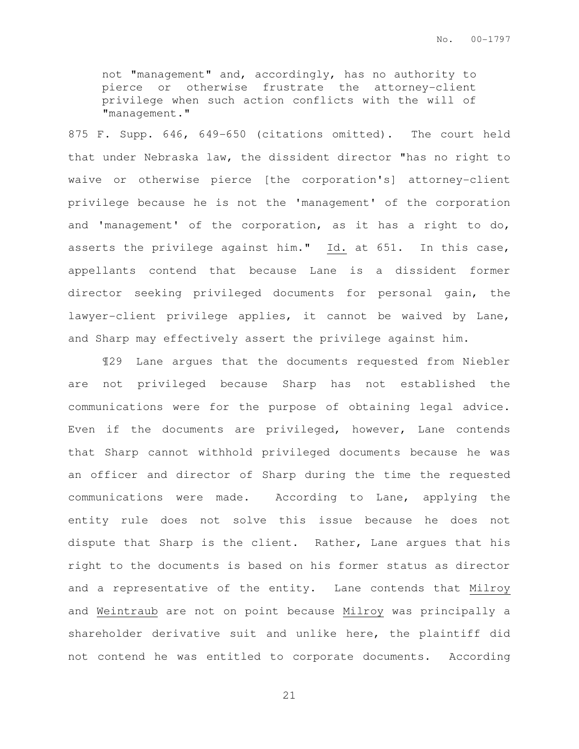> not "management" and, accordingly, has no authority to pierce or otherwise frustrate the attorney-client privilege when such action conflicts with the will of "management."

875 F. Supp. 646, 649-650 (citations omitted). The court held that under Nebraska law, the dissident director "has no right to waive or otherwise pierce [the corporation's] attorney-client privilege because he is not the 'management' of the corporation and 'management' of the corporation, as it has a right to do, asserts the privilege against him." Id. at 651. In this case, appellants contend that because Lane is a dissident former director seeking privileged documents for personal gain, the lawyer-client privilege applies, it cannot be waived by Lane, and Sharp may effectively assert the privilege against him.

¶29 Lane argues that the documents requested from Niebler are not privileged because Sharp has not established the communications were for the purpose of obtaining legal advice. Even if the documents are privileged, however, Lane contends that Sharp cannot withhold privileged documents because he was an officer and director of Sharp during the time the requested communications were made. According to Lane, applying the entity rule does not solve this issue because he does not dispute that Sharp is the client. Rather, Lane argues that his right to the documents is based on his former status as director and a representative of the entity. Lane contends that Milroy and Weintraub are not on point because Milroy was principally a shareholder derivative suit and unlike here, the plaintiff did not contend he was entitled to corporate documents. According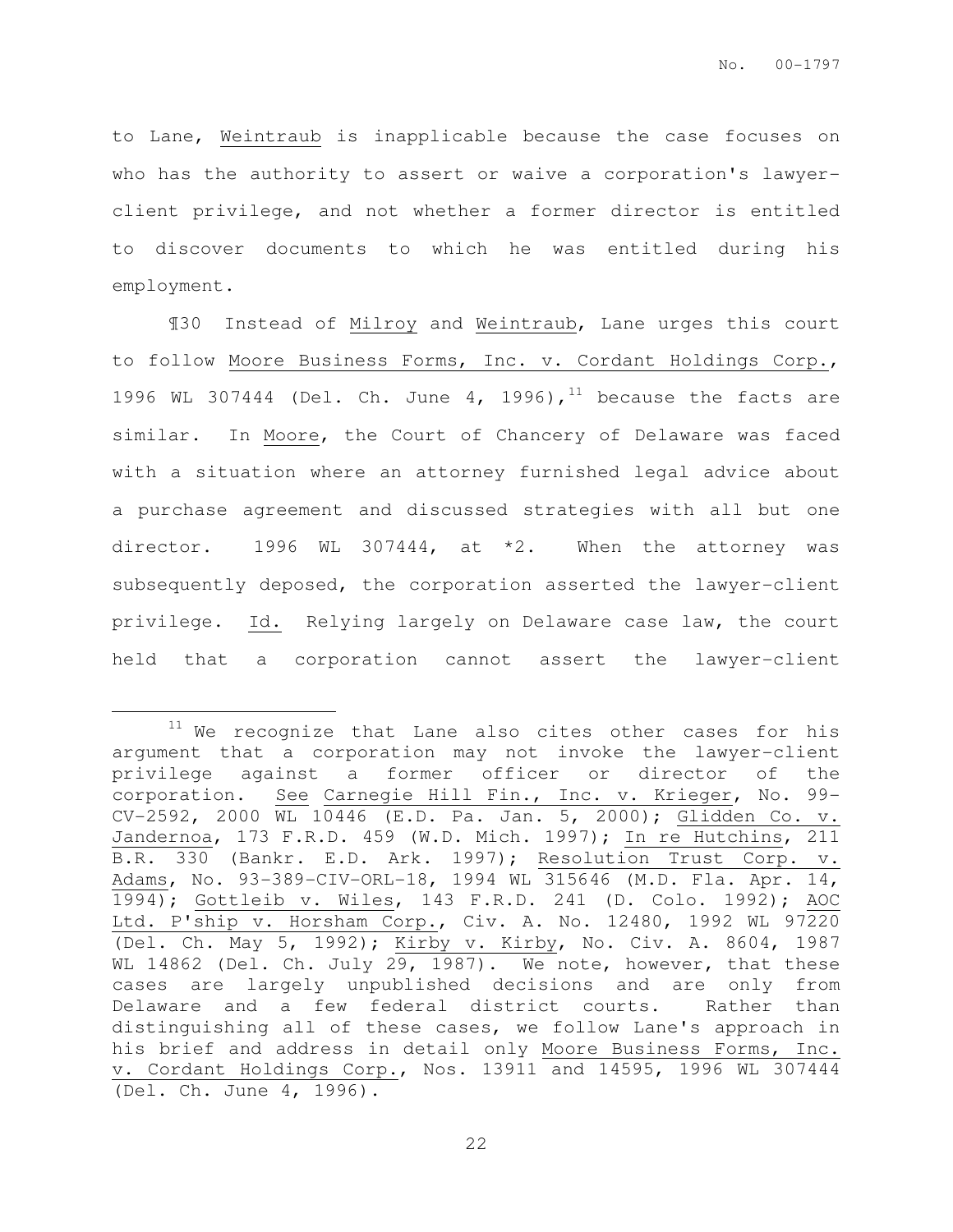to Lane, Weintraub is inapplicable because the case focuses on who has the authority to assert or waive a corporation's lawyer-client privilege, and not whether a former director is entitled to discover documents to which he was entitled during his employment.

¶30 Instead of Milroy and Weintraub, Lane urges this court to follow Moore Business Forms, Inc. v. Cordant Holdings Corp., 1996 WL 307444 (Del. Ch. June 4, 1996),[11] because the facts are similar. In Moore, the Court of Chancery of Delaware was faced with a situation where an attorney furnished legal advice about a purchase agreement and discussed strategies with all but one director. 1996 WL 307444, at *2. When the attorney was subsequently deposed, the corporation asserted the lawyer-client privilege. Id. Relying largely on Delaware case law, the court held that a corporation cannot assert the lawyer-client

---

[11] We recognize that Lane also cites other cases for his argument that a corporation may not invoke the lawyer-client privilege against a former officer or director of the corporation. See Carnegie Hill Fin., Inc. v. Krieger, No. 99-CV-2592, 2000 WL 10446 (E.D. Pa. Jan. 5, 2000); Glidden Co. v. Jandernoa, 173 F.R.D. 459 (W.D. Mich. 1997); In re Hutchins, 211 B.R. 330 (Bankr. E.D. Ark. 1997); Resolution Trust Corp. v. Adams, No. 93-389-CIV-ORL-18, 1994 WL 315646 (M.D. Fla. Apr. 14, 1994); Gottlieb v. Wiles, 143 F.R.D. 241 (D. Colo. 1992); AOC Ltd. P'ship v. Horsham Corp., Civ. A. No. 12480, 1992 WL 97220 (Del. Ch. May 5, 1992); Kirby v. Kirby, No. Civ. A. 8604, 1987 WL 14862 (Del. Ch. July 29, 1987). We note, however, that these cases are largely unpublished decisions and are only from Delaware and a few federal district courts. Rather than distinguishing all of these cases, we follow Lane's approach in his brief and address in detail only Moore Business Forms, Inc. v. Cordant Holdings Corp., Nos. 13911 and 14595, 1996 WL 307444 (Del. Ch. June 4, 1996).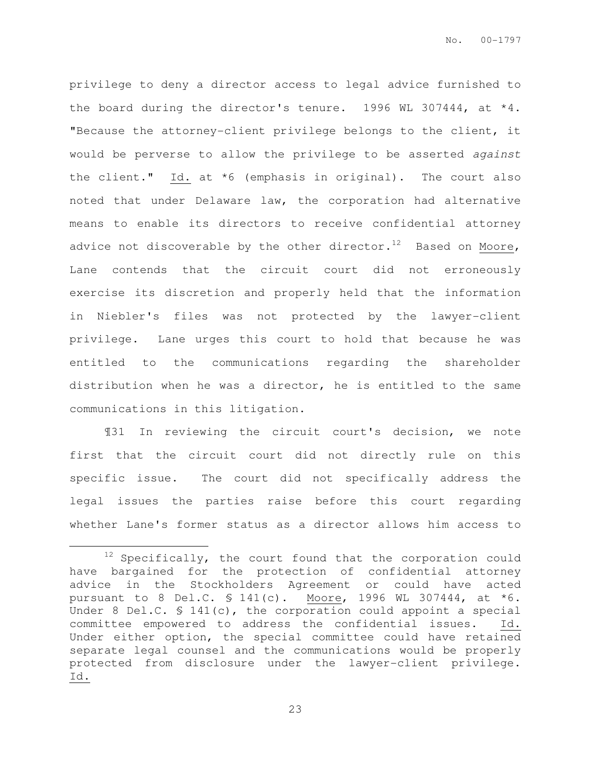privilege to deny a director access to legal advice furnished to the board during the director's tenure. 1996 WL 307444, at *4. "Because the attorney-client privilege belongs to the client, it would be perverse to allow the privilege to be asserted *against* the client." Id. at *6 (emphasis in original). The court also noted that under Delaware law, the corporation had alternative means to enable its directors to receive confidential attorney advice not discoverable by the other director.[12] Based on Moore, Lane contends that the circuit court did not erroneously exercise its discretion and properly held that the information in Niebler's files was not protected by the lawyer-client privilege. Lane urges this court to hold that because he was entitled to the communications regarding the shareholder distribution when he was a director, he is entitled to the same communications in this litigation.

¶31 In reviewing the circuit court's decision, we note first that the circuit court did not directly rule on this specific issue. The court did not specifically address the legal issues the parties raise before this court regarding whether Lane's former status as a director allows him access to

---

[12] Specifically, the court found that the corporation could have bargained for the protection of confidential attorney advice in the Stockholders Agreement or could have acted pursuant to 8 Del.C. § 141(c). Moore, 1996 WL 307444, at *6. Under 8 Del.C. § 141(c), the corporation could appoint a special committee empowered to address the confidential issues. Id. Under either option, the special committee could have retained separate legal counsel and the communications would be properly protected from disclosure under the lawyer-client privilege. Id.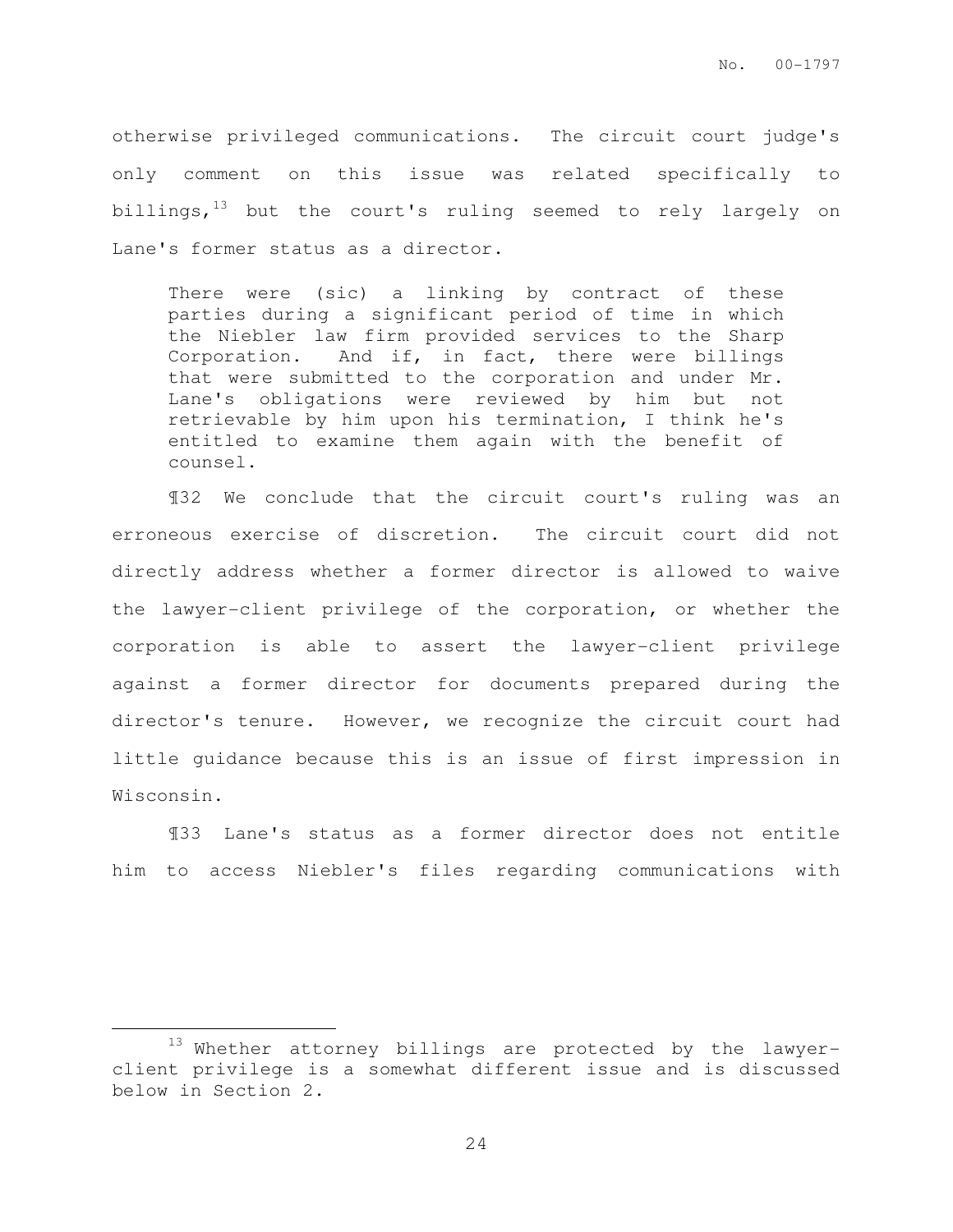otherwise privileged communications. The circuit court judge's only comment on this issue was related specifically to billings,[13] but the court's ruling seemed to rely largely on Lane's former status as a director.

> There were (sic) a linking by contract of these parties during a significant period of time in which the Niebler law firm provided services to the Sharp Corporation. And if, in fact, there were billings that were submitted to the corporation and under Mr. Lane's obligations were reviewed by him but not retrievable by him upon his termination, I think he's entitled to examine them again with the benefit of counsel.

¶32 We conclude that the circuit court's ruling was an erroneous exercise of discretion. The circuit court did not directly address whether a former director is allowed to waive the lawyer-client privilege of the corporation, or whether the corporation is able to assert the lawyer-client privilege against a former director for documents prepared during the director's tenure. However, we recognize the circuit court had little guidance because this is an issue of first impression in Wisconsin.

¶33 Lane's status as a former director does not entitle him to access Niebler's files regarding communications with

---

[13] Whether attorney billings are protected by the lawyer-client privilege is a somewhat different issue and is discussed below in Section 2.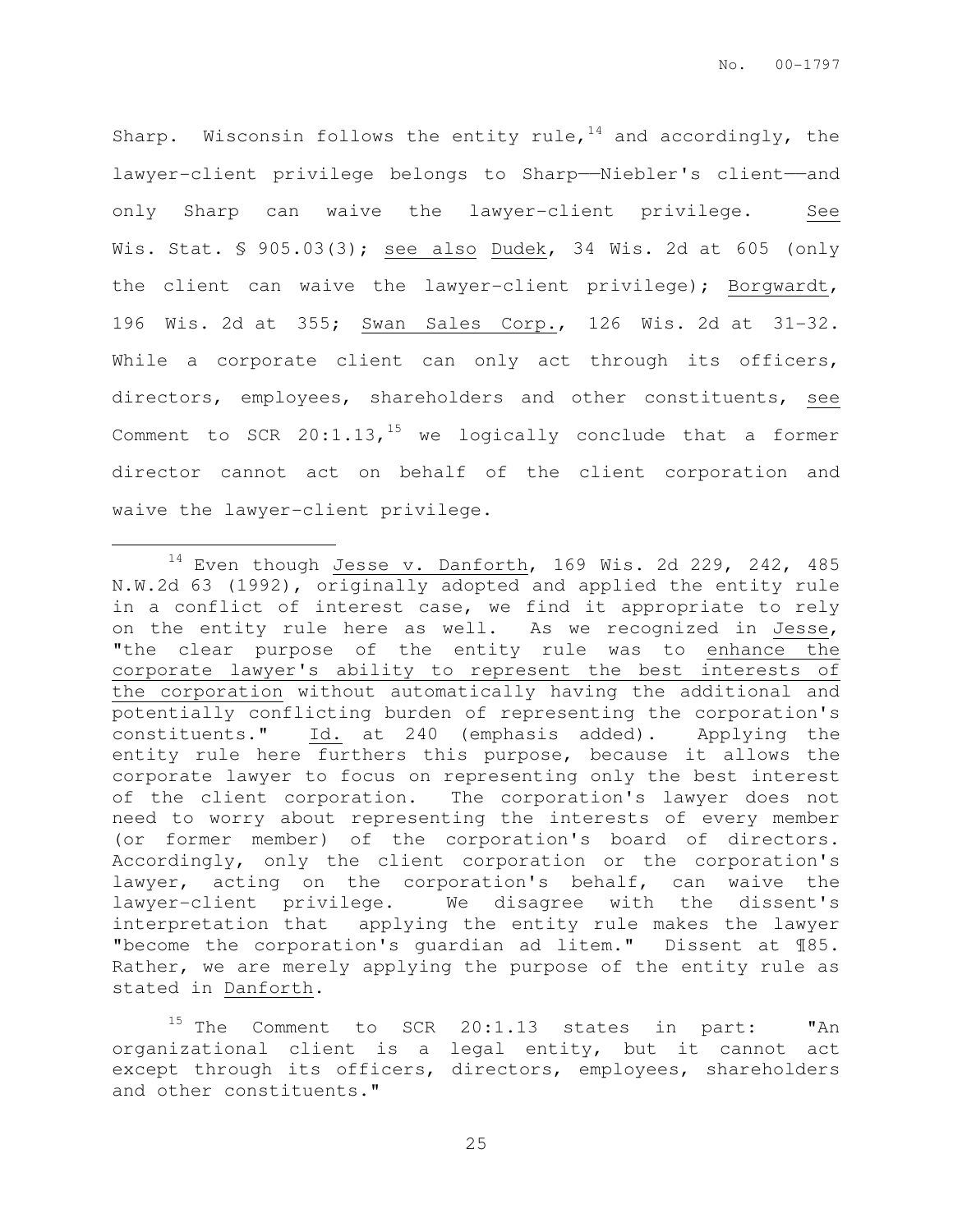Sharp. Wisconsin follows the entity rule,[14] and accordingly, the lawyer-client privilege belongs to Sharp——Niebler's client——and only Sharp can waive the lawyer-client privilege. See Wis. Stat. § 905.03(3); see also Dudek, 34 Wis. 2d at 605 (only the client can waive the lawyer-client privilege); Borgwardt, 196 Wis. 2d at 355; Swan Sales Corp., 126 Wis. 2d at 31-32. While a corporate client can only act through its officers, directors, employees, shareholders and other constituents, see Comment to SCR 20:1.13,[15] we logically conclude that a former director cannot act on behalf of the client corporation and waive the lawyer-client privilege.

---

[14] Even though Jesse v. Danforth, 169 Wis. 2d 229, 242, 485 N.W.2d 63 (1992), originally adopted and applied the entity rule in a conflict of interest case, we find it appropriate to rely on the entity rule here as well. As we recognized in Jesse, "the clear purpose of the entity rule was to enhance the corporate lawyer's ability to represent the best interests of the corporation without automatically having the additional and potentially conflicting burden of representing the corporation's constituents." Id. at 240 (emphasis added). Applying the entity rule here furthers this purpose, because it allows the corporate lawyer to focus on representing only the best interest of the client corporation. The corporation's lawyer does not need to worry about representing the interests of every member (or former member) of the corporation's board of directors. Accordingly, only the client corporation or the corporation's lawyer, acting on the corporation's behalf, can waive the lawyer-client privilege. We disagree with the dissent's interpretation that applying the entity rule makes the lawyer "become the corporation's guardian ad litem." Dissent at ¶85. Rather, we are merely applying the purpose of the entity rule as stated in Danforth.

[15] The Comment to SCR 20:1.13 states in part: "An organizational client is a legal entity, but it cannot act except through its officers, directors, employees, shareholders and other constituents."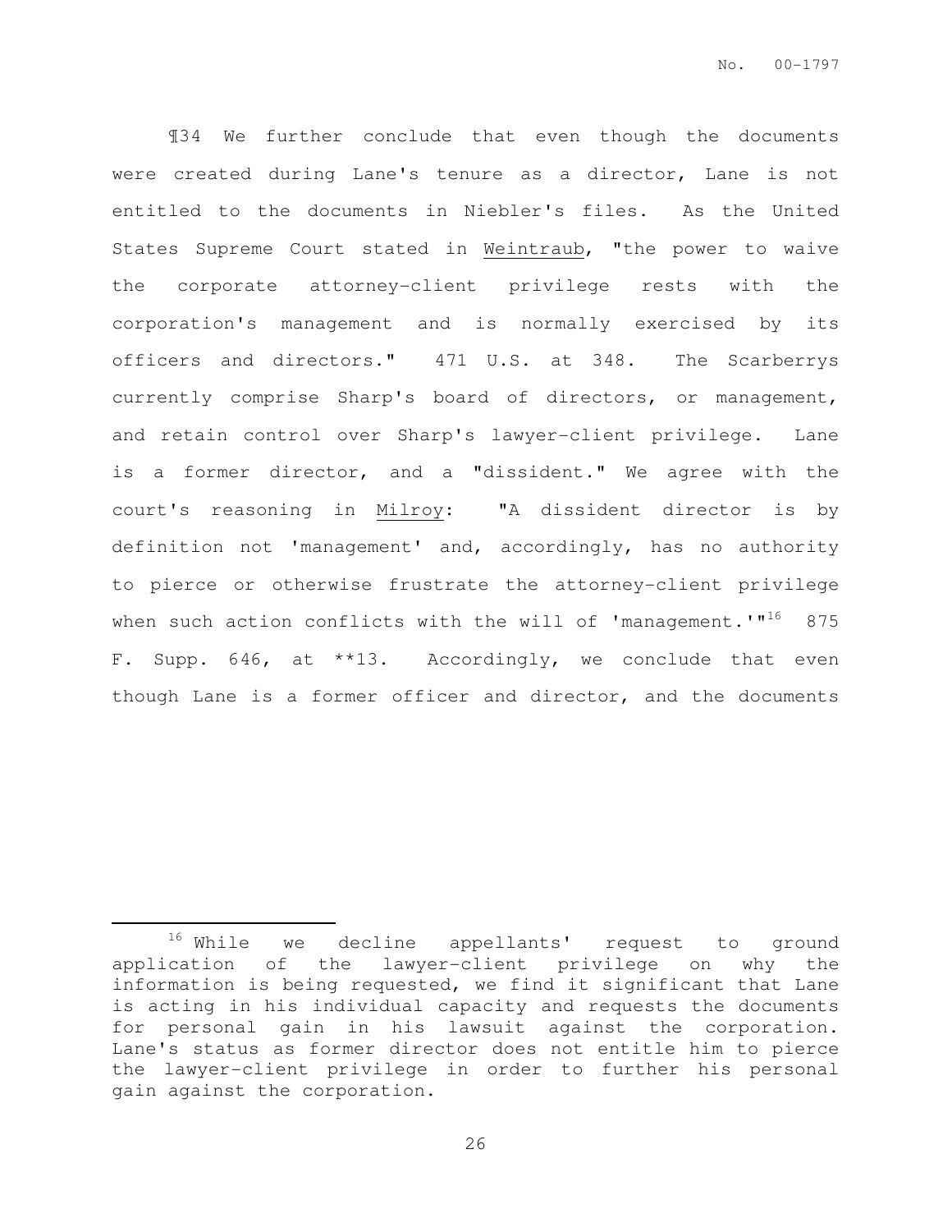¶34 We further conclude that even though the documents were created during Lane's tenure as a director, Lane is not entitled to the documents in Niebler's files. As the United States Supreme Court stated in Weintraub, "the power to waive the corporate attorney-client privilege rests with the corporation's management and is normally exercised by its officers and directors." 471 U.S. at 348. The Scarberrys currently comprise Sharp's board of directors, or management, and retain control over Sharp's lawyer-client privilege. Lane is a former director, and a "dissident." We agree with the court's reasoning in Milroy: "A dissident director is by definition not 'management' and, accordingly, has no authority to pierce or otherwise frustrate the attorney-client privilege when such action conflicts with the will of 'management.'"[16] 875 F. Supp. 646, at **13. Accordingly, we conclude that even though Lane is a former officer and director, and the documents

---

[16] While we decline appellants' request to ground application of the lawyer-client privilege on why the information is being requested, we find it significant that Lane is acting in his individual capacity and requests the documents for personal gain in his lawsuit against the corporation. Lane's status as former director does not entitle him to pierce the lawyer-client privilege in order to further his personal gain against the corporation.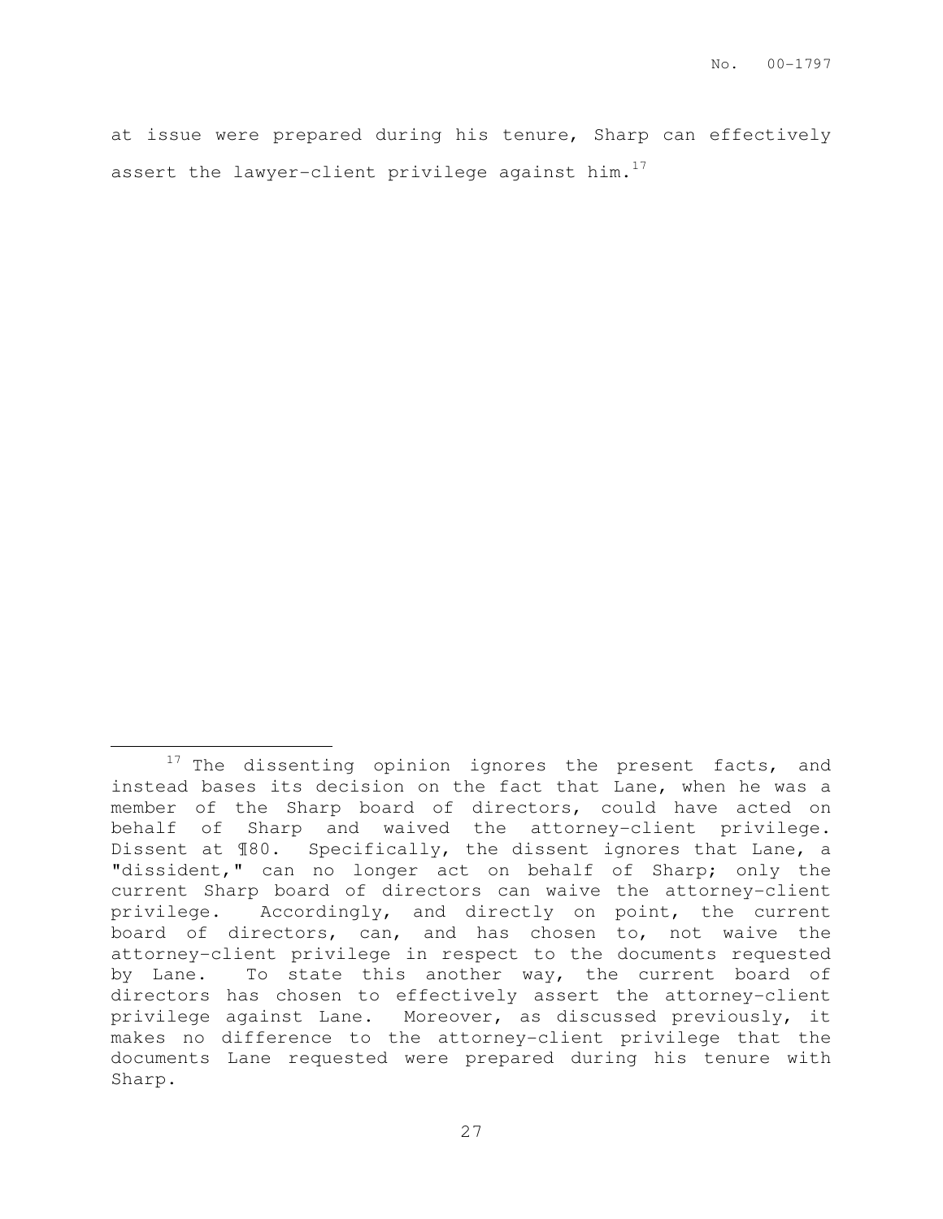at issue were prepared during his tenure, Sharp can effectively assert the lawyer-client privilege against him.[17]

---

[17] The dissenting opinion ignores the present facts, and instead bases its decision on the fact that Lane, when he was a member of the Sharp board of directors, could have acted on behalf of Sharp and waived the attorney-client privilege. Dissent at ¶80. Specifically, the dissent ignores that Lane, a "dissident," can no longer act on behalf of Sharp; only the current Sharp board of directors can waive the attorney-client privilege. Accordingly, and directly on point, the current board of directors, can, and has chosen to, not waive the attorney-client privilege in respect to the documents requested by Lane. To state this another way, the current board of directors has chosen to effectively assert the attorney-client privilege against Lane. Moreover, as discussed previously, it makes no difference to the attorney-client privilege that the documents Lane requested were prepared during his tenure with Sharp.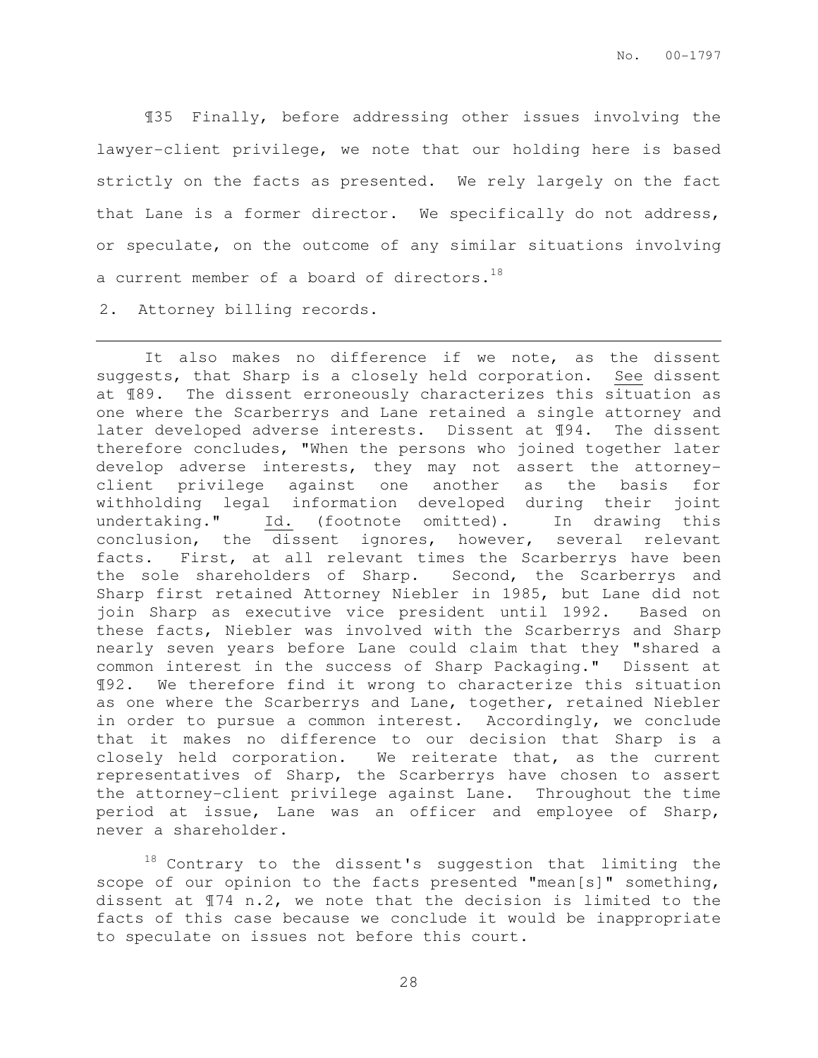¶35 Finally, before addressing other issues involving the lawyer-client privilege, we note that our holding here is based strictly on the facts as presented. We rely largely on the fact that Lane is a former director. We specifically do not address, or speculate, on the outcome of any similar situations involving a current member of a board of directors.[18]

2. Attorney billing records.

---

It also makes no difference if we note, as the dissent suggests, that Sharp is a closely held corporation. See dissent at ¶89. The dissent erroneously characterizes this situation as one where the Scarberrys and Lane retained a single attorney and later developed adverse interests. Dissent at ¶94. The dissent therefore concludes, "When the persons who joined together later develop adverse interests, they may not assert the attorney-client privilege against one another as the basis for withholding legal information developed during their joint undertaking." Id. (footnote omitted). In drawing this conclusion, the dissent ignores, however, several relevant facts. First, at all relevant times the Scarberrys have been the sole shareholders of Sharp. Second, the Scarberrys and Sharp first retained Attorney Niebler in 1985, but Lane did not join Sharp as executive vice president until 1992. Based on these facts, Niebler was involved with the Scarberrys and Sharp nearly seven years before Lane could claim that they "shared a common interest in the success of Sharp Packaging." Dissent at ¶92. We therefore find it wrong to characterize this situation as one where the Scarberrys and Lane, together, retained Niebler in order to pursue a common interest. Accordingly, we conclude that it makes no difference to our decision that Sharp is a closely held corporation. We reiterate that, as the current representatives of Sharp, the Scarberrys have chosen to assert the attorney-client privilege against Lane. Throughout the time period at issue, Lane was an officer and employee of Sharp, never a shareholder.

[18] Contrary to the dissent's suggestion that limiting the scope of our opinion to the facts presented "mean[s]" something, dissent at ¶74 n.2, we note that the decision is limited to the facts of this case because we conclude it would be inappropriate to speculate on issues not before this court.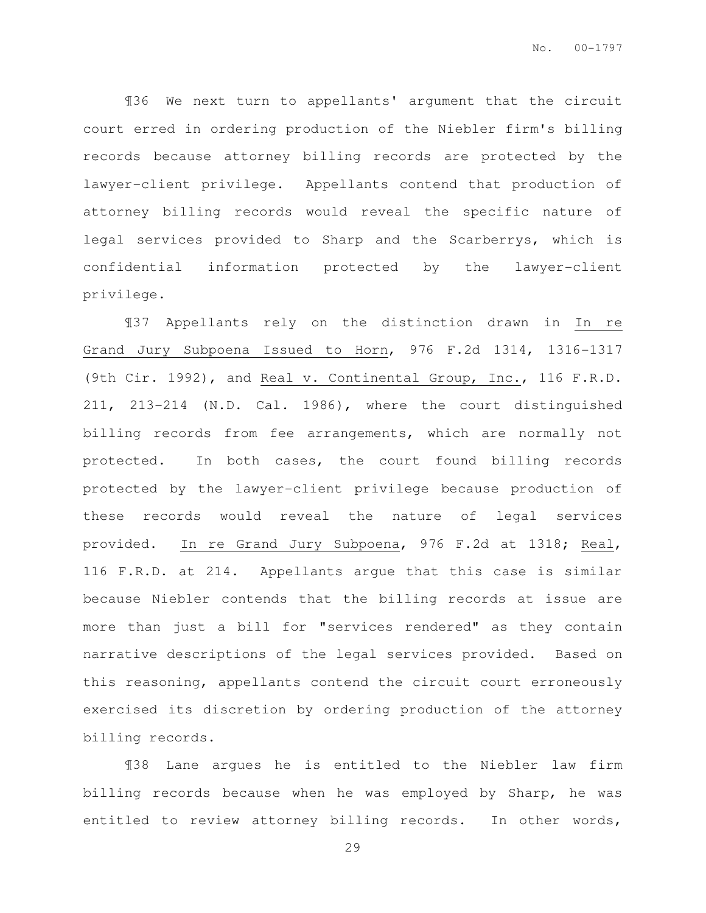¶36 We next turn to appellants' argument that the circuit court erred in ordering production of the Niebler firm's billing records because attorney billing records are protected by the lawyer-client privilege. Appellants contend that production of attorney billing records would reveal the specific nature of legal services provided to Sharp and the Scarberrys, which is confidential information protected by the lawyer-client privilege.

¶37 Appellants rely on the distinction drawn in In re Grand Jury Subpoena Issued to Horn, 976 F.2d 1314, 1316-1317 (9th Cir. 1992), and Real v. Continental Group, Inc., 116 F.R.D. 211, 213-214 (N.D. Cal. 1986), where the court distinguished billing records from fee arrangements, which are normally not protected. In both cases, the court found billing records protected by the lawyer-client privilege because production of these records would reveal the nature of legal services provided. In re Grand Jury Subpoena, 976 F.2d at 1318; Real, 116 F.R.D. at 214. Appellants argue that this case is similar because Niebler contends that the billing records at issue are more than just a bill for "services rendered" as they contain narrative descriptions of the legal services provided. Based on this reasoning, appellants contend the circuit court erroneously exercised its discretion by ordering production of the attorney billing records.

¶38 Lane argues he is entitled to the Niebler law firm billing records because when he was employed by Sharp, he was entitled to review attorney billing records. In other words,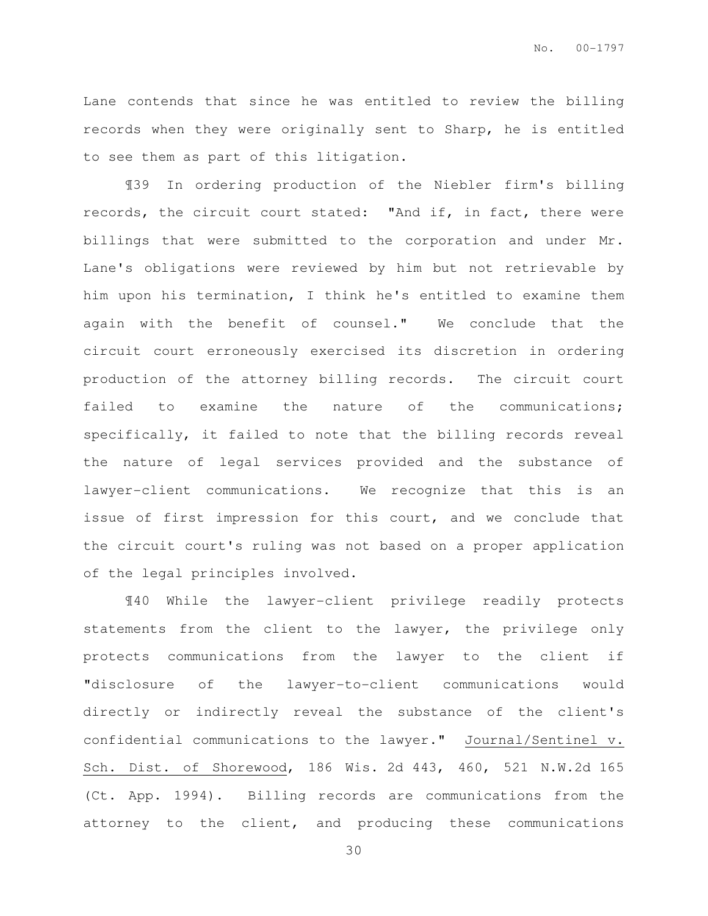Lane contends that since he was entitled to review the billing records when they were originally sent to Sharp, he is entitled to see them as part of this litigation.

¶39 In ordering production of the Niebler firm's billing records, the circuit court stated: "And if, in fact, there were billings that were submitted to the corporation and under Mr. Lane's obligations were reviewed by him but not retrievable by him upon his termination, I think he's entitled to examine them again with the benefit of counsel." We conclude that the circuit court erroneously exercised its discretion in ordering production of the attorney billing records. The circuit court failed to examine the nature of the communications; specifically, it failed to note that the billing records reveal the nature of legal services provided and the substance of lawyer-client communications. We recognize that this is an issue of first impression for this court, and we conclude that the circuit court's ruling was not based on a proper application of the legal principles involved.

¶40 While the lawyer-client privilege readily protects statements from the client to the lawyer, the privilege only protects communications from the lawyer to the client if "disclosure of the lawyer-to-client communications would directly or indirectly reveal the substance of the client's confidential communications to the lawyer." Journal/Sentinel v. Sch. Dist. of Shorewood, 186 Wis. 2d 443, 460, 521 N.W.2d 165 (Ct. App. 1994). Billing records are communications from the attorney to the client, and producing these communications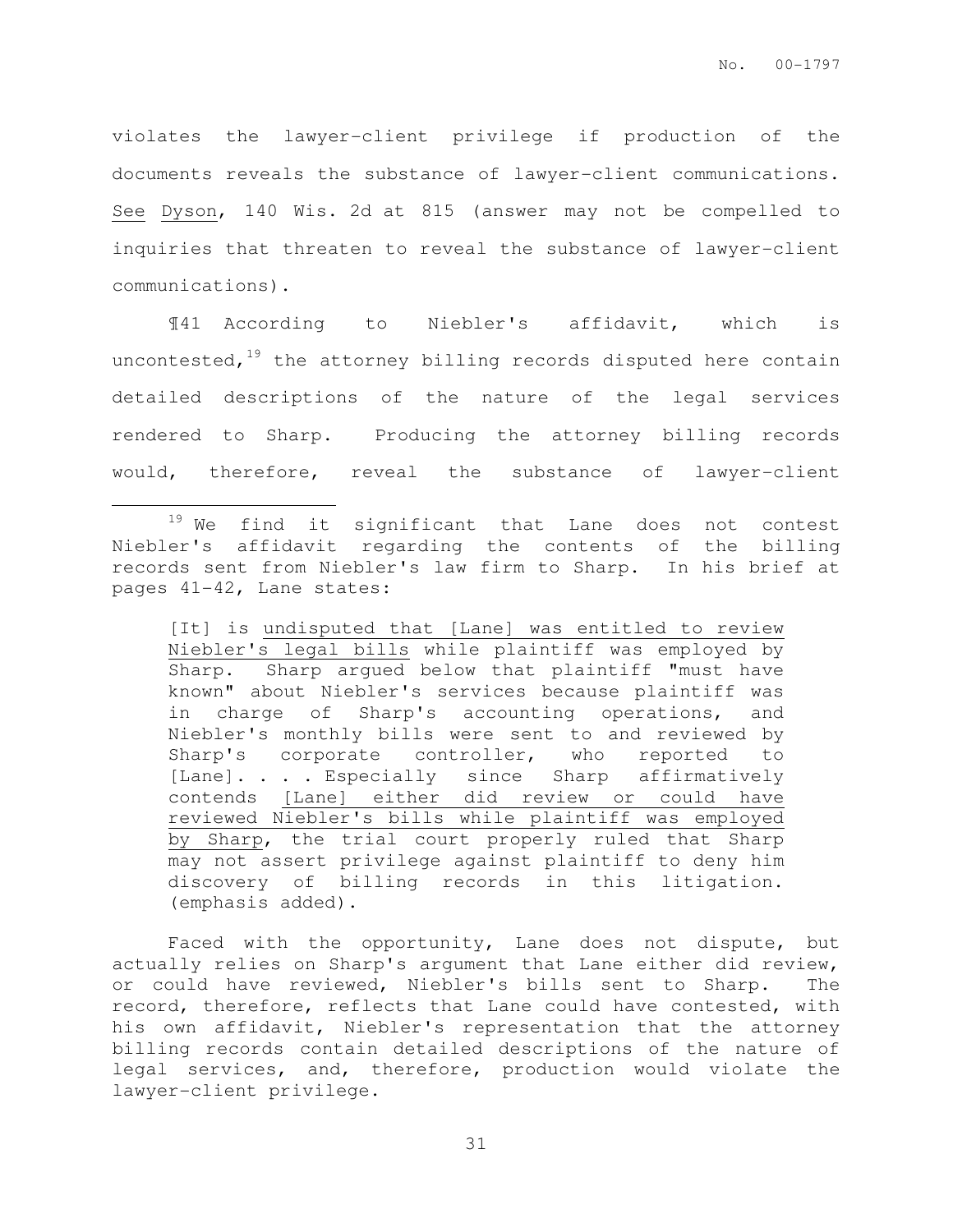violates the lawyer-client privilege if production of the documents reveals the substance of lawyer-client communications. See Dyson, 140 Wis. 2d at 815 (answer may not be compelled to inquiries that threaten to reveal the substance of lawyer-client communications).

¶41 According to Niebler's affidavit, which is uncontested,[19] the attorney billing records disputed here contain detailed descriptions of the nature of the legal services rendered to Sharp. Producing the attorney billing records would, therefore, reveal the substance of lawyer-client

---

[19] We find it significant that Lane does not contest Niebler's affidavit regarding the contents of the billing records sent from Niebler's law firm to Sharp. In his brief at pages 41-42, Lane states:

> [It] is undisputed that [Lane] was entitled to review Niebler's legal bills while plaintiff was employed by Sharp. Sharp argued below that plaintiff "must have known" about Niebler's services because plaintiff was in charge of Sharp's accounting operations, and Niebler's monthly bills were sent to and reviewed by Sharp's corporate controller, who reported to [Lane]. . . . Especially since Sharp affirmatively contends [Lane] either did review or could have reviewed Niebler's bills while plaintiff was employed by Sharp, the trial court properly ruled that Sharp may not assert privilege against plaintiff to deny him discovery of billing records in this litigation. (emphasis added).

Faced with the opportunity, Lane does not dispute, but actually relies on Sharp's argument that Lane either did review, or could have reviewed, Niebler's bills sent to Sharp. The record, therefore, reflects that Lane could have contested, with his own affidavit, Niebler's representation that the attorney billing records contain detailed descriptions of the nature of legal services, and, therefore, production would violate the lawyer-client privilege.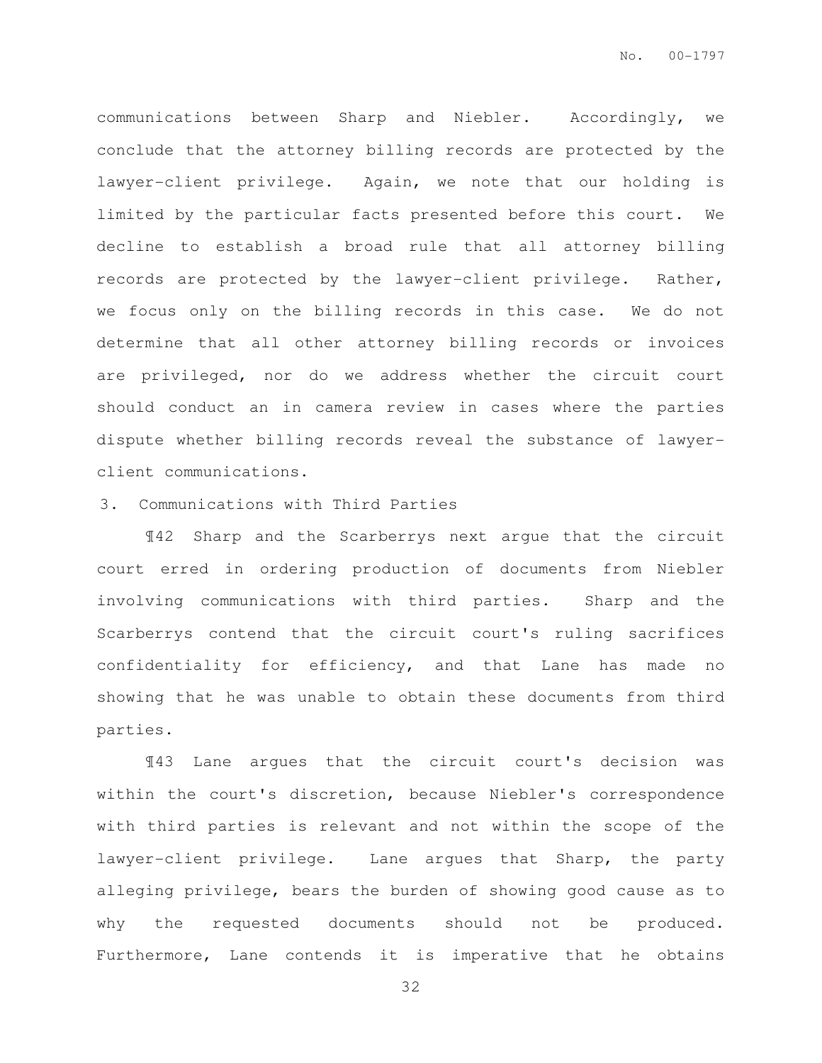communications between Sharp and Niebler. Accordingly, we conclude that the attorney billing records are protected by the lawyer-client privilege. Again, we note that our holding is limited by the particular facts presented before this court. We decline to establish a broad rule that all attorney billing records are protected by the lawyer-client privilege. Rather, we focus only on the billing records in this case. We do not determine that all other attorney billing records or invoices are privileged, nor do we address whether the circuit court should conduct an in camera review in cases where the parties dispute whether billing records reveal the substance of lawyer-client communications.

3. Communications with Third Parties

¶42 Sharp and the Scarberrys next argue that the circuit court erred in ordering production of documents from Niebler involving communications with third parties. Sharp and the Scarberrys contend that the circuit court's ruling sacrifices confidentiality for efficiency, and that Lane has made no showing that he was unable to obtain these documents from third parties.

¶43 Lane argues that the circuit court's decision was within the court's discretion, because Niebler's correspondence with third parties is relevant and not within the scope of the lawyer-client privilege. Lane argues that Sharp, the party alleging privilege, bears the burden of showing good cause as to why the requested documents should not be produced. Furthermore, Lane contends it is imperative that he obtains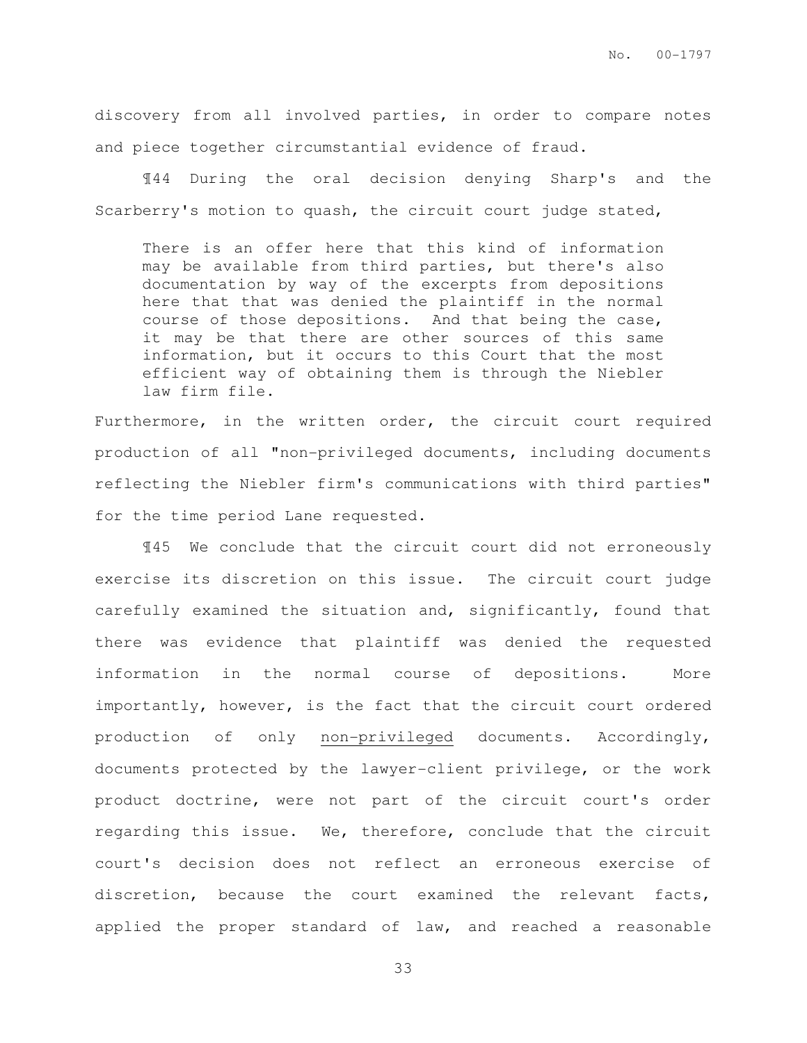discovery from all involved parties, in order to compare notes and piece together circumstantial evidence of fraud.

¶44 During the oral decision denying Sharp's and the Scarberry's motion to quash, the circuit court judge stated,

> There is an offer here that this kind of information may be available from third parties, but there's also documentation by way of the excerpts from depositions here that that was denied the plaintiff in the normal course of those depositions. And that being the case, it may be that there are other sources of this same information, but it occurs to this Court that the most efficient way of obtaining them is through the Niebler law firm file.

Furthermore, in the written order, the circuit court required production of all "non-privileged documents, including documents reflecting the Niebler firm's communications with third parties" for the time period Lane requested.

¶45 We conclude that the circuit court did not erroneously exercise its discretion on this issue. The circuit court judge carefully examined the situation and, significantly, found that there was evidence that plaintiff was denied the requested information in the normal course of depositions. More importantly, however, is the fact that the circuit court ordered production of only <u>non-privileged</u> documents. Accordingly, documents protected by the lawyer-client privilege, or the work product doctrine, were not part of the circuit court's order regarding this issue. We, therefore, conclude that the circuit court's decision does not reflect an erroneous exercise of discretion, because the court examined the relevant facts, applied the proper standard of law, and reached a reasonable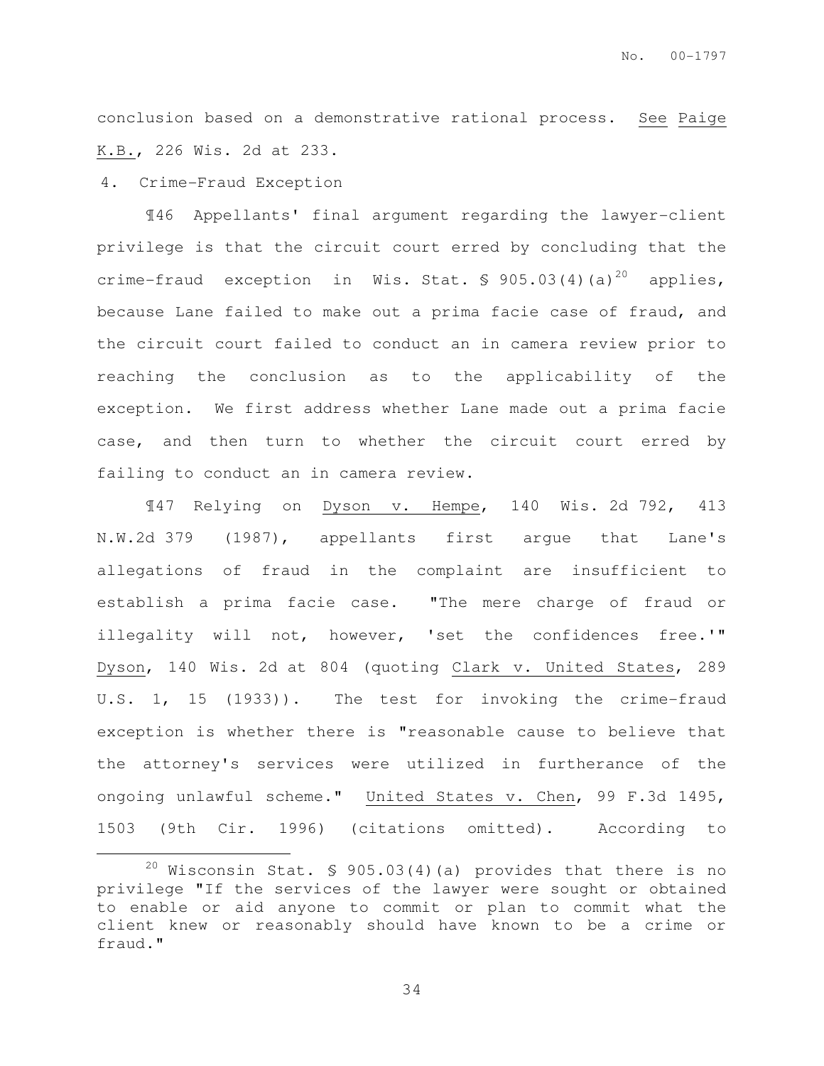conclusion based on a demonstrative rational process. See Paige K.B., 226 Wis. 2d at 233.

4. Crime-Fraud Exception

¶46 Appellants' final argument regarding the lawyer-client privilege is that the circuit court erred by concluding that the crime-fraud exception in Wis. Stat. § 905.03(4)(a)[20] applies, because Lane failed to make out a prima facie case of fraud, and the circuit court failed to conduct an in camera review prior to reaching the conclusion as to the applicability of the exception. We first address whether Lane made out a prima facie case, and then turn to whether the circuit court erred by failing to conduct an in camera review.

¶47 Relying on Dyson v. Hempe, 140 Wis. 2d 792, 413 N.W.2d 379 (1987), appellants first argue that Lane's allegations of fraud in the complaint are insufficient to establish a prima facie case. "The mere charge of fraud or illegality will not, however, 'set the confidences free.'" Dyson, 140 Wis. 2d at 804 (quoting Clark v. United States, 289 U.S. 1, 15 (1933)). The test for invoking the crime-fraud exception is whether there is "reasonable cause to believe that the attorney's services were utilized in furtherance of the ongoing unlawful scheme." United States v. Chen, 99 F.3d 1495, 1503 (9th Cir. 1996) (citations omitted). According to

[20] Wisconsin Stat. § 905.03(4)(a) provides that there is no privilege "If the services of the lawyer were sought or obtained to enable or aid anyone to commit or plan to commit what the client knew or reasonably should have known to be a crime or fraud."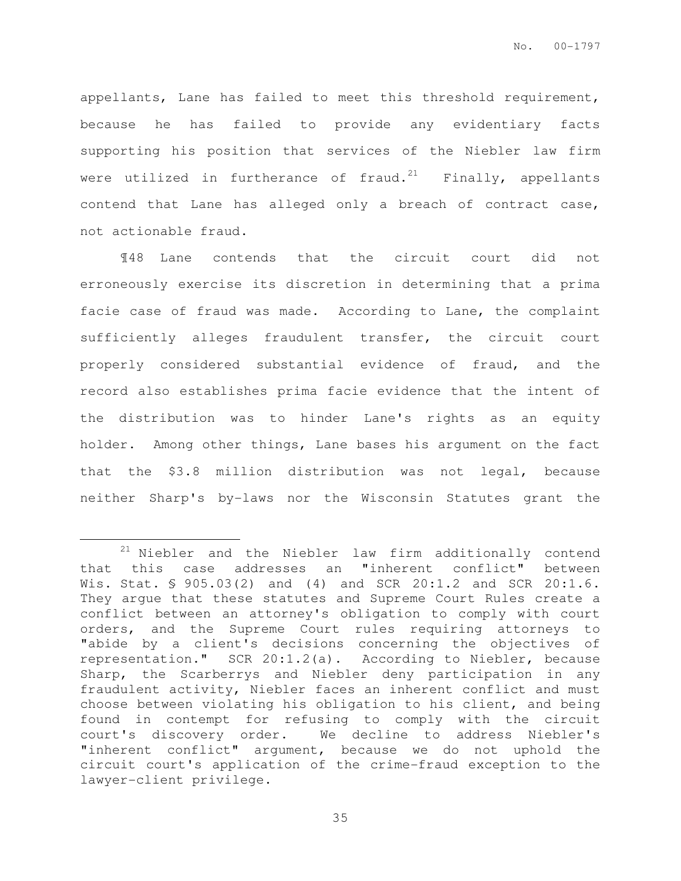appellants, Lane has failed to meet this threshold requirement, because he has failed to provide any evidentiary facts supporting his position that services of the Niebler law firm were utilized in furtherance of fraud.[21] Finally, appellants contend that Lane has alleged only a breach of contract case, not actionable fraud.

¶48 Lane contends that the circuit court did not erroneously exercise its discretion in determining that a prima facie case of fraud was made. According to Lane, the complaint sufficiently alleges fraudulent transfer, the circuit court properly considered substantial evidence of fraud, and the record also establishes prima facie evidence that the intent of the distribution was to hinder Lane's rights as an equity holder. Among other things, Lane bases his argument on the fact that the $3.8 million distribution was not legal, because neither Sharp's by-laws nor the Wisconsin Statutes grant the

---

[21] Niebler and the Niebler law firm additionally contend that this case addresses an "inherent conflict" between Wis. Stat. § 905.03(2) and (4) and SCR 20:1.2 and SCR 20:1.6. They argue that these statutes and Supreme Court Rules create a conflict between an attorney's obligation to comply with court orders, and the Supreme Court rules requiring attorneys to "abide by a client's decisions concerning the objectives of representation." SCR 20:1.2(a). According to Niebler, because Sharp, the Scarberrys and Niebler deny participation in any fraudulent activity, Niebler faces an inherent conflict and must choose between violating his obligation to his client, and being found in contempt for refusing to comply with the circuit court's discovery order. We decline to address Niebler's "inherent conflict" argument, because we do not uphold the circuit court's application of the crime-fraud exception to the lawyer-client privilege.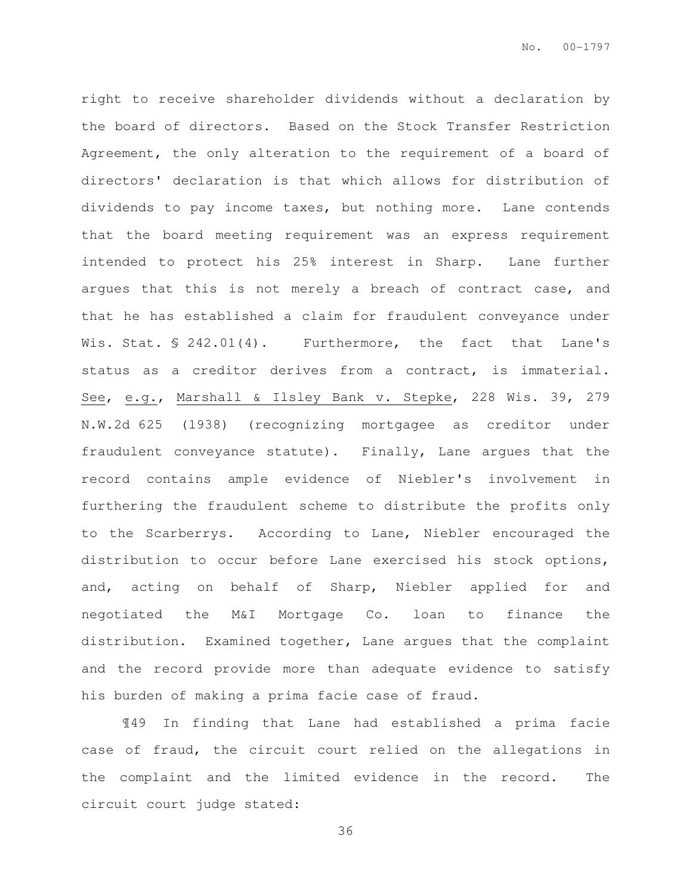right to receive shareholder dividends without a declaration by the board of directors. Based on the Stock Transfer Restriction Agreement, the only alteration to the requirement of a board of directors' declaration is that which allows for distribution of dividends to pay income taxes, but nothing more. Lane contends that the board meeting requirement was an express requirement intended to protect his 25% interest in Sharp. Lane further argues that this is not merely a breach of contract case, and that he has established a claim for fraudulent conveyance under Wis. Stat. § 242.01(4). Furthermore, the fact that Lane's status as a creditor derives from a contract, is immaterial. See, e.g., Marshall & Ilsley Bank v. Stepke, 228 Wis. 39, 279 N.W.2d 625 (1938) (recognizing mortgagee as creditor under fraudulent conveyance statute). Finally, Lane argues that the record contains ample evidence of Niebler's involvement in furthering the fraudulent scheme to distribute the profits only to the Scarberrys. According to Lane, Niebler encouraged the distribution to occur before Lane exercised his stock options, and, acting on behalf of Sharp, Niebler applied for and negotiated the M&I Mortgage Co. loan to finance the distribution. Examined together, Lane argues that the complaint and the record provide more than adequate evidence to satisfy his burden of making a prima facie case of fraud.

¶49 In finding that Lane had established a prima facie case of fraud, the circuit court relied on the allegations in the complaint and the limited evidence in the record. The circuit court judge stated: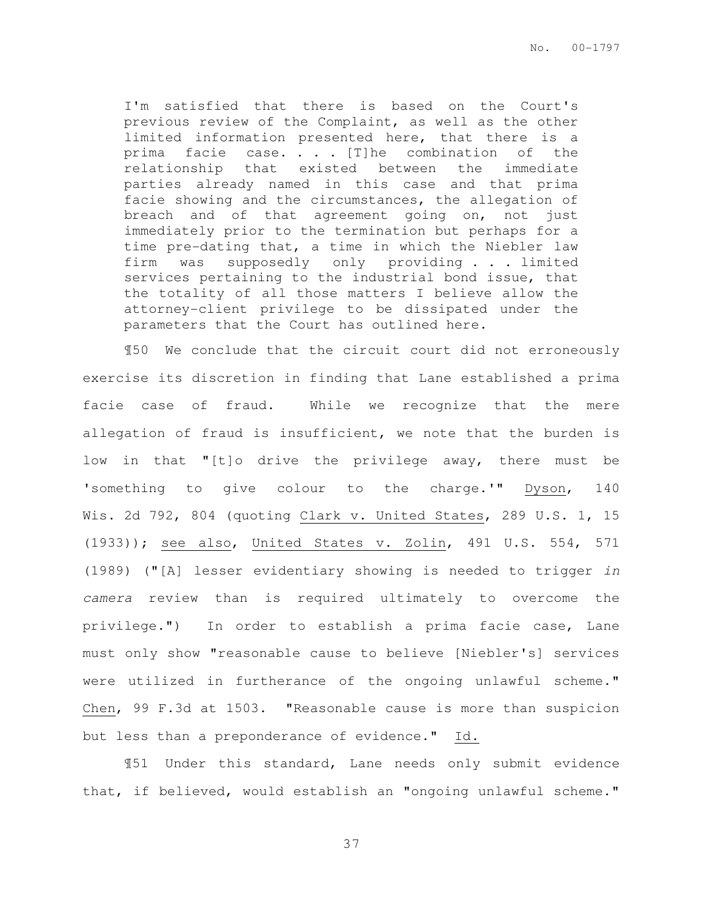> I'm satisfied that there is based on the Court's previous review of the Complaint, as well as the other limited information presented here, that there is a prima facie case. . . . [T]he combination of the relationship that existed between the immediate parties already named in this case and that prima facie showing and the circumstances, the allegation of breach and of that agreement going on, not just immediately prior to the termination but perhaps for a time pre-dating that, a time in which the Niebler law firm was supposedly only providing . . . limited services pertaining to the industrial bond issue, that the totality of all those matters I believe allow the attorney-client privilege to be dissipated under the parameters that the Court has outlined here.

¶50 We conclude that the circuit court did not erroneously exercise its discretion in finding that Lane established a prima facie case of fraud. While we recognize that the mere allegation of fraud is insufficient, we note that the burden is low in that "[t]o drive the privilege away, there must be 'something to give colour to the charge.'" Dyson, 140 Wis. 2d 792, 804 (quoting Clark v. United States, 289 U.S. 1, 15 (1933)); see also, United States v. Zolin, 491 U.S. 554, 571 (1989) ("[A] lesser evidentiary showing is needed to trigger *in camera* review than is required ultimately to overcome the privilege.") In order to establish a prima facie case, Lane must only show "reasonable cause to believe [Niebler's] services were utilized in furtherance of the ongoing unlawful scheme." Chen, 99 F.3d at 1503. "Reasonable cause is more than suspicion but less than a preponderance of evidence." Id.

¶51 Under this standard, Lane needs only submit evidence that, if believed, would establish an "ongoing unlawful scheme."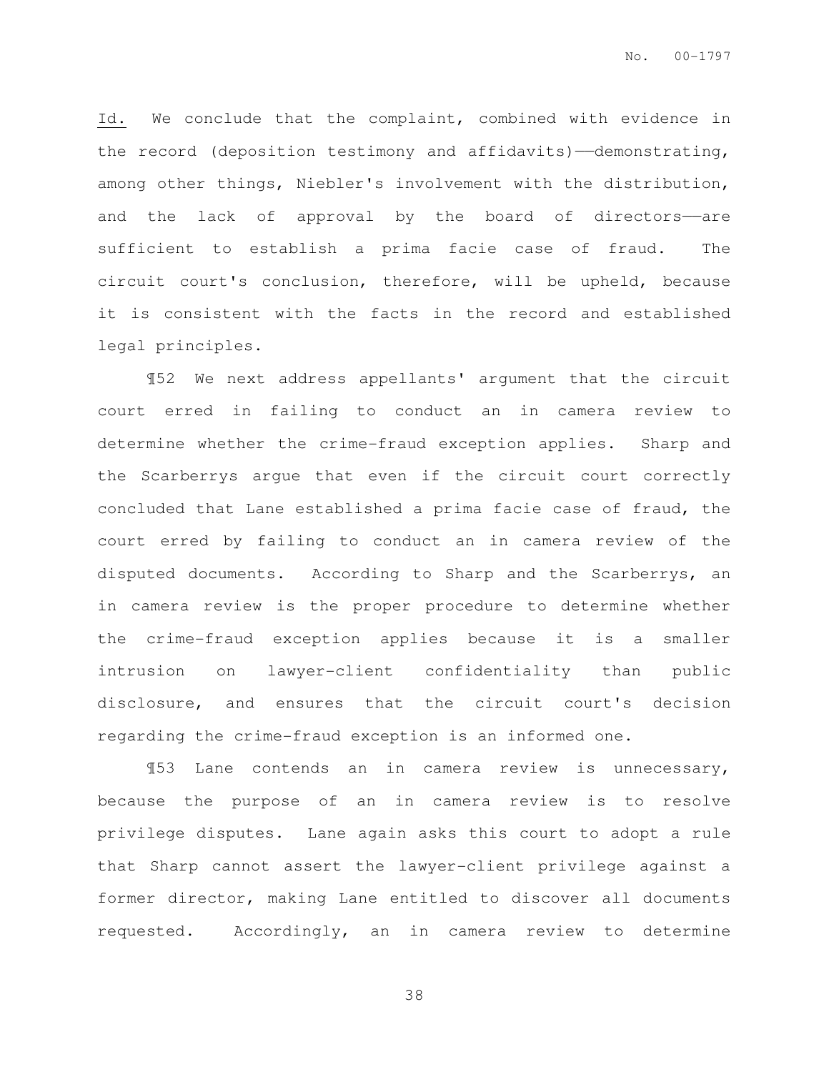_Id._ We conclude that the complaint, combined with evidence in the record (deposition testimony and affidavits)——demonstrating, among other things, Niebler's involvement with the distribution, and the lack of approval by the board of directors——are sufficient to establish a prima facie case of fraud. The circuit court's conclusion, therefore, will be upheld, because it is consistent with the facts in the record and established legal principles.

¶52 We next address appellants' argument that the circuit court erred in failing to conduct an in camera review to determine whether the crime-fraud exception applies. Sharp and the Scarberrys argue that even if the circuit court correctly concluded that Lane established a prima facie case of fraud, the court erred by failing to conduct an in camera review of the disputed documents. According to Sharp and the Scarberrys, an in camera review is the proper procedure to determine whether the crime-fraud exception applies because it is a smaller intrusion on lawyer-client confidentiality than public disclosure, and ensures that the circuit court's decision regarding the crime-fraud exception is an informed one.

¶53 Lane contends an in camera review is unnecessary, because the purpose of an in camera review is to resolve privilege disputes. Lane again asks this court to adopt a rule that Sharp cannot assert the lawyer-client privilege against a former director, making Lane entitled to discover all documents requested. Accordingly, an in camera review to determine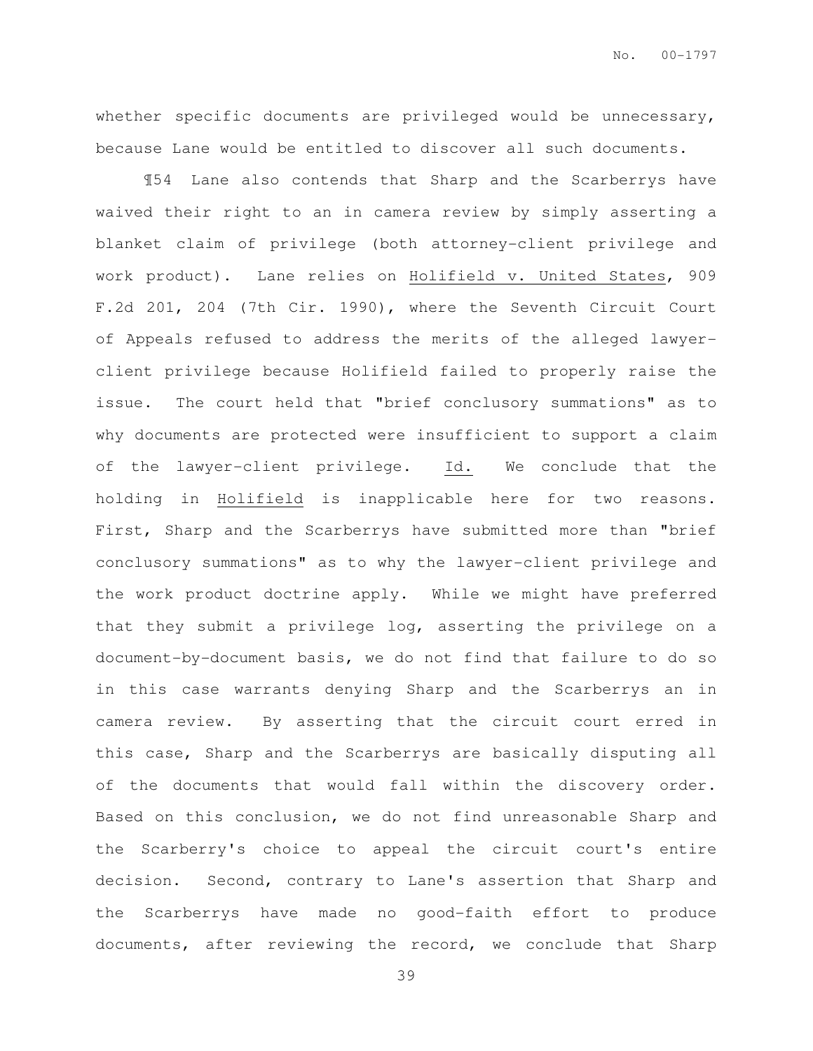whether specific documents are privileged would be unnecessary, because Lane would be entitled to discover all such documents.

¶54 Lane also contends that Sharp and the Scarberrys have waived their right to an in camera review by simply asserting a blanket claim of privilege (both attorney-client privilege and work product). Lane relies on Holifield v. United States, 909 F.2d 201, 204 (7th Cir. 1990), where the Seventh Circuit Court of Appeals refused to address the merits of the alleged lawyer-client privilege because Holifield failed to properly raise the issue. The court held that "brief conclusory summations" as to why documents are protected were insufficient to support a claim of the lawyer-client privilege. Id. We conclude that the holding in Holifield is inapplicable here for two reasons. First, Sharp and the Scarberrys have submitted more than "brief conclusory summations" as to why the lawyer-client privilege and the work product doctrine apply. While we might have preferred that they submit a privilege log, asserting the privilege on a document-by-document basis, we do not find that failure to do so in this case warrants denying Sharp and the Scarberrys an in camera review. By asserting that the circuit court erred in this case, Sharp and the Scarberrys are basically disputing all of the documents that would fall within the discovery order. Based on this conclusion, we do not find unreasonable Sharp and the Scarberry's choice to appeal the circuit court's entire decision. Second, contrary to Lane's assertion that Sharp and the Scarberrys have made no good-faith effort to produce documents, after reviewing the record, we conclude that Sharp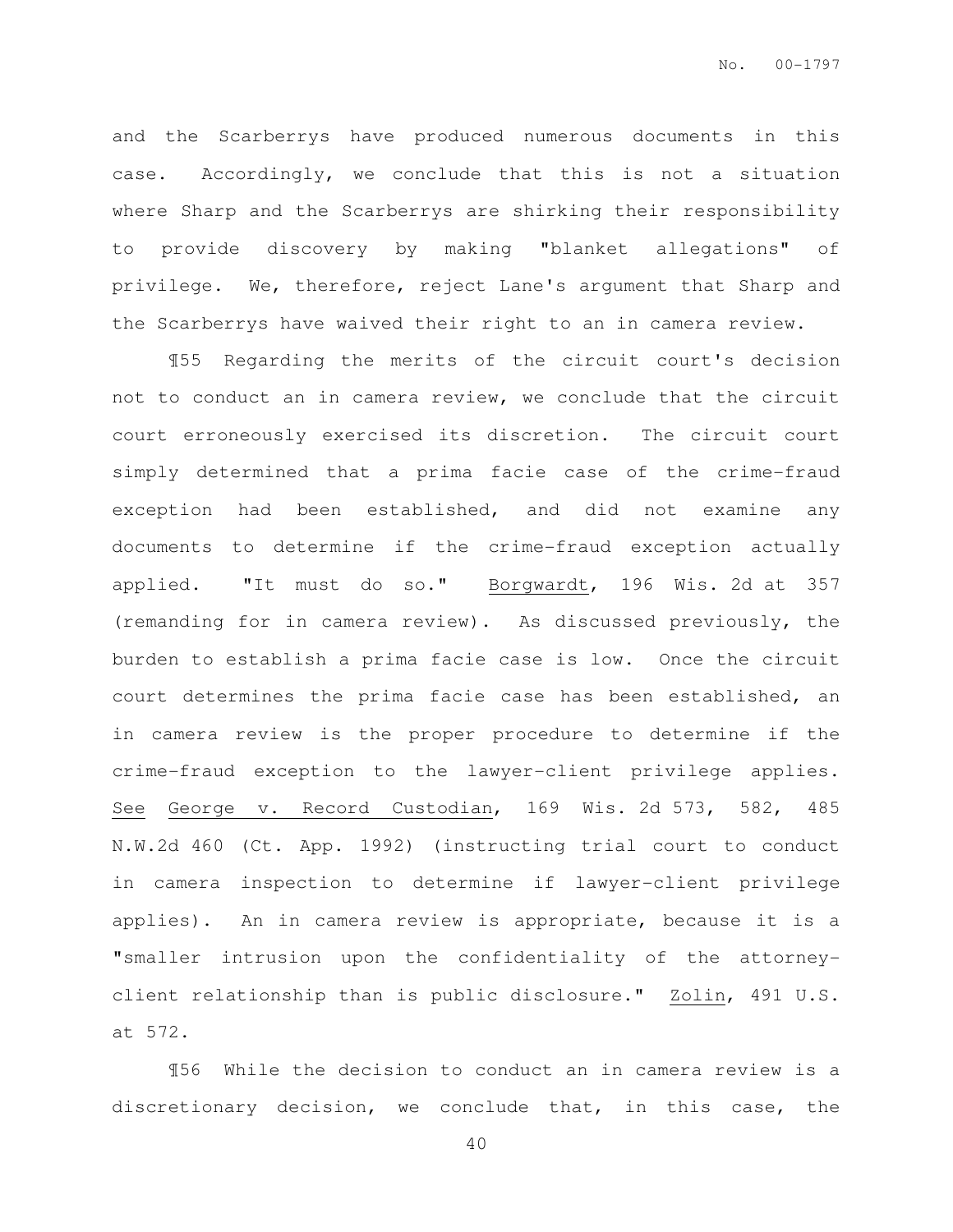and the Scarberrys have produced numerous documents in this case. Accordingly, we conclude that this is not a situation where Sharp and the Scarberrys are shirking their responsibility to provide discovery by making "blanket allegations" of privilege. We, therefore, reject Lane's argument that Sharp and the Scarberrys have waived their right to an in camera review.

¶55 Regarding the merits of the circuit court's decision not to conduct an in camera review, we conclude that the circuit court erroneously exercised its discretion. The circuit court simply determined that a prima facie case of the crime-fraud exception had been established, and did not examine any documents to determine if the crime-fraud exception actually applied. "It must do so." Borgwardt, 196 Wis. 2d at 357 (remanding for in camera review). As discussed previously, the burden to establish a prima facie case is low. Once the circuit court determines the prima facie case has been established, an in camera review is the proper procedure to determine if the crime-fraud exception to the lawyer-client privilege applies. See George v. Record Custodian, 169 Wis. 2d 573, 582, 485 N.W.2d 460 (Ct. App. 1992) (instructing trial court to conduct in camera inspection to determine if lawyer-client privilege applies). An in camera review is appropriate, because it is a "smaller intrusion upon the confidentiality of the attorney-client relationship than is public disclosure." Zolin, 491 U.S. at 572.

¶56 While the decision to conduct an in camera review is a discretionary decision, we conclude that, in this case, the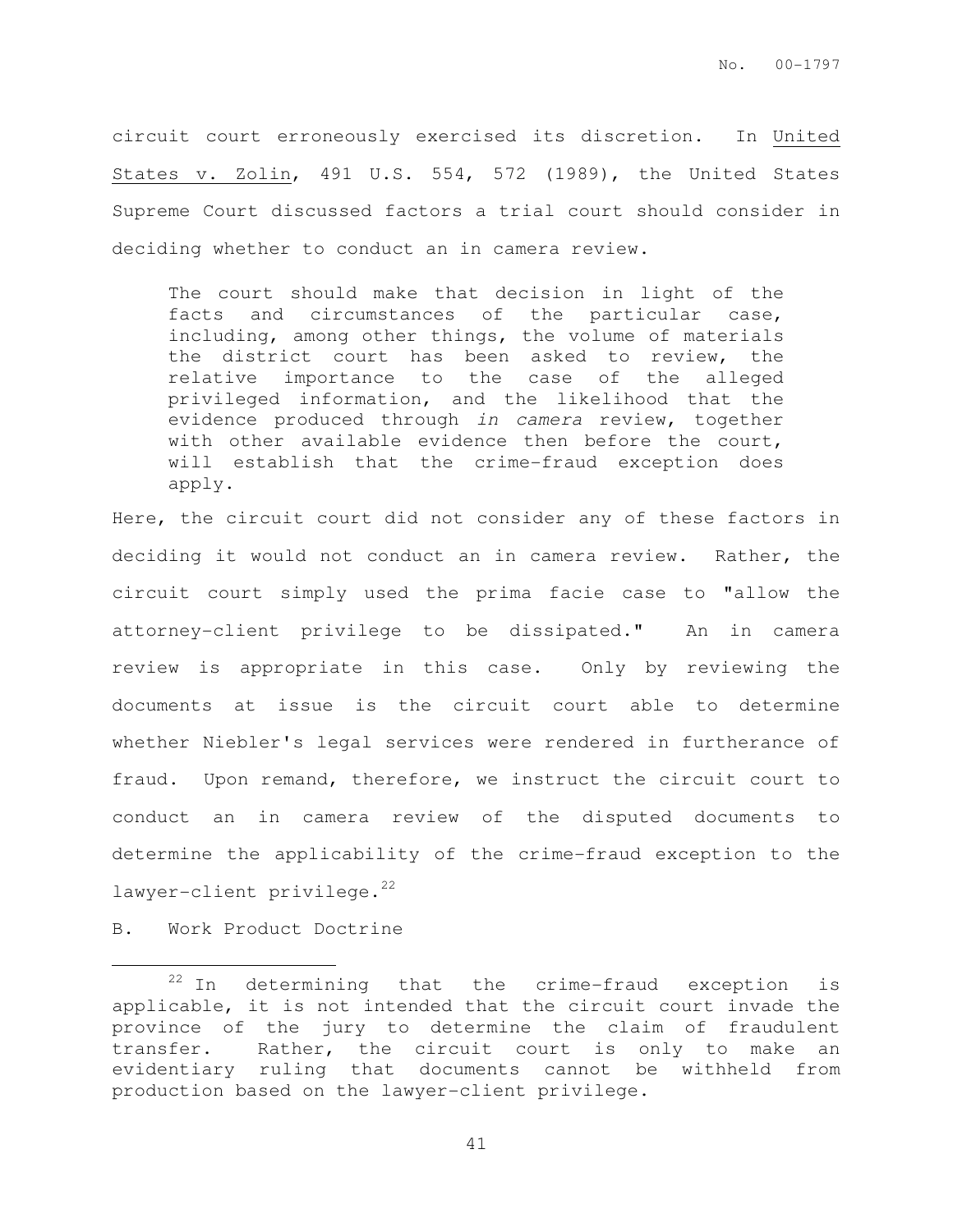circuit court erroneously exercised its discretion. In United States v. Zolin, 491 U.S. 554, 572 (1989), the United States Supreme Court discussed factors a trial court should consider in deciding whether to conduct an in camera review.

> The court should make that decision in light of the facts and circumstances of the particular case, including, among other things, the volume of materials the district court has been asked to review, the relative importance to the case of the alleged privileged information, and the likelihood that the evidence produced through *in camera* review, together with other available evidence then before the court, will establish that the crime-fraud exception does apply.

Here, the circuit court did not consider any of these factors in deciding it would not conduct an in camera review. Rather, the circuit court simply used the prima facie case to "allow the attorney-client privilege to be dissipated." An in camera review is appropriate in this case. Only by reviewing the documents at issue is the circuit court able to determine whether Niebler's legal services were rendered in furtherance of fraud. Upon remand, therefore, we instruct the circuit court to conduct an in camera review of the disputed documents to determine the applicability of the crime-fraud exception to the lawyer-client privilege.[22]

B. Work Product Doctrine

---

[22] In determining that the crime-fraud exception is applicable, it is not intended that the circuit court invade the province of the jury to determine the claim of fraudulent transfer. Rather, the circuit court is only to make an evidentiary ruling that documents cannot be withheld from production based on the lawyer-client privilege.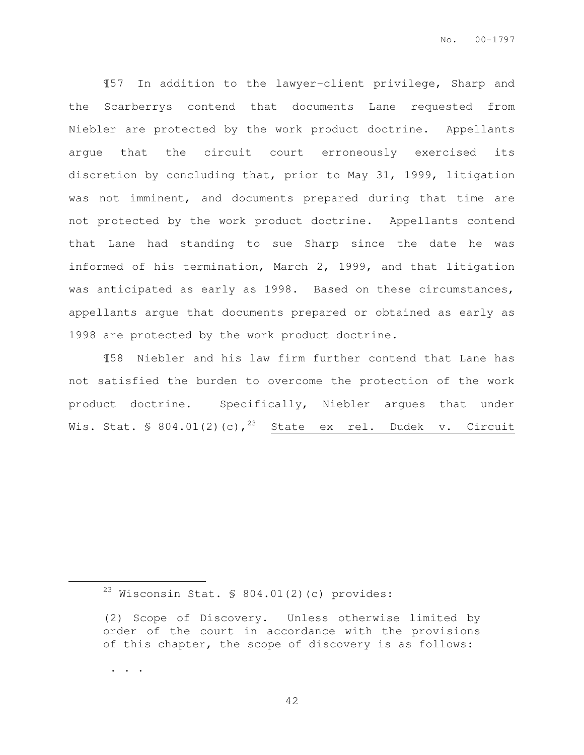¶57 In addition to the lawyer-client privilege, Sharp and the Scarberrys contend that documents Lane requested from Niebler are protected by the work product doctrine. Appellants argue that the circuit court erroneously exercised its discretion by concluding that, prior to May 31, 1999, litigation was not imminent, and documents prepared during that time are not protected by the work product doctrine. Appellants contend that Lane had standing to sue Sharp since the date he was informed of his termination, March 2, 1999, and that litigation was anticipated as early as 1998. Based on these circumstances, appellants argue that documents prepared or obtained as early as 1998 are protected by the work product doctrine.

¶58 Niebler and his law firm further contend that Lane has not satisfied the burden to overcome the protection of the work product doctrine. Specifically, Niebler argues that under Wis. Stat. § 804.01(2)(c),[23] State ex rel. Dudek v. Circuit

---

[23] Wisconsin Stat. § 804.01(2)(c) provides:

> (2) Scope of Discovery. Unless otherwise limited by order of the court in accordance with the provisions of this chapter, the scope of discovery is as follows:
>
> . . .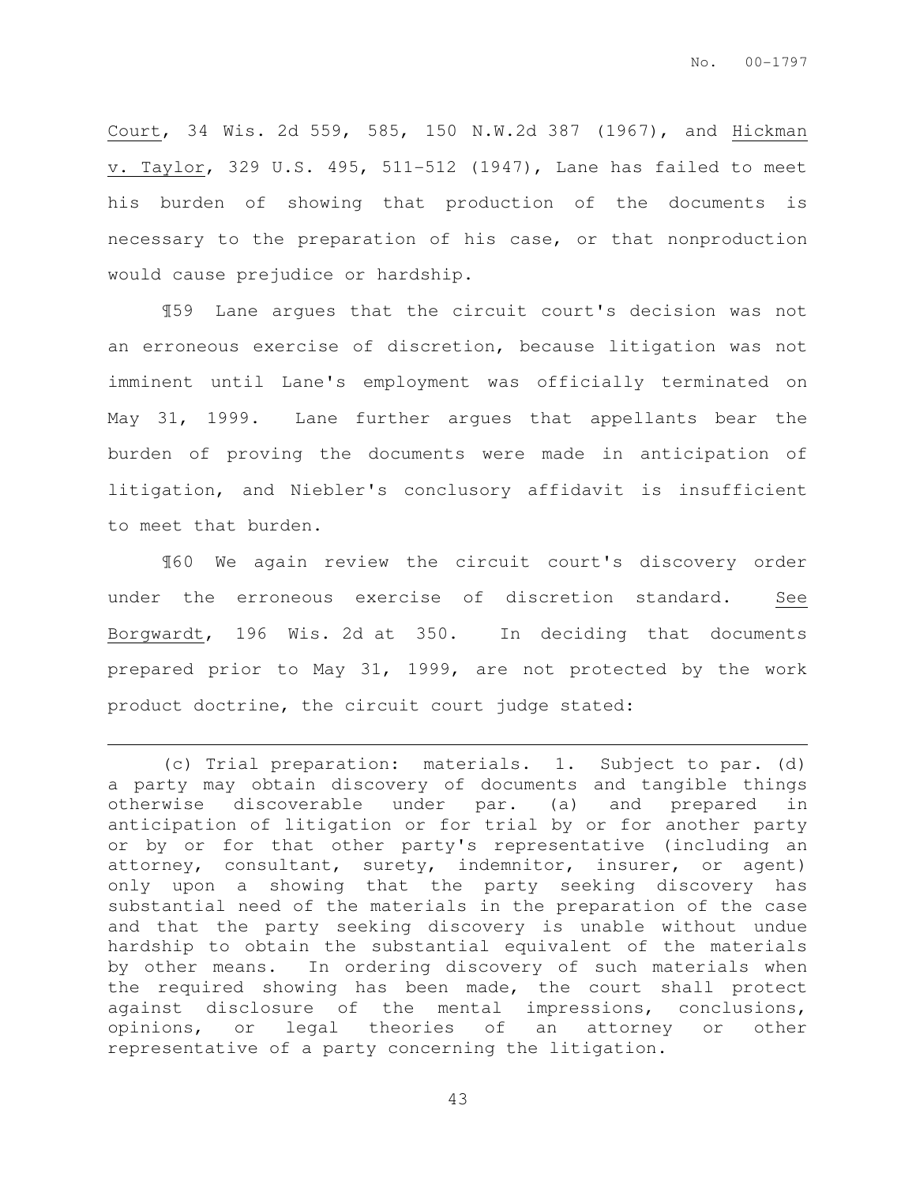Court, 34 Wis. 2d 559, 585, 150 N.W.2d 387 (1967), and Hickman v. Taylor, 329 U.S. 495, 511-512 (1947), Lane has failed to meet his burden of showing that production of the documents is necessary to the preparation of his case, or that nonproduction would cause prejudice or hardship.

¶59 Lane argues that the circuit court's decision was not an erroneous exercise of discretion, because litigation was not imminent until Lane's employment was officially terminated on May 31, 1999. Lane further argues that appellants bear the burden of proving the documents were made in anticipation of litigation, and Niebler's conclusory affidavit is insufficient to meet that burden.

¶60 We again review the circuit court's discovery order under the erroneous exercise of discretion standard. See Borgwardt, 196 Wis. 2d at 350. In deciding that documents prepared prior to May 31, 1999, are not protected by the work product doctrine, the circuit court judge stated:

---

(c) Trial preparation: materials. 1. Subject to par. (d) a party may obtain discovery of documents and tangible things otherwise discoverable under par. (a) and prepared in anticipation of litigation or for trial by or for another party or by or for that other party's representative (including an attorney, consultant, surety, indemnitor, insurer, or agent) only upon a showing that the party seeking discovery has substantial need of the materials in the preparation of the case and that the party seeking discovery is unable without undue hardship to obtain the substantial equivalent of the materials by other means. In ordering discovery of such materials when the required showing has been made, the court shall protect against disclosure of the mental impressions, conclusions, opinions, or legal theories of an attorney or other representative of a party concerning the litigation.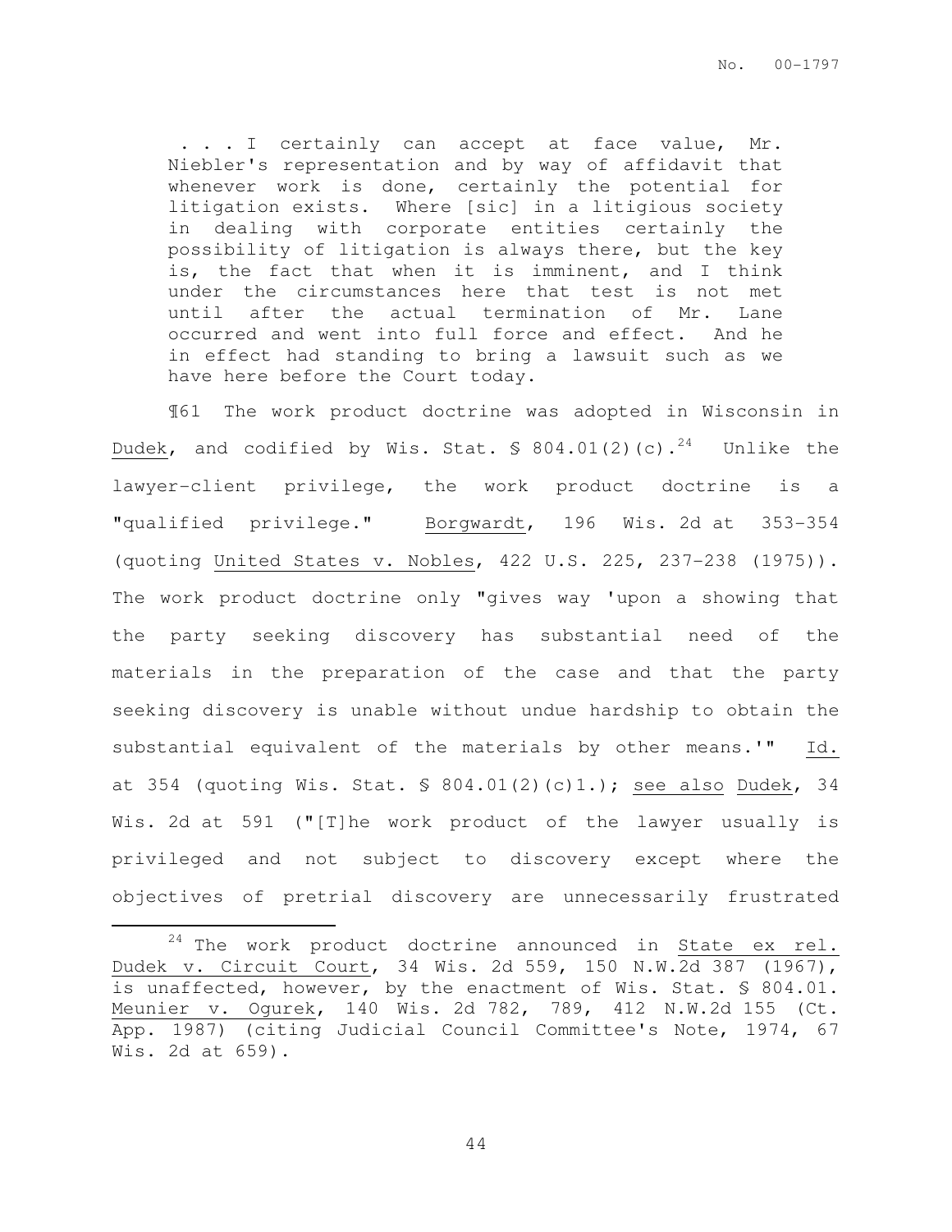> . . . I certainly can accept at face value, Mr. Niebler's representation and by way of affidavit that whenever work is done, certainly the potential for litigation exists. Where [sic] in a litigious society in dealing with corporate entities certainly the possibility of litigation is always there, but the key is, the fact that when it is imminent, and I think under the circumstances here that test is not met until after the actual termination of Mr. Lane occurred and went into full force and effect. And he in effect had standing to bring a lawsuit such as we have here before the Court today.

¶61 The work product doctrine was adopted in Wisconsin in Dudek, and codified by Wis. Stat. § 804.01(2)(c).[24] Unlike the lawyer-client privilege, the work product doctrine is a "qualified privilege." Borgwardt, 196 Wis. 2d at 353-354 (quoting United States v. Nobles, 422 U.S. 225, 237-238 (1975)). The work product doctrine only "gives way 'upon a showing that the party seeking discovery has substantial need of the materials in the preparation of the case and that the party seeking discovery is unable without undue hardship to obtain the substantial equivalent of the materials by other means.'" Id. at 354 (quoting Wis. Stat. § 804.01(2)(c)1.); see also Dudek, 34 Wis. 2d at 591 ("[T]he work product of the lawyer usually is privileged and not subject to discovery except where the objectives of pretrial discovery are unnecessarily frustrated

---

[24] The work product doctrine announced in State ex rel. Dudek v. Circuit Court, 34 Wis. 2d 559, 150 N.W.2d 387 (1967), is unaffected, however, by the enactment of Wis. Stat. § 804.01. Meunier v. Ogurek, 140 Wis. 2d 782, 789, 412 N.W.2d 155 (Ct. App. 1987) (citing Judicial Council Committee's Note, 1974, 67 Wis. 2d at 659).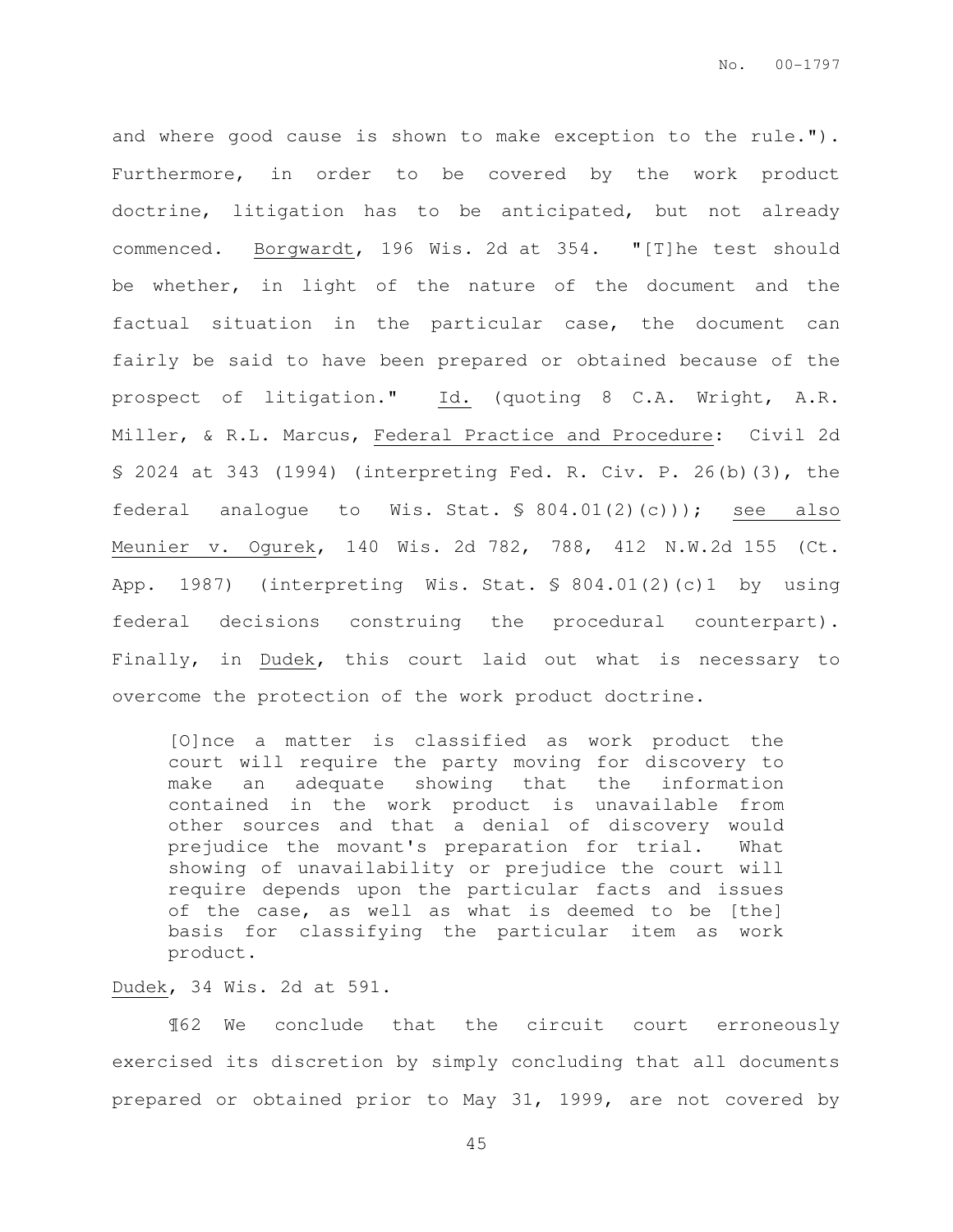and where good cause is shown to make exception to the rule."). Furthermore, in order to be covered by the work product doctrine, litigation has to be anticipated, but not already commenced. Borgwardt, 196 Wis. 2d at 354. "[T]he test should be whether, in light of the nature of the document and the factual situation in the particular case, the document can fairly be said to have been prepared or obtained because of the prospect of litigation." Id. (quoting 8 C.A. Wright, A.R. Miller, & R.L. Marcus, Federal Practice and Procedure: Civil 2d § 2024 at 343 (1994) (interpreting Fed. R. Civ. P. 26(b)(3), the federal analogue to Wis. Stat. § 804.01(2)(c))); see also Meunier v. Ogurek, 140 Wis. 2d 782, 788, 412 N.W.2d 155 (Ct. App. 1987) (interpreting Wis. Stat. § 804.01(2)(c)1 by using federal decisions construing the procedural counterpart). Finally, in Dudek, this court laid out what is necessary to overcome the protection of the work product doctrine.

> [O]nce a matter is classified as work product the court will require the party moving for discovery to make an adequate showing that the information contained in the work product is unavailable from other sources and that a denial of discovery would prejudice the movant's preparation for trial. What showing of unavailability or prejudice the court will require depends upon the particular facts and issues of the case, as well as what is deemed to be [the] basis for classifying the particular item as work product.

Dudek, 34 Wis. 2d at 591.

¶62 We conclude that the circuit court erroneously exercised its discretion by simply concluding that all documents prepared or obtained prior to May 31, 1999, are not covered by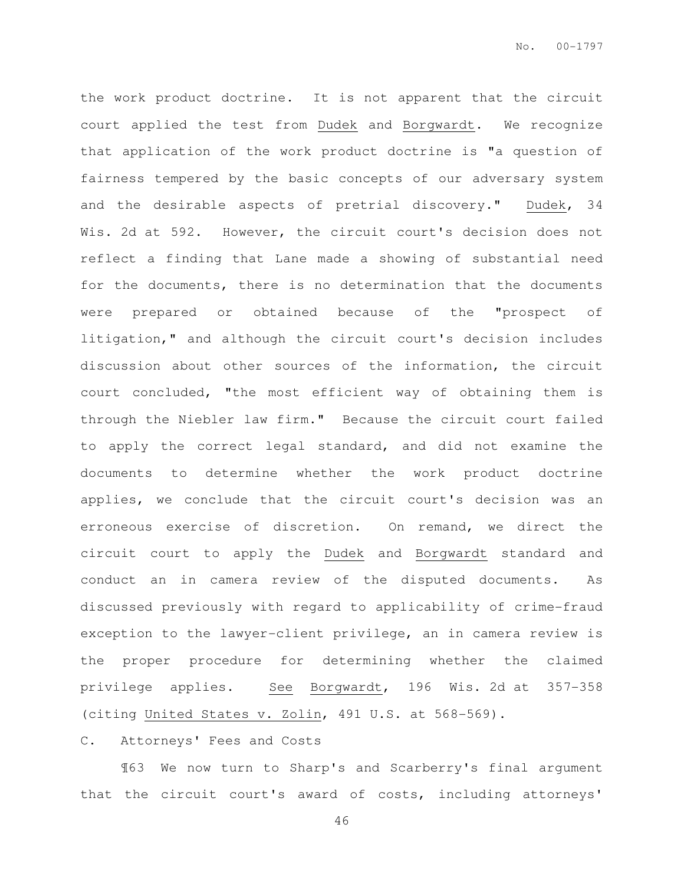the work product doctrine. It is not apparent that the circuit court applied the test from Dudek and Borgwardt. We recognize that application of the work product doctrine is "a question of fairness tempered by the basic concepts of our adversary system and the desirable aspects of pretrial discovery." Dudek, 34 Wis. 2d at 592. However, the circuit court's decision does not reflect a finding that Lane made a showing of substantial need for the documents, there is no determination that the documents were prepared or obtained because of the "prospect of litigation," and although the circuit court's decision includes discussion about other sources of the information, the circuit court concluded, "the most efficient way of obtaining them is through the Niebler law firm." Because the circuit court failed to apply the correct legal standard, and did not examine the documents to determine whether the work product doctrine applies, we conclude that the circuit court's decision was an erroneous exercise of discretion. On remand, we direct the circuit court to apply the Dudek and Borgwardt standard and conduct an in camera review of the disputed documents. As discussed previously with regard to applicability of crime-fraud exception to the lawyer-client privilege, an in camera review is the proper procedure for determining whether the claimed privilege applies. See Borgwardt, 196 Wis. 2d at 357-358 (citing United States v. Zolin, 491 U.S. at 568-569).

C. Attorneys' Fees and Costs

¶63 We now turn to Sharp's and Scarberry's final argument that the circuit court's award of costs, including attorneys'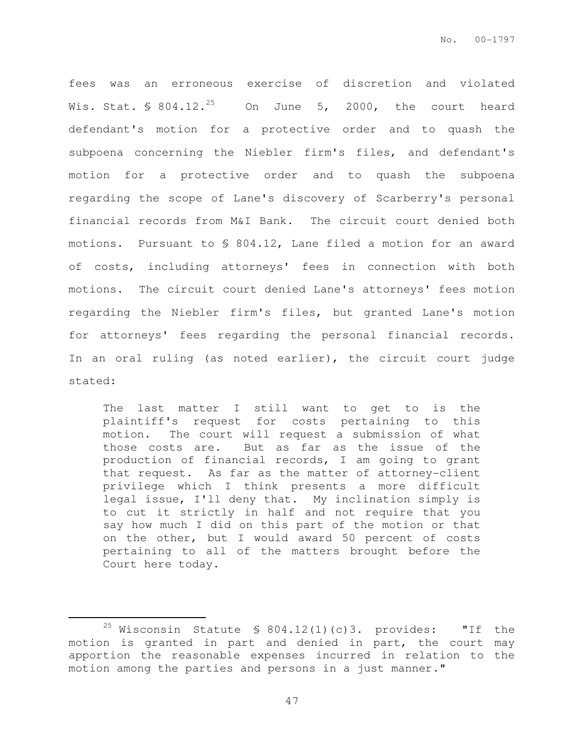fees was an erroneous exercise of discretion and violated Wis. Stat. § 804.12.[25] On June 5, 2000, the court heard defendant's motion for a protective order and to quash the subpoena concerning the Niebler firm's files, and defendant's motion for a protective order and to quash the subpoena regarding the scope of Lane's discovery of Scarberry's personal financial records from M&I Bank. The circuit court denied both motions. Pursuant to § 804.12, Lane filed a motion for an award of costs, including attorneys' fees in connection with both motions. The circuit court denied Lane's attorneys' fees motion regarding the Niebler firm's files, but granted Lane's motion for attorneys' fees regarding the personal financial records. In an oral ruling (as noted earlier), the circuit court judge stated:

> The last matter I still want to get to is the plaintiff's request for costs pertaining to this motion. The court will request a submission of what those costs are. But as far as the issue of the production of financial records, I am going to grant that request. As far as the matter of attorney-client privilege which I think presents a more difficult legal issue, I'll deny that. My inclination simply is to cut it strictly in half and not require that you say how much I did on this part of the motion or that on the other, but I would award 50 percent of costs pertaining to all of the matters brought before the Court here today.

---

[25] Wisconsin Statute § 804.12(1)(c)3. provides: "If the motion is granted in part and denied in part, the court may apportion the reasonable expenses incurred in relation to the motion among the parties and persons in a just manner."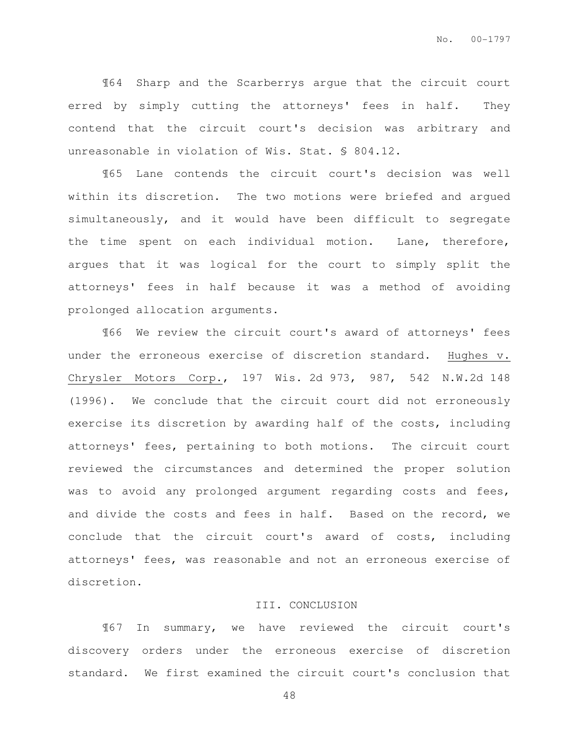¶64 Sharp and the Scarberrys argue that the circuit court erred by simply cutting the attorneys' fees in half. They contend that the circuit court's decision was arbitrary and unreasonable in violation of Wis. Stat. § 804.12.

¶65 Lane contends the circuit court's decision was well within its discretion. The two motions were briefed and argued simultaneously, and it would have been difficult to segregate the time spent on each individual motion. Lane, therefore, argues that it was logical for the court to simply split the attorneys' fees in half because it was a method of avoiding prolonged allocation arguments.

¶66 We review the circuit court's award of attorneys' fees under the erroneous exercise of discretion standard. Hughes v. Chrysler Motors Corp., 197 Wis. 2d 973, 987, 542 N.W.2d 148 (1996). We conclude that the circuit court did not erroneously exercise its discretion by awarding half of the costs, including attorneys' fees, pertaining to both motions. The circuit court reviewed the circumstances and determined the proper solution was to avoid any prolonged argument regarding costs and fees, and divide the costs and fees in half. Based on the record, we conclude that the circuit court's award of costs, including attorneys' fees, was reasonable and not an erroneous exercise of discretion.

## III. CONCLUSION

¶67 In summary, we have reviewed the circuit court's discovery orders under the erroneous exercise of discretion standard. We first examined the circuit court's conclusion that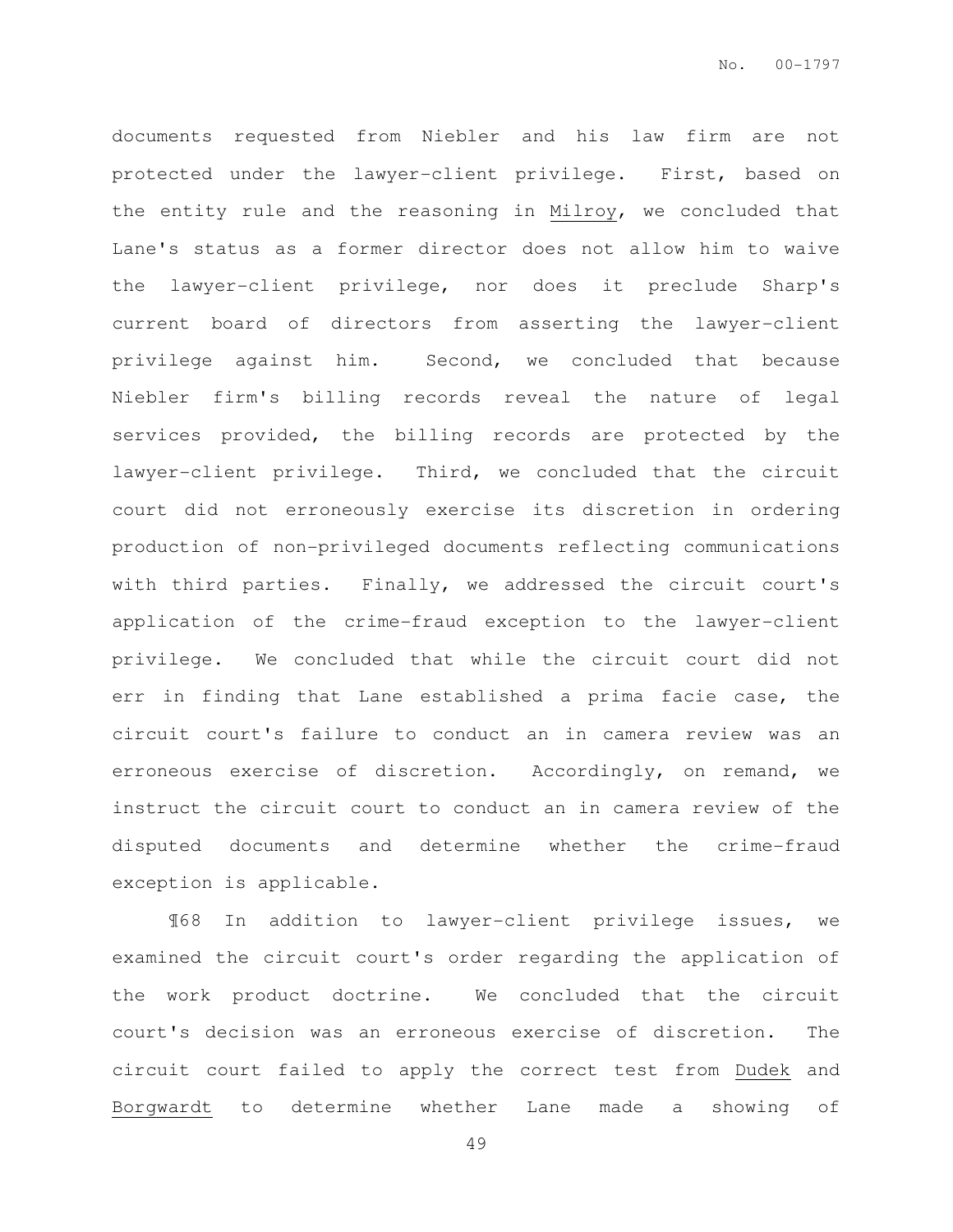documents requested from Niebler and his law firm are not protected under the lawyer-client privilege. First, based on the entity rule and the reasoning in Milroy, we concluded that Lane's status as a former director does not allow him to waive the lawyer-client privilege, nor does it preclude Sharp's current board of directors from asserting the lawyer-client privilege against him. Second, we concluded that because Niebler firm's billing records reveal the nature of legal services provided, the billing records are protected by the lawyer-client privilege. Third, we concluded that the circuit court did not erroneously exercise its discretion in ordering production of non-privileged documents reflecting communications with third parties. Finally, we addressed the circuit court's application of the crime-fraud exception to the lawyer-client privilege. We concluded that while the circuit court did not err in finding that Lane established a prima facie case, the circuit court's failure to conduct an in camera review was an erroneous exercise of discretion. Accordingly, on remand, we instruct the circuit court to conduct an in camera review of the disputed documents and determine whether the crime-fraud exception is applicable.

¶68 In addition to lawyer-client privilege issues, we examined the circuit court's order regarding the application of the work product doctrine. We concluded that the circuit court's decision was an erroneous exercise of discretion. The circuit court failed to apply the correct test from Dudek and Borgwardt to determine whether Lane made a showing of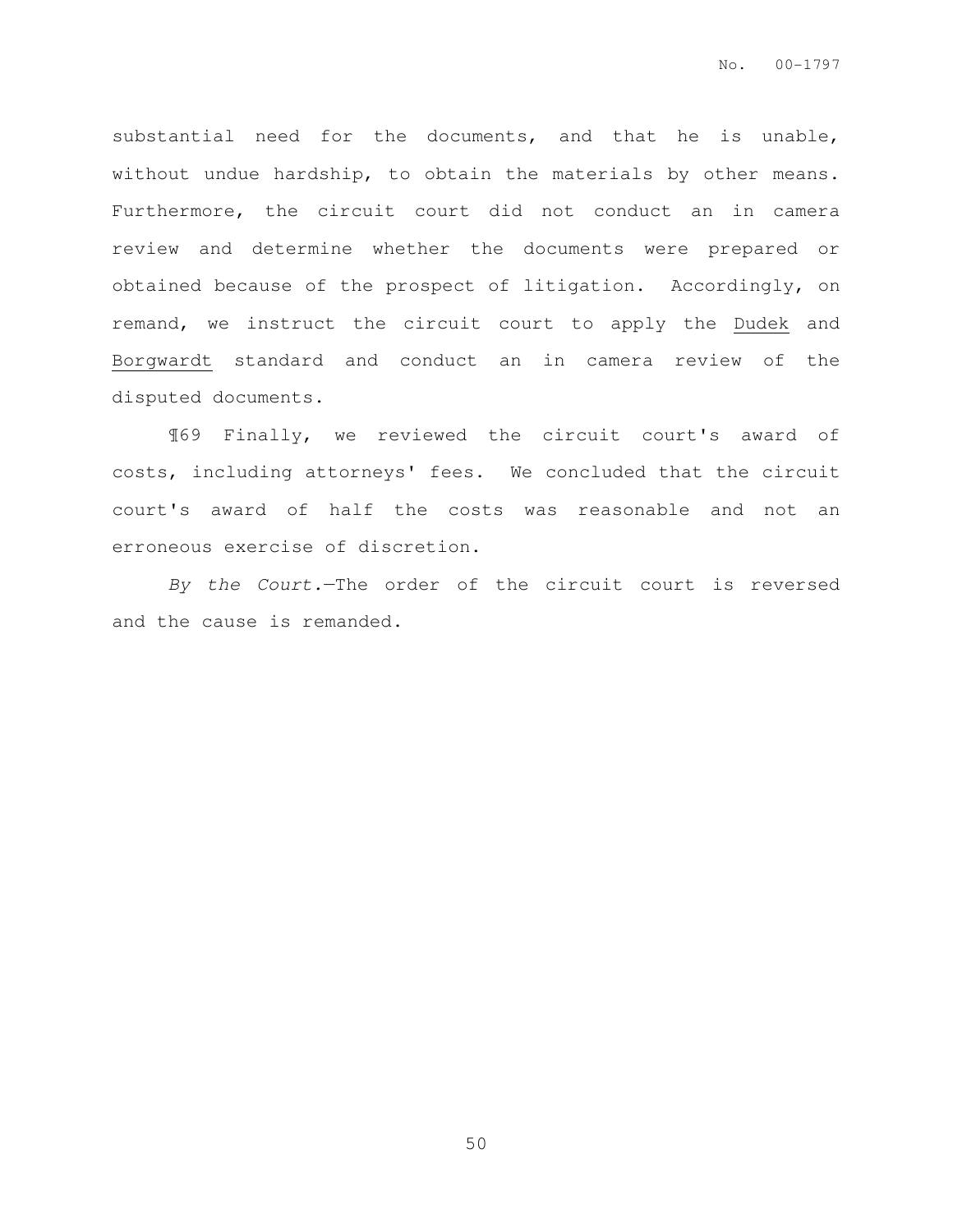substantial need for the documents, and that he is unable, without undue hardship, to obtain the materials by other means. Furthermore, the circuit court did not conduct an in camera review and determine whether the documents were prepared or obtained because of the prospect of litigation. Accordingly, on remand, we instruct the circuit court to apply the Dudek and Borgwardt standard and conduct an in camera review of the disputed documents.

¶69 Finally, we reviewed the circuit court's award of costs, including attorneys' fees. We concluded that the circuit court's award of half the costs was reasonable and not an erroneous exercise of discretion.

*By the Court.*—The order of the circuit court is reversed and the cause is remanded.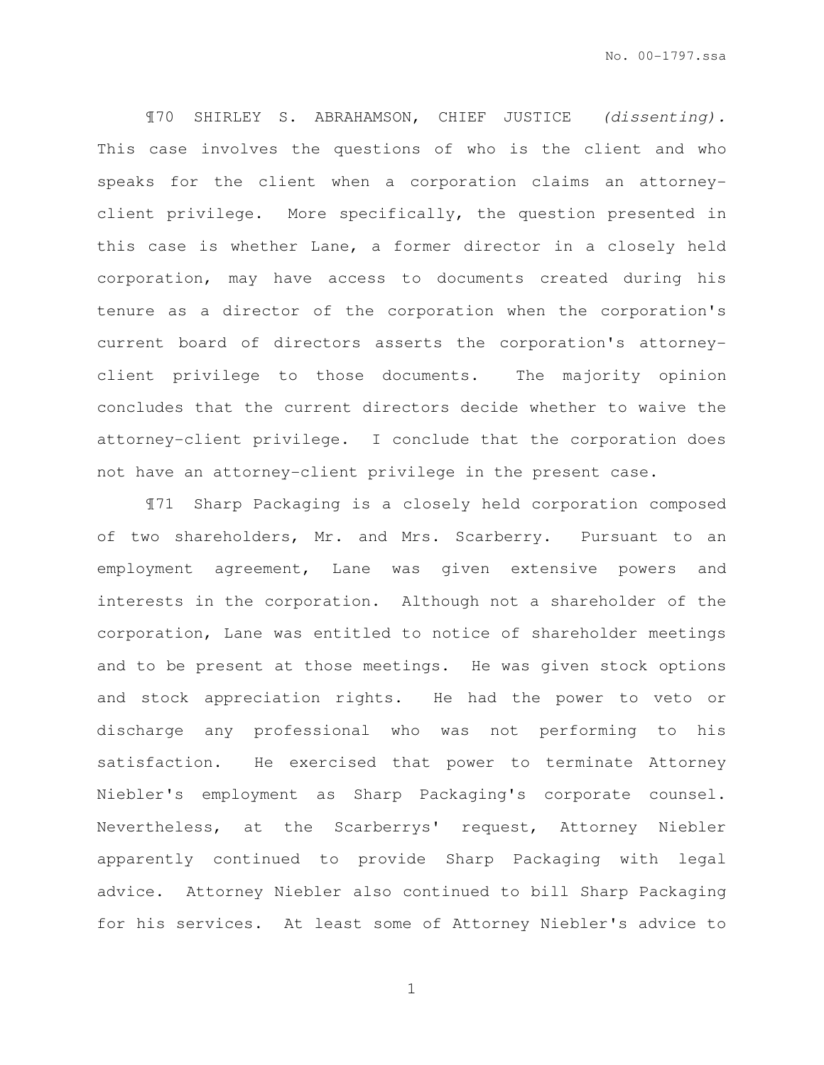¶70 SHIRLEY S. ABRAHAMSON, CHIEF JUSTICE *(dissenting).* This case involves the questions of who is the client and who speaks for the client when a corporation claims an attorney-client privilege. More specifically, the question presented in this case is whether Lane, a former director in a closely held corporation, may have access to documents created during his tenure as a director of the corporation when the corporation's current board of directors asserts the corporation's attorney-client privilege to those documents. The majority opinion concludes that the current directors decide whether to waive the attorney-client privilege. I conclude that the corporation does not have an attorney-client privilege in the present case.

¶71 Sharp Packaging is a closely held corporation composed of two shareholders, Mr. and Mrs. Scarberry. Pursuant to an employment agreement, Lane was given extensive powers and interests in the corporation. Although not a shareholder of the corporation, Lane was entitled to notice of shareholder meetings and to be present at those meetings. He was given stock options and stock appreciation rights. He had the power to veto or discharge any professional who was not performing to his satisfaction. He exercised that power to terminate Attorney Niebler's employment as Sharp Packaging's corporate counsel. Nevertheless, at the Scarberrys' request, Attorney Niebler apparently continued to provide Sharp Packaging with legal advice. Attorney Niebler also continued to bill Sharp Packaging for his services. At least some of Attorney Niebler's advice to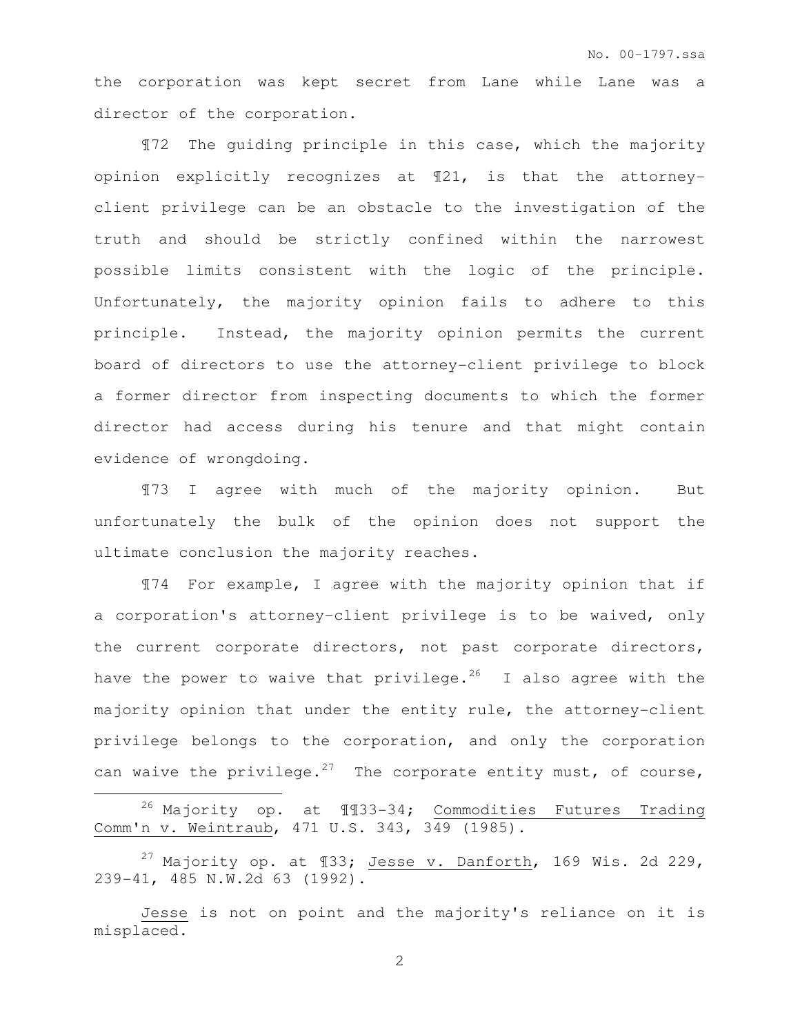the corporation was kept secret from Lane while Lane was a director of the corporation.

¶72 The guiding principle in this case, which the majority opinion explicitly recognizes at ¶21, is that the attorney-client privilege can be an obstacle to the investigation of the truth and should be strictly confined within the narrowest possible limits consistent with the logic of the principle. Unfortunately, the majority opinion fails to adhere to this principle. Instead, the majority opinion permits the current board of directors to use the attorney-client privilege to block a former director from inspecting documents to which the former director had access during his tenure and that might contain evidence of wrongdoing.

¶73 I agree with much of the majority opinion. But unfortunately the bulk of the opinion does not support the ultimate conclusion the majority reaches.

¶74 For example, I agree with the majority opinion that if a corporation's attorney-client privilege is to be waived, only the current corporate directors, not past corporate directors, have the power to waive that privilege.[26] I also agree with the majority opinion that under the entity rule, the attorney-client privilege belongs to the corporation, and only the corporation can waive the privilege.[27] The corporate entity must, of course,

---

[26] Majority op. at ¶¶33-34; Commodities Futures Trading Comm'n v. Weintraub, 471 U.S. 343, 349 (1985).

[27] Majority op. at ¶33; Jesse v. Danforth, 169 Wis. 2d 229, 239-41, 485 N.W.2d 63 (1992).

Jesse is not on point and the majority's reliance on it is misplaced.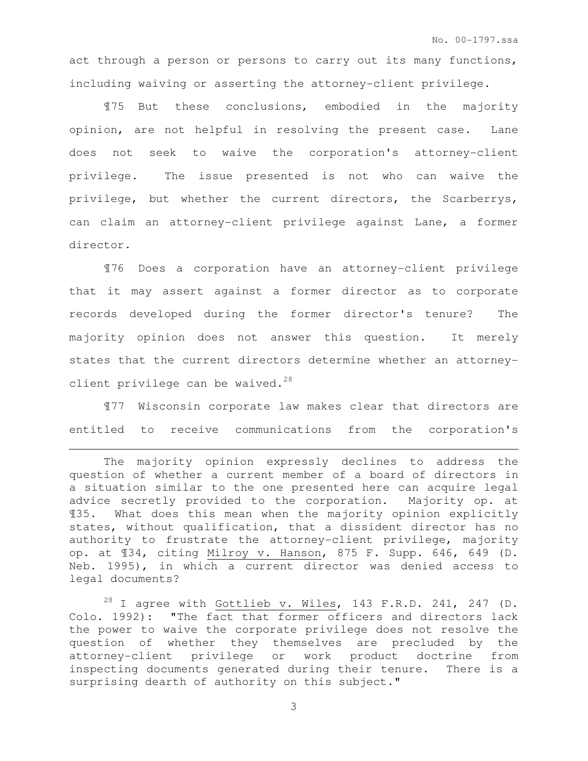act through a person or persons to carry out its many functions, including waiving or asserting the attorney-client privilege.

¶75 But these conclusions, embodied in the majority opinion, are not helpful in resolving the present case. Lane does not seek to waive the corporation's attorney-client privilege. The issue presented is not who can waive the privilege, but whether the current directors, the Scarberrys, can claim an attorney-client privilege against Lane, a former director.

¶76 Does a corporation have an attorney-client privilege that it may assert against a former director as to corporate records developed during the former director's tenure? The majority opinion does not answer this question. It merely states that the current directors determine whether an attorney-client privilege can be waived.[28]

¶77 Wisconsin corporate law makes clear that directors are entitled to receive communications from the corporation's

---

The majority opinion expressly declines to address the question of whether a current member of a board of directors in a situation similar to the one presented here can acquire legal advice secretly provided to the corporation. Majority op. at ¶35. What does this mean when the majority opinion explicitly states, without qualification, that a dissident director has no authority to frustrate the attorney-client privilege, majority op. at ¶34, citing Milroy v. Hanson, 875 F. Supp. 646, 649 (D. Neb. 1995), in which a current director was denied access to legal documents?

[28] I agree with Gottlieb v. Wiles, 143 F.R.D. 241, 247 (D. Colo. 1992): "The fact that former officers and directors lack the power to waive the corporate privilege does not resolve the question of whether they themselves are precluded by the attorney-client privilege or work product doctrine from inspecting documents generated during their tenure. There is a surprising dearth of authority on this subject."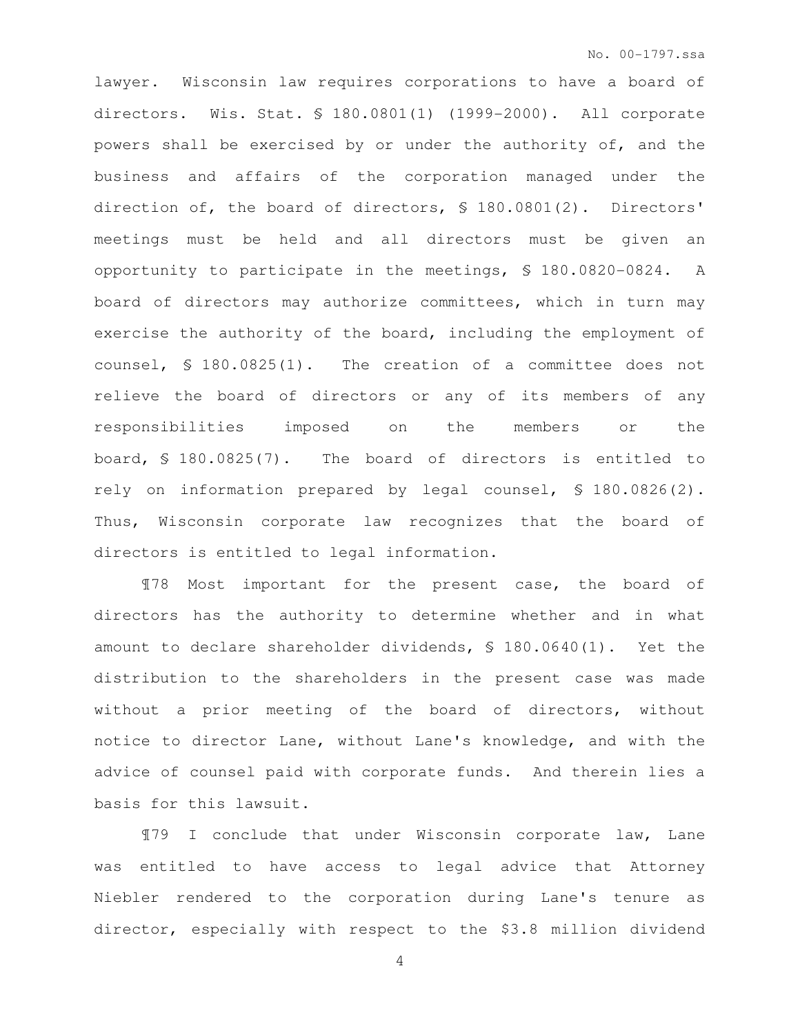lawyer. Wisconsin law requires corporations to have a board of directors. Wis. Stat. § 180.0801(1) (1999-2000). All corporate powers shall be exercised by or under the authority of, and the business and affairs of the corporation managed under the direction of, the board of directors, § 180.0801(2). Directors' meetings must be held and all directors must be given an opportunity to participate in the meetings, § 180.0820-0824. A board of directors may authorize committees, which in turn may exercise the authority of the board, including the employment of counsel, § 180.0825(1). The creation of a committee does not relieve the board of directors or any of its members of any responsibilities imposed on the members or the board, § 180.0825(7). The board of directors is entitled to rely on information prepared by legal counsel, § 180.0826(2). Thus, Wisconsin corporate law recognizes that the board of directors is entitled to legal information.

¶78 Most important for the present case, the board of directors has the authority to determine whether and in what amount to declare shareholder dividends, § 180.0640(1). Yet the distribution to the shareholders in the present case was made without a prior meeting of the board of directors, without notice to director Lane, without Lane's knowledge, and with the advice of counsel paid with corporate funds. And therein lies a basis for this lawsuit.

¶79 I conclude that under Wisconsin corporate law, Lane was entitled to have access to legal advice that Attorney Niebler rendered to the corporation during Lane's tenure as director, especially with respect to the $3.8 million dividend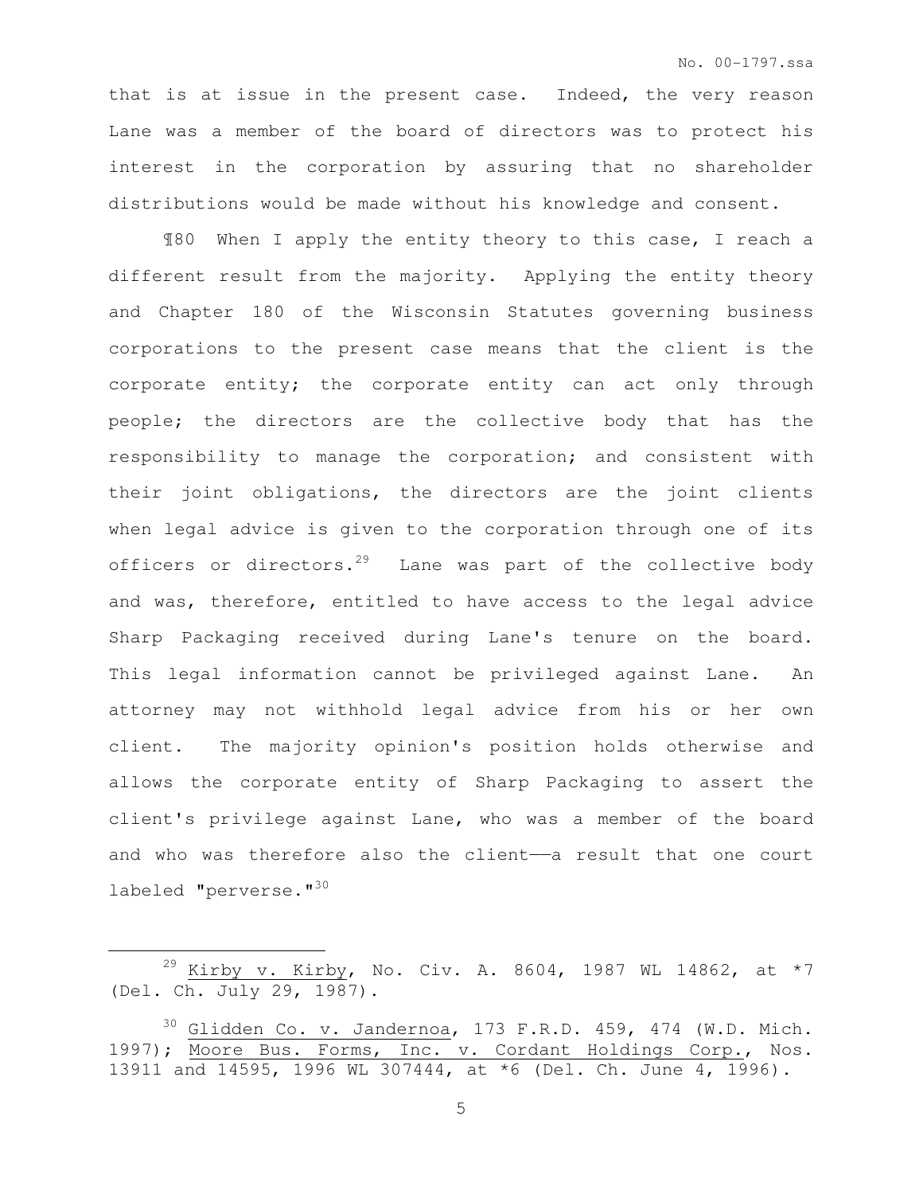that is at issue in the present case. Indeed, the very reason Lane was a member of the board of directors was to protect his interest in the corporation by assuring that no shareholder distributions would be made without his knowledge and consent.

¶80 When I apply the entity theory to this case, I reach a different result from the majority. Applying the entity theory and Chapter 180 of the Wisconsin Statutes governing business corporations to the present case means that the client is the corporate entity; the corporate entity can act only through people; the directors are the collective body that has the responsibility to manage the corporation; and consistent with their joint obligations, the directors are the joint clients when legal advice is given to the corporation through one of its officers or directors.[29] Lane was part of the collective body and was, therefore, entitled to have access to the legal advice Sharp Packaging received during Lane's tenure on the board. This legal information cannot be privileged against Lane. An attorney may not withhold legal advice from his or her own client. The majority opinion's position holds otherwise and allows the corporate entity of Sharp Packaging to assert the client's privilege against Lane, who was a member of the board and who was therefore also the client——a result that one court labeled "perverse."[30]

---

[29] Kirby v. Kirby, No. Civ. A. 8604, 1987 WL 14862, at *7 (Del. Ch. July 29, 1987).

[30] Glidden Co. v. Jandernoa, 173 F.R.D. 459, 474 (W.D. Mich. 1997); Moore Bus. Forms, Inc. v. Cordant Holdings Corp., Nos. 13911 and 14595, 1996 WL 307444, at *6 (Del. Ch. June 4, 1996).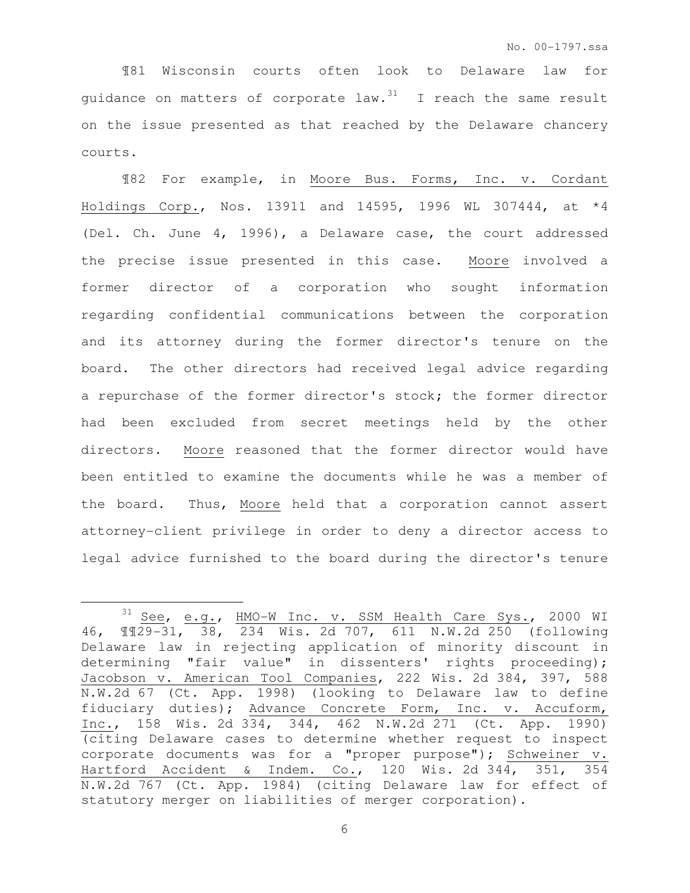¶81 Wisconsin courts often look to Delaware law for guidance on matters of corporate law.[31] I reach the same result on the issue presented as that reached by the Delaware chancery courts.

¶82 For example, in Moore Bus. Forms, Inc. v. Cordant Holdings Corp., Nos. 13911 and 14595, 1996 WL 307444, at *4 (Del. Ch. June 4, 1996), a Delaware case, the court addressed the precise issue presented in this case. Moore involved a former director of a corporation who sought information regarding confidential communications between the corporation and its attorney during the former director's tenure on the board. The other directors had received legal advice regarding a repurchase of the former director's stock; the former director had been excluded from secret meetings held by the other directors. Moore reasoned that the former director would have been entitled to examine the documents while he was a member of the board. Thus, Moore held that a corporation cannot assert attorney-client privilege in order to deny a director access to legal advice furnished to the board during the director's tenure

---

[31] See, e.g., HMO-W Inc. v. SSM Health Care Sys., 2000 WI 46, ¶¶29-31, 38, 234 Wis. 2d 707, 611 N.W.2d 250 (following Delaware law in rejecting application of minority discount in determining "fair value" in dissenters' rights proceeding); Jacobson v. American Tool Companies, 222 Wis. 2d 384, 397, 588 N.W.2d 67 (Ct. App. 1998) (looking to Delaware law to define fiduciary duties); Advance Concrete Form, Inc. v. Accuform, Inc., 158 Wis. 2d 334, 344, 462 N.W.2d 271 (Ct. App. 1990) (citing Delaware cases to determine whether request to inspect corporate documents was for a "proper purpose"); Schweiner v. Hartford Accident & Indem. Co., 120 Wis. 2d 344, 351, 354 N.W.2d 767 (Ct. App. 1984) (citing Delaware law for effect of statutory merger on liabilities of merger corporation).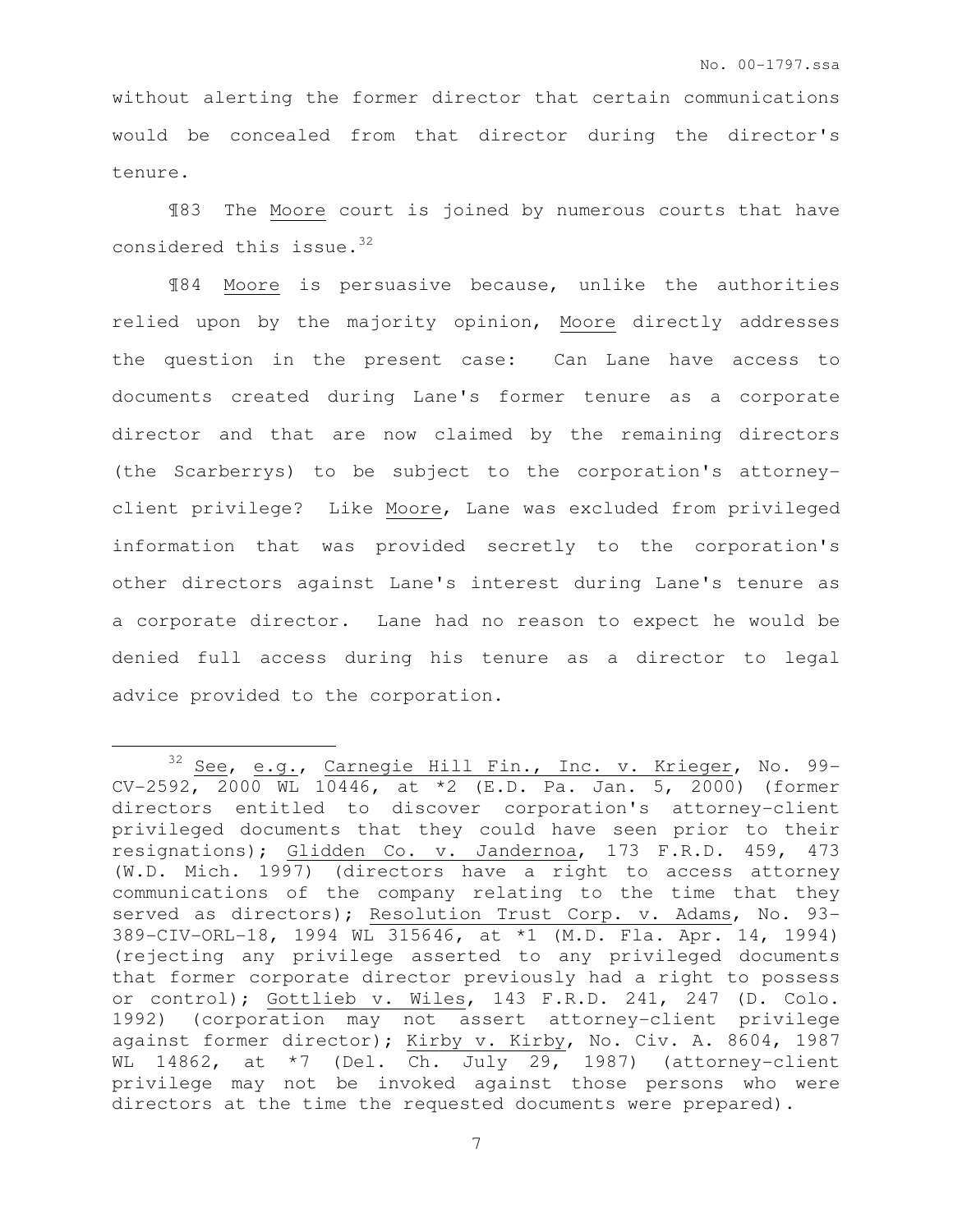without alerting the former director that certain communications would be concealed from that director during the director's tenure.

¶83 The Moore court is joined by numerous courts that have considered this issue.[32]

¶84 Moore is persuasive because, unlike the authorities relied upon by the majority opinion, Moore directly addresses the question in the present case: Can Lane have access to documents created during Lane's former tenure as a corporate director and that are now claimed by the remaining directors (the Scarberrys) to be subject to the corporation's attorney-client privilege? Like Moore, Lane was excluded from privileged information that was provided secretly to the corporation's other directors against Lane's interest during Lane's tenure as a corporate director. Lane had no reason to expect he would be denied full access during his tenure as a director to legal advice provided to the corporation.

---

[32] See, e.g., Carnegie Hill Fin., Inc. v. Krieger, No. 99-CV-2592, 2000 WL 10446, at *2 (E.D. Pa. Jan. 5, 2000) (former directors entitled to discover corporation's attorney-client privileged documents that they could have seen prior to their resignations); Glidden Co. v. Jandernoa, 173 F.R.D. 459, 473 (W.D. Mich. 1997) (directors have a right to access attorney communications of the company relating to the time that they served as directors); Resolution Trust Corp. v. Adams, No. 93-389-CIV-ORL-18, 1994 WL 315646, at *1 (M.D. Fla. Apr. 14, 1994) (rejecting any privilege asserted to any privileged documents that former corporate director previously had a right to possess or control); Gottlieb v. Wiles, 143 F.R.D. 241, 247 (D. Colo. 1992) (corporation may not assert attorney-client privilege against former director); Kirby v. Kirby, No. Civ. A. 8604, 1987 WL 14862, at *7 (Del. Ch. July 29, 1987) (attorney-client privilege may not be invoked against those persons who were directors at the time the requested documents were prepared).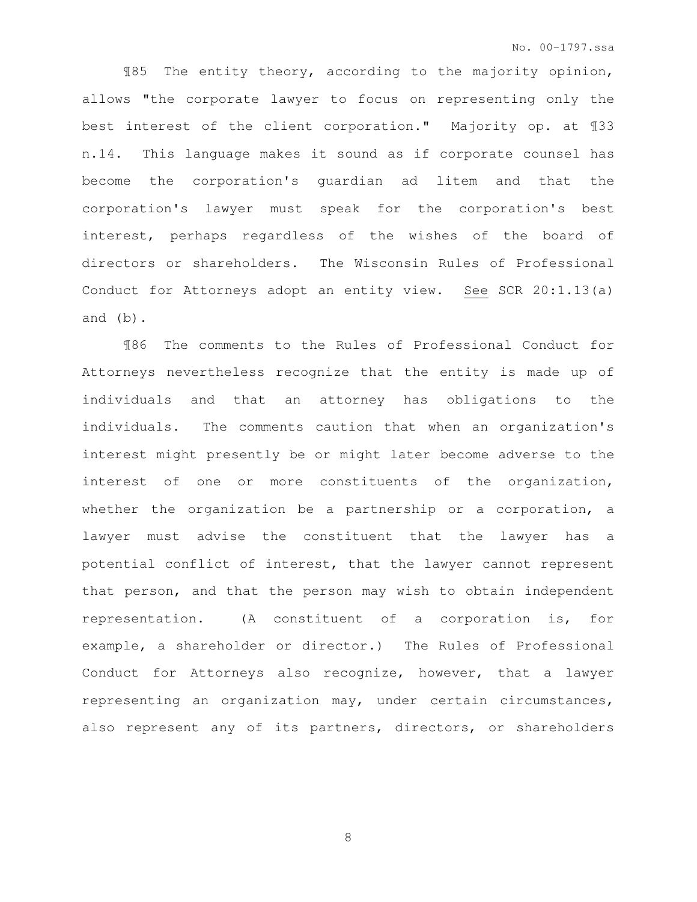¶85 The entity theory, according to the majority opinion, allows "the corporate lawyer to focus on representing only the best interest of the client corporation." Majority op. at ¶33 n.14. This language makes it sound as if corporate counsel has become the corporation's guardian ad litem and that the corporation's lawyer must speak for the corporation's best interest, perhaps regardless of the wishes of the board of directors or shareholders. The Wisconsin Rules of Professional Conduct for Attorneys adopt an entity view. See SCR 20:1.13(a) and (b).

¶86 The comments to the Rules of Professional Conduct for Attorneys nevertheless recognize that the entity is made up of individuals and that an attorney has obligations to the individuals. The comments caution that when an organization's interest might presently be or might later become adverse to the interest of one or more constituents of the organization, whether the organization be a partnership or a corporation, a lawyer must advise the constituent that the lawyer has a potential conflict of interest, that the lawyer cannot represent that person, and that the person may wish to obtain independent representation. (A constituent of a corporation is, for example, a shareholder or director.) The Rules of Professional Conduct for Attorneys also recognize, however, that a lawyer representing an organization may, under certain circumstances, also represent any of its partners, directors, or shareholders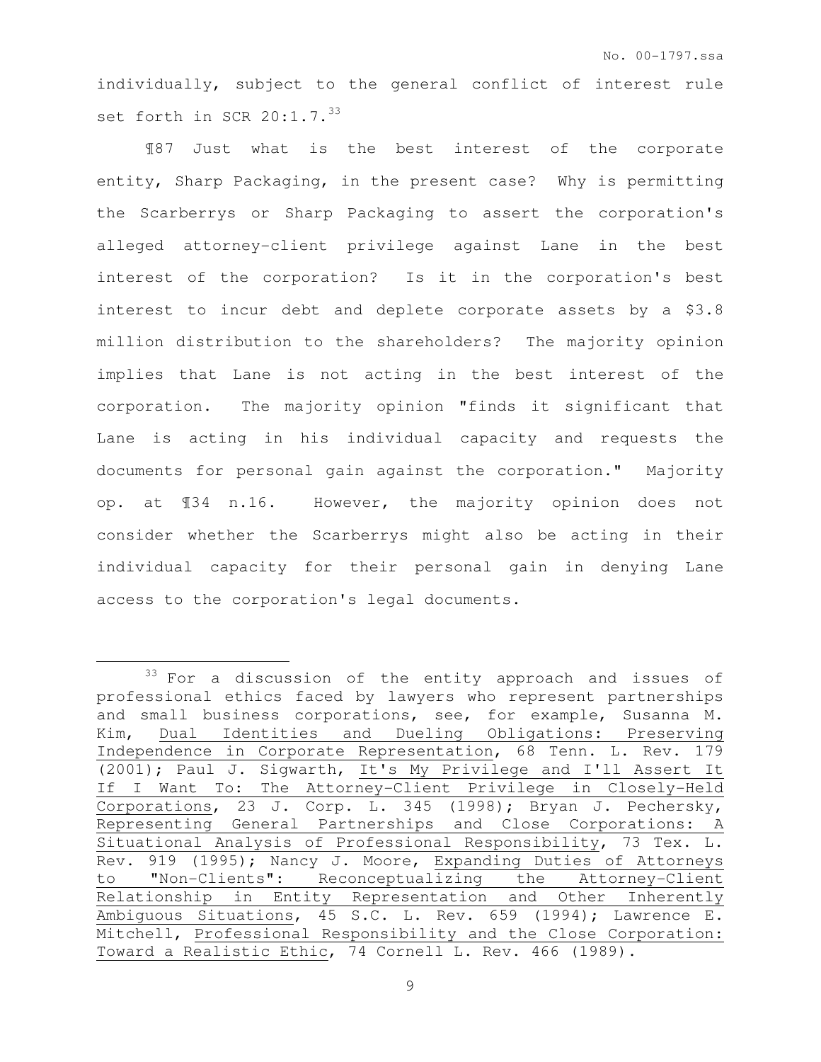individually, subject to the general conflict of interest rule set forth in SCR 20:1.7.[33]

¶87 Just what is the best interest of the corporate entity, Sharp Packaging, in the present case? Why is permitting the Scarberrys or Sharp Packaging to assert the corporation's alleged attorney-client privilege against Lane in the best interest of the corporation? Is it in the corporation's best interest to incur debt and deplete corporate assets by a $3.8 million distribution to the shareholders? The majority opinion implies that Lane is not acting in the best interest of the corporation. The majority opinion "finds it significant that Lane is acting in his individual capacity and requests the documents for personal gain against the corporation." Majority op. at ¶34 n.16. However, the majority opinion does not consider whether the Scarberrys might also be acting in their individual capacity for their personal gain in denying Lane access to the corporation's legal documents.

---

[33] For a discussion of the entity approach and issues of professional ethics faced by lawyers who represent partnerships and small business corporations, see, for example, Susanna M. Kim, Dual Identities and Dueling Obligations: Preserving Independence in Corporate Representation, 68 Tenn. L. Rev. 179 (2001); Paul J. Sigwarth, It's My Privilege and I'll Assert It If I Want To: The Attorney-Client Privilege in Closely-Held Corporations, 23 J. Corp. L. 345 (1998); Bryan J. Pechersky, Representing General Partnerships and Close Corporations: A Situational Analysis of Professional Responsibility, 73 Tex. L. Rev. 919 (1995); Nancy J. Moore, Expanding Duties of Attorneys to "Non-Clients": Reconceptualizing the Attorney-Client Relationship in Entity Representation and Other Inherently Ambiguous Situations, 45 S.C. L. Rev. 659 (1994); Lawrence E. Mitchell, Professional Responsibility and the Close Corporation: Toward a Realistic Ethic, 74 Cornell L. Rev. 466 (1989).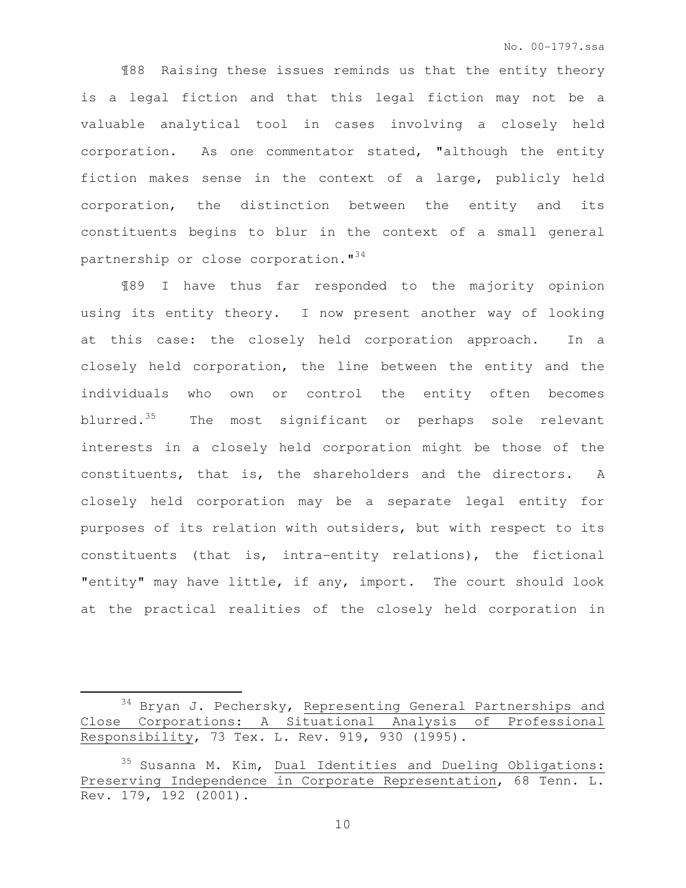¶88 Raising these issues reminds us that the entity theory is a legal fiction and that this legal fiction may not be a valuable analytical tool in cases involving a closely held corporation. As one commentator stated, "although the entity fiction makes sense in the context of a large, publicly held corporation, the distinction between the entity and its constituents begins to blur in the context of a small general partnership or close corporation."[34]

¶89 I have thus far responded to the majority opinion using its entity theory. I now present another way of looking at this case: the closely held corporation approach. In a closely held corporation, the line between the entity and the individuals who own or control the entity often becomes blurred.[35] The most significant or perhaps sole relevant interests in a closely held corporation might be those of the constituents, that is, the shareholders and the directors. A closely held corporation may be a separate legal entity for purposes of its relation with outsiders, but with respect to its constituents (that is, intra-entity relations), the fictional "entity" may have little, if any, import. The court should look at the practical realities of the closely held corporation in

---

[34] Bryan J. Pechersky, Representing General Partnerships and Close Corporations: A Situational Analysis of Professional Responsibility, 73 Tex. L. Rev. 919, 930 (1995).

[35] Susanna M. Kim, Dual Identities and Dueling Obligations: Preserving Independence in Corporate Representation, 68 Tenn. L. Rev. 179, 192 (2001).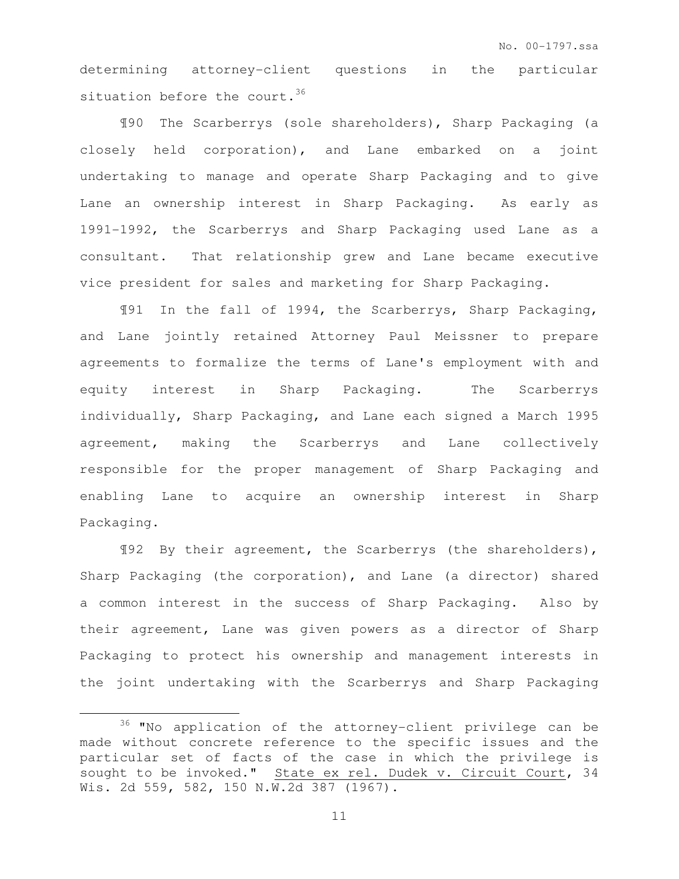determining attorney-client questions in the particular situation before the court.[36]

¶90 The Scarberrys (sole shareholders), Sharp Packaging (a closely held corporation), and Lane embarked on a joint undertaking to manage and operate Sharp Packaging and to give Lane an ownership interest in Sharp Packaging. As early as 1991-1992, the Scarberrys and Sharp Packaging used Lane as a consultant. That relationship grew and Lane became executive vice president for sales and marketing for Sharp Packaging.

¶91 In the fall of 1994, the Scarberrys, Sharp Packaging, and Lane jointly retained Attorney Paul Meissner to prepare agreements to formalize the terms of Lane's employment with and equity interest in Sharp Packaging. The Scarberrys individually, Sharp Packaging, and Lane each signed a March 1995 agreement, making the Scarberrys and Lane collectively responsible for the proper management of Sharp Packaging and enabling Lane to acquire an ownership interest in Sharp Packaging.

¶92 By their agreement, the Scarberrys (the shareholders), Sharp Packaging (the corporation), and Lane (a director) shared a common interest in the success of Sharp Packaging. Also by their agreement, Lane was given powers as a director of Sharp Packaging to protect his ownership and management interests in the joint undertaking with the Scarberrys and Sharp Packaging

---

[36] "No application of the attorney-client privilege can be made without concrete reference to the specific issues and the particular set of facts of the case in which the privilege is sought to be invoked." State ex rel. Dudek v. Circuit Court, 34 Wis. 2d 559, 582, 150 N.W.2d 387 (1967).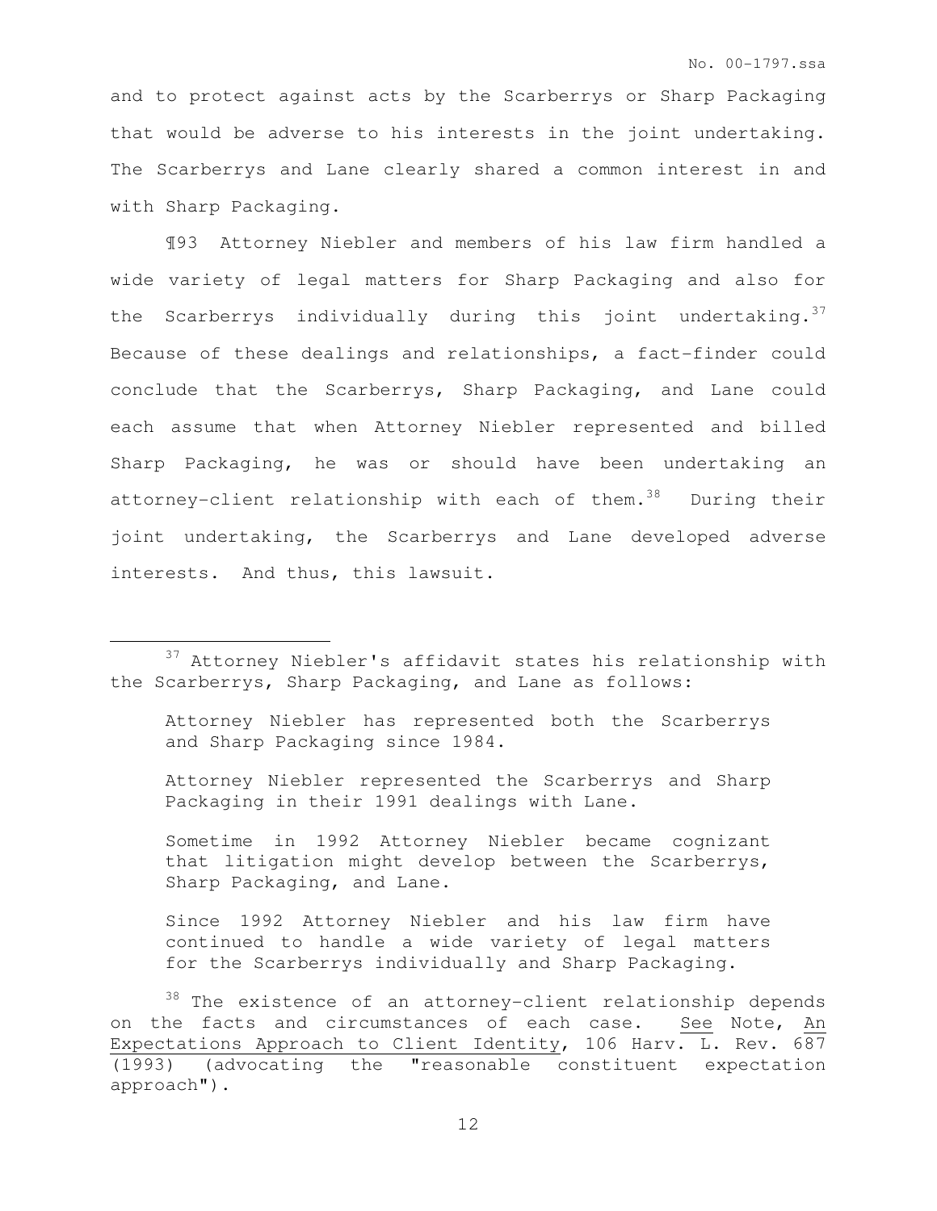and to protect against acts by the Scarberrys or Sharp Packaging that would be adverse to his interests in the joint undertaking. The Scarberrys and Lane clearly shared a common interest in and with Sharp Packaging.

¶93 Attorney Niebler and members of his law firm handled a wide variety of legal matters for Sharp Packaging and also for the Scarberrys individually during this joint undertaking.[37] Because of these dealings and relationships, a fact-finder could conclude that the Scarberrys, Sharp Packaging, and Lane could each assume that when Attorney Niebler represented and billed Sharp Packaging, he was or should have been undertaking an attorney-client relationship with each of them.[38] During their joint undertaking, the Scarberrys and Lane developed adverse interests. And thus, this lawsuit.

---

[37] Attorney Niebler's affidavit states his relationship with the Scarberrys, Sharp Packaging, and Lane as follows:

> Attorney Niebler has represented both the Scarberrys and Sharp Packaging since 1984.
>
> Attorney Niebler represented the Scarberrys and Sharp Packaging in their 1991 dealings with Lane.
>
> Sometime in 1992 Attorney Niebler became cognizant that litigation might develop between the Scarberrys, Sharp Packaging, and Lane.
>
> Since 1992 Attorney Niebler and his law firm have continued to handle a wide variety of legal matters for the Scarberrys individually and Sharp Packaging.

[38] The existence of an attorney-client relationship depends on the facts and circumstances of each case. <u>See</u> Note, <u>An Expectations Approach to Client Identity</u>, 106 Harv. L. Rev. 687 (1993) (advocating the "reasonable constituent expectation approach").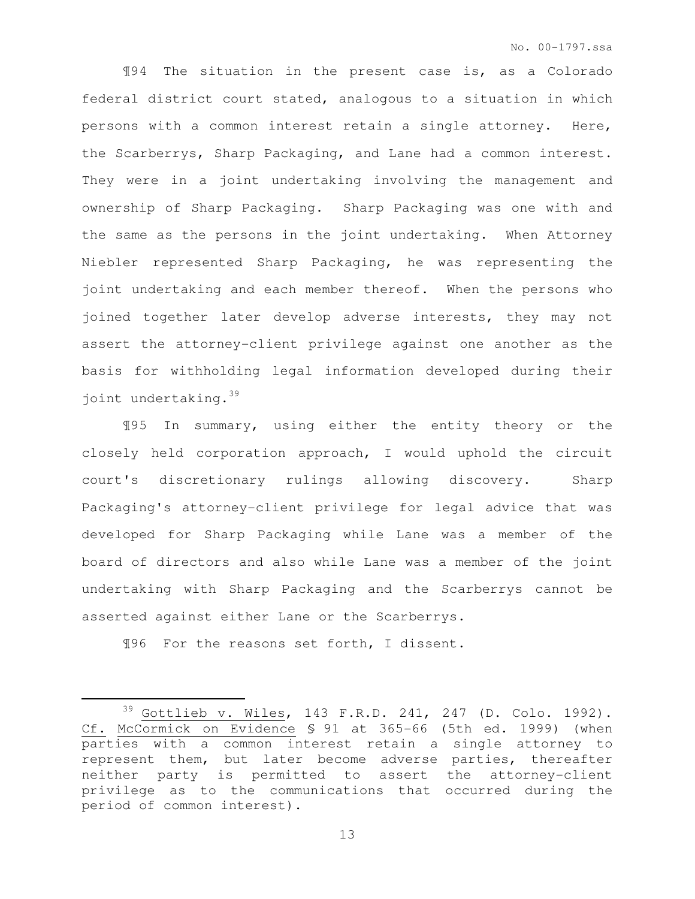¶94 The situation in the present case is, as a Colorado federal district court stated, analogous to a situation in which persons with a common interest retain a single attorney. Here, the Scarberrys, Sharp Packaging, and Lane had a common interest. They were in a joint undertaking involving the management and ownership of Sharp Packaging. Sharp Packaging was one with and the same as the persons in the joint undertaking. When Attorney Niebler represented Sharp Packaging, he was representing the joint undertaking and each member thereof. When the persons who joined together later develop adverse interests, they may not assert the attorney-client privilege against one another as the basis for withholding legal information developed during their joint undertaking.[39]

¶95 In summary, using either the entity theory or the closely held corporation approach, I would uphold the circuit court's discretionary rulings allowing discovery. Sharp Packaging's attorney-client privilege for legal advice that was developed for Sharp Packaging while Lane was a member of the board of directors and also while Lane was a member of the joint undertaking with Sharp Packaging and the Scarberrys cannot be asserted against either Lane or the Scarberrys.

¶96 For the reasons set forth, I dissent.

---

[39] Gottlieb v. Wiles, 143 F.R.D. 241, 247 (D. Colo. 1992). Cf. McCormick on Evidence § 91 at 365-66 (5th ed. 1999) (when parties with a common interest retain a single attorney to represent them, but later become adverse parties, thereafter neither party is permitted to assert the attorney-client privilege as to the communications that occurred during the period of common interest).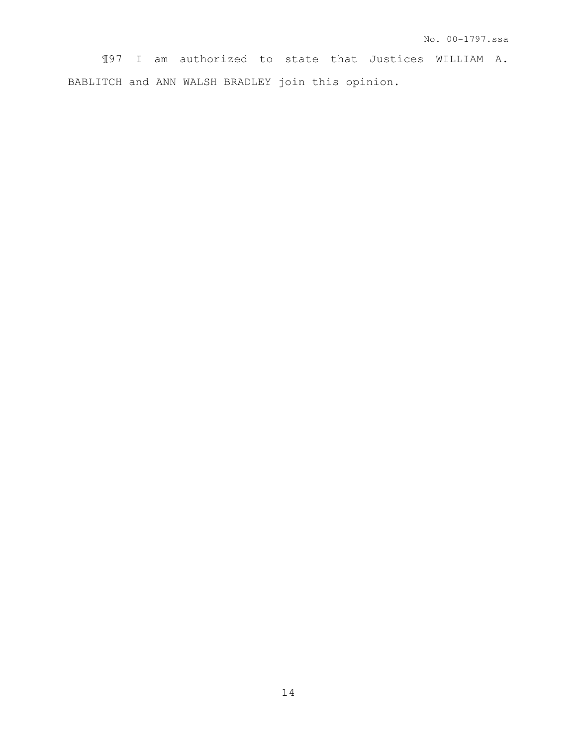¶97 I am authorized to state that Justices WILLIAM A. BABLITCH and ANN WALSH BRADLEY join this opinion.